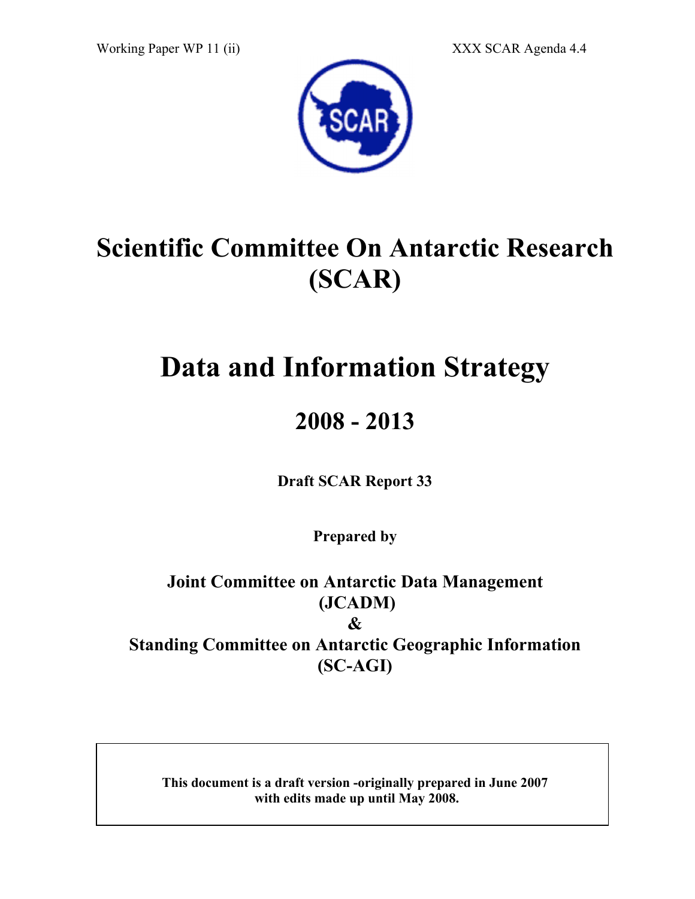Working Paper WP 11 (ii) XXX SCAR Agenda 4.4

# Scientific Committee On Antarctic Research (SCAR)

# Data and Information Strategy

## 2008 - 2013

**Draft SCAR Report 33**

**Prepared by**

**Joint Committee on Antarctic Data Management (JCADM)**
**&**
**Standing Committee on Antarctic Geographic Information (SC-AGI)**

**This document is a draft version -originally prepared in June 2007 with edits made up until May 2008.**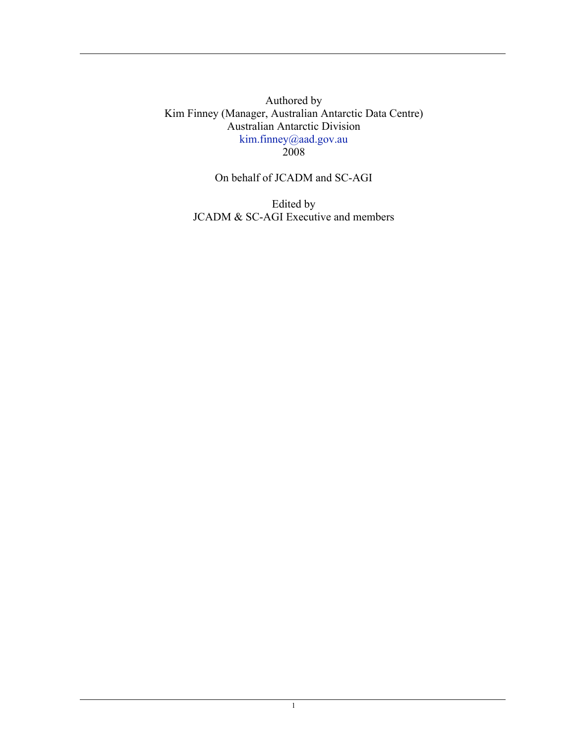Authored by

Kim Finney (Manager, Australian Antarctic Data Centre)

Australian Antarctic Division

kim.finney@aad.gov.au

2008

On behalf of JCADM and SC-AGI

Edited by

JCADM & SC-AGI Executive and members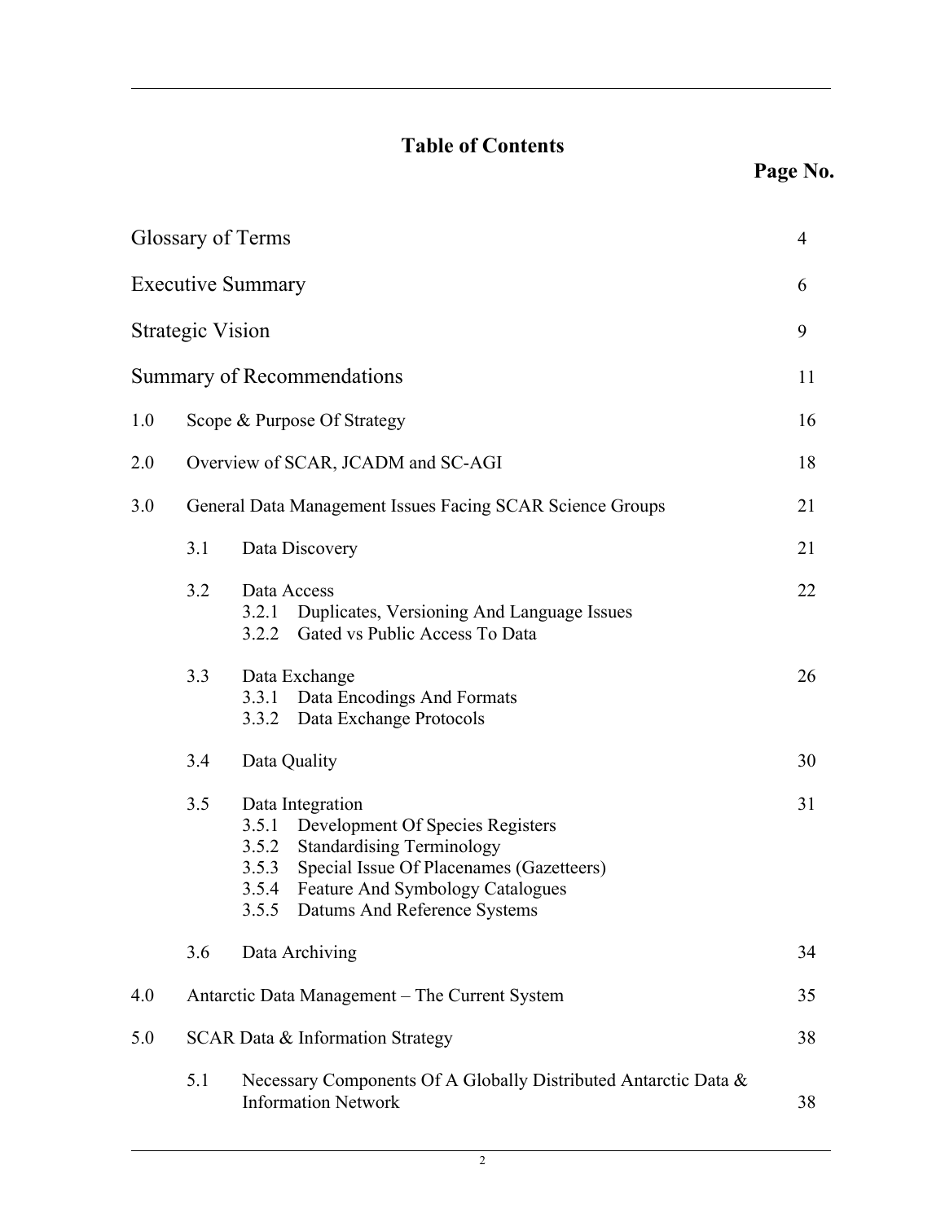# Table of Contents

| | | Page No. |
|---|---|---|
| Glossary of Terms | | 4 |
| Executive Summary | | 6 |
| Strategic Vision | | 9 |
| Summary of Recommendations | | 11 |
| 1.0 | Scope & Purpose Of Strategy | 16 |
| 2.0 | Overview of SCAR, JCADM and SC-AGI | 18 |
| 3.0 | General Data Management Issues Facing SCAR Science Groups | 21 |
| | 3.1 Data Discovery | 21 |
| | 3.2 Data Access<br>3.2.1 Duplicates, Versioning And Language Issues<br>3.2.2 Gated vs Public Access To Data | 22 |
| | 3.3 Data Exchange<br>3.3.1 Data Encodings And Formats<br>3.3.2 Data Exchange Protocols | 26 |
| | 3.4 Data Quality | 30 |
| | 3.5 Data Integration<br>3.5.1 Development Of Species Registers<br>3.5.2 Standardising Terminology<br>3.5.3 Special Issue Of Placenames (Gazetteers)<br>3.5.4 Feature And Symbology Catalogues<br>3.5.5 Datums And Reference Systems | 31 |
| | 3.6 Data Archiving | 34 |
| 4.0 | Antarctic Data Management – The Current System | 35 |
| 5.0 | SCAR Data & Information Strategy | 38 |
| | 5.1 Necessary Components Of A Globally Distributed Antarctic Data & Information Network | 38 |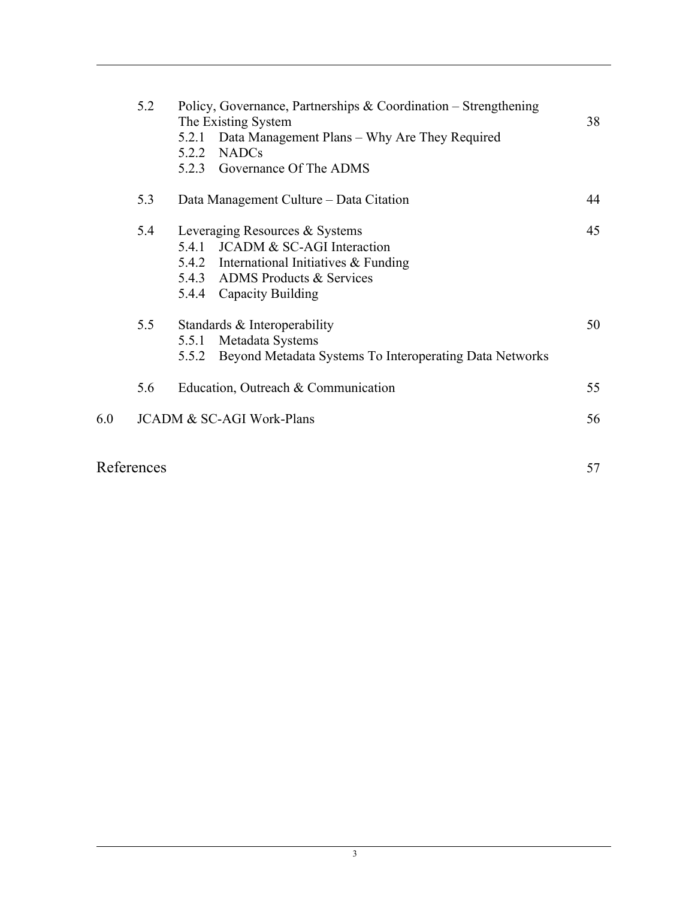| | | |
|---|---|---|
| 5.2 | Policy, Governance, Partnerships & Coordination – Strengthening The Existing System | 38 |
| | 5.2.1 Data Management Plans – Why Are They Required | |
| | 5.2.2 NADCs | |
| | 5.2.3 Governance Of The ADMS | |
| 5.3 | Data Management Culture – Data Citation | 44 |
| 5.4 | Leveraging Resources & Systems | 45 |
| | 5.4.1 JCADM & SC-AGI Interaction | |
| | 5.4.2 International Initiatives & Funding | |
| | 5.4.3 ADMS Products & Services | |
| | 5.4.4 Capacity Building | |
| 5.5 | Standards & Interoperability | 50 |
| | 5.5.1 Metadata Systems | |
| | 5.5.2 Beyond Metadata Systems To Interoperating Data Networks | |
| 5.6 | Education, Outreach & Communication | 55 |
| 6.0 | JCADM & SC-AGI Work-Plans | 56 |
| References | | 57 |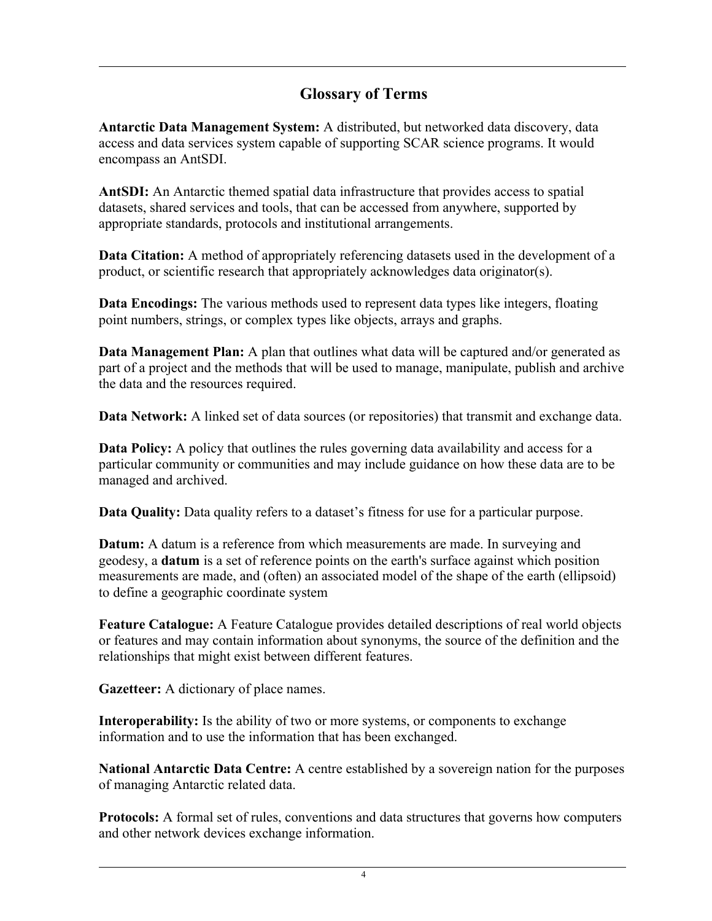## Glossary of Terms

**Antarctic Data Management System:** A distributed, but networked data discovery, data access and data services system capable of supporting SCAR science programs. It would encompass an AntSDI.

**AntSDI:** An Antarctic themed spatial data infrastructure that provides access to spatial datasets, shared services and tools, that can be accessed from anywhere, supported by appropriate standards, protocols and institutional arrangements.

**Data Citation:** A method of appropriately referencing datasets used in the development of a product, or scientific research that appropriately acknowledges data originator(s).

**Data Encodings:** The various methods used to represent data types like integers, floating point numbers, strings, or complex types like objects, arrays and graphs.

**Data Management Plan:** A plan that outlines what data will be captured and/or generated as part of a project and the methods that will be used to manage, manipulate, publish and archive the data and the resources required.

**Data Network:** A linked set of data sources (or repositories) that transmit and exchange data.

**Data Policy:** A policy that outlines the rules governing data availability and access for a particular community or communities and may include guidance on how these data are to be managed and archived.

**Data Quality:** Data quality refers to a dataset's fitness for use for a particular purpose.

**Datum:** A datum is a reference from which measurements are made. In surveying and geodesy, a **datum** is a set of reference points on the earth's surface against which position measurements are made, and (often) an associated model of the shape of the earth (ellipsoid) to define a geographic coordinate system

**Feature Catalogue:** A Feature Catalogue provides detailed descriptions of real world objects or features and may contain information about synonyms, the source of the definition and the relationships that might exist between different features.

**Gazetteer:** A dictionary of place names.

**Interoperability:** Is the ability of two or more systems, or components to exchange information and to use the information that has been exchanged.

**National Antarctic Data Centre:** A centre established by a sovereign nation for the purposes of managing Antarctic related data.

**Protocols:** A formal set of rules, conventions and data structures that governs how computers and other network devices exchange information.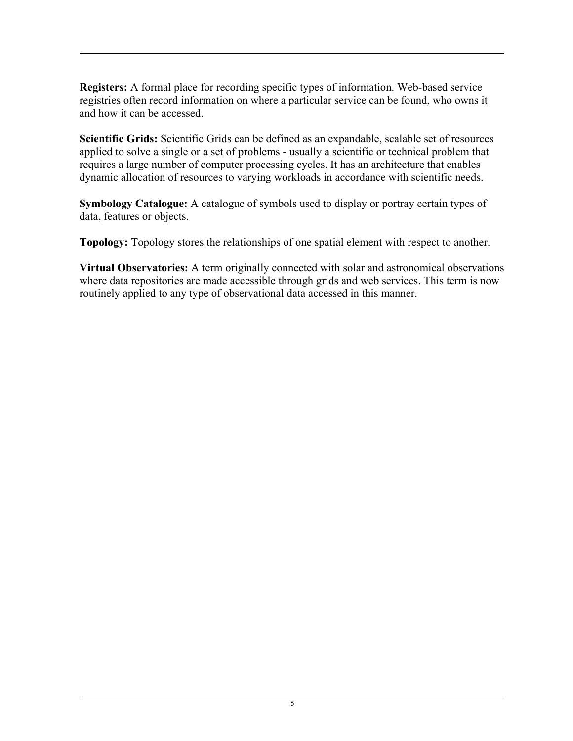**Registers:** A formal place for recording specific types of information. Web-based service registries often record information on where a particular service can be found, who owns it and how it can be accessed.

**Scientific Grids:** Scientific Grids can be defined as an expandable, scalable set of resources applied to solve a single or a set of problems - usually a scientific or technical problem that requires a large number of computer processing cycles. It has an architecture that enables dynamic allocation of resources to varying workloads in accordance with scientific needs.

**Symbology Catalogue:** A catalogue of symbols used to display or portray certain types of data, features or objects.

**Topology:** Topology stores the relationships of one spatial element with respect to another.

**Virtual Observatories:** A term originally connected with solar and astronomical observations where data repositories are made accessible through grids and web services. This term is now routinely applied to any type of observational data accessed in this manner.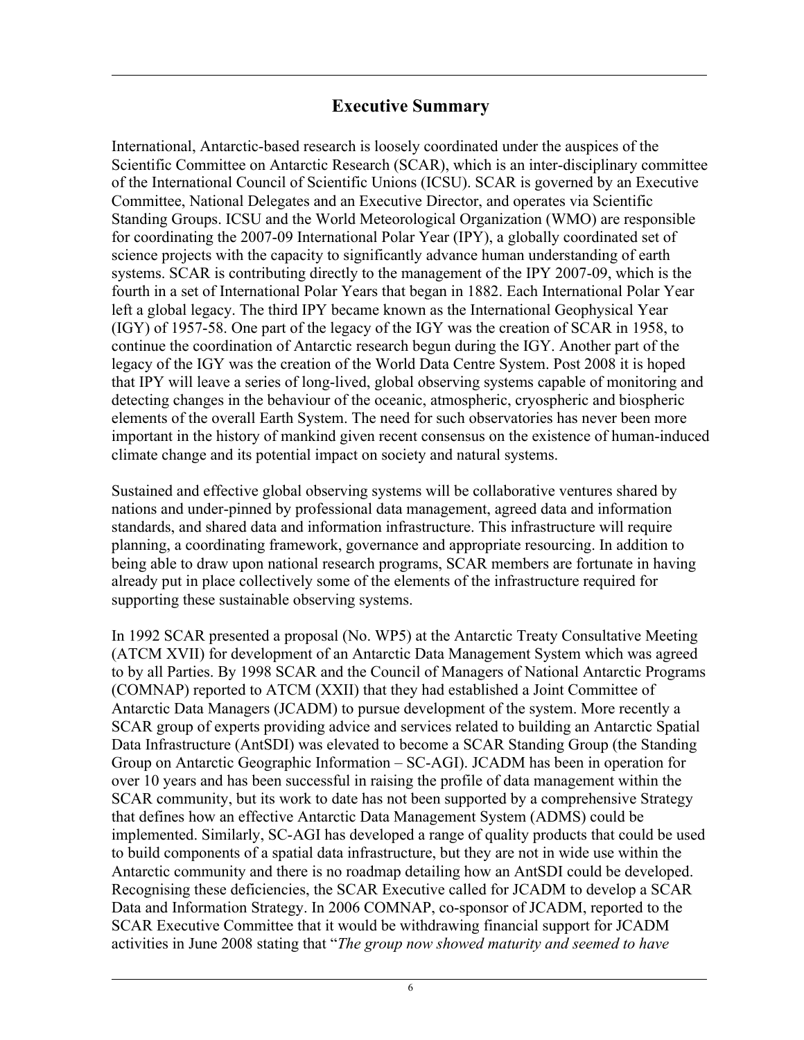## Executive Summary

International, Antarctic-based research is loosely coordinated under the auspices of the Scientific Committee on Antarctic Research (SCAR), which is an inter-disciplinary committee of the International Council of Scientific Unions (ICSU). SCAR is governed by an Executive Committee, National Delegates and an Executive Director, and operates via Scientific Standing Groups. ICSU and the World Meteorological Organization (WMO) are responsible for coordinating the 2007-09 International Polar Year (IPY), a globally coordinated set of science projects with the capacity to significantly advance human understanding of earth systems. SCAR is contributing directly to the management of the IPY 2007-09, which is the fourth in a set of International Polar Years that began in 1882. Each International Polar Year left a global legacy. The third IPY became known as the International Geophysical Year (IGY) of 1957-58. One part of the legacy of the IGY was the creation of SCAR in 1958, to continue the coordination of Antarctic research begun during the IGY. Another part of the legacy of the IGY was the creation of the World Data Centre System. Post 2008 it is hoped that IPY will leave a series of long-lived, global observing systems capable of monitoring and detecting changes in the behaviour of the oceanic, atmospheric, cryospheric and biospheric elements of the overall Earth System. The need for such observatories has never been more important in the history of mankind given recent consensus on the existence of human-induced climate change and its potential impact on society and natural systems.

Sustained and effective global observing systems will be collaborative ventures shared by nations and under-pinned by professional data management, agreed data and information standards, and shared data and information infrastructure. This infrastructure will require planning, a coordinating framework, governance and appropriate resourcing. In addition to being able to draw upon national research programs, SCAR members are fortunate in having already put in place collectively some of the elements of the infrastructure required for supporting these sustainable observing systems.

In 1992 SCAR presented a proposal (No. WP5) at the Antarctic Treaty Consultative Meeting (ATCM XVII) for development of an Antarctic Data Management System which was agreed to by all Parties. By 1998 SCAR and the Council of Managers of National Antarctic Programs (COMNAP) reported to ATCM (XXII) that they had established a Joint Committee of Antarctic Data Managers (JCADM) to pursue development of the system. More recently a SCAR group of experts providing advice and services related to building an Antarctic Spatial Data Infrastructure (AntSDI) was elevated to become a SCAR Standing Group (the Standing Group on Antarctic Geographic Information – SC-AGI). JCADM has been in operation for over 10 years and has been successful in raising the profile of data management within the SCAR community, but its work to date has not been supported by a comprehensive Strategy that defines how an effective Antarctic Data Management System (ADMS) could be implemented. Similarly, SC-AGI has developed a range of quality products that could be used to build components of a spatial data infrastructure, but they are not in wide use within the Antarctic community and there is no roadmap detailing how an AntSDI could be developed. Recognising these deficiencies, the SCAR Executive called for JCADM to develop a SCAR Data and Information Strategy. In 2006 COMNAP, co-sponsor of JCADM, reported to the SCAR Executive Committee that it would be withdrawing financial support for JCADM activities in June 2008 stating that "*The group now showed maturity and seemed to have*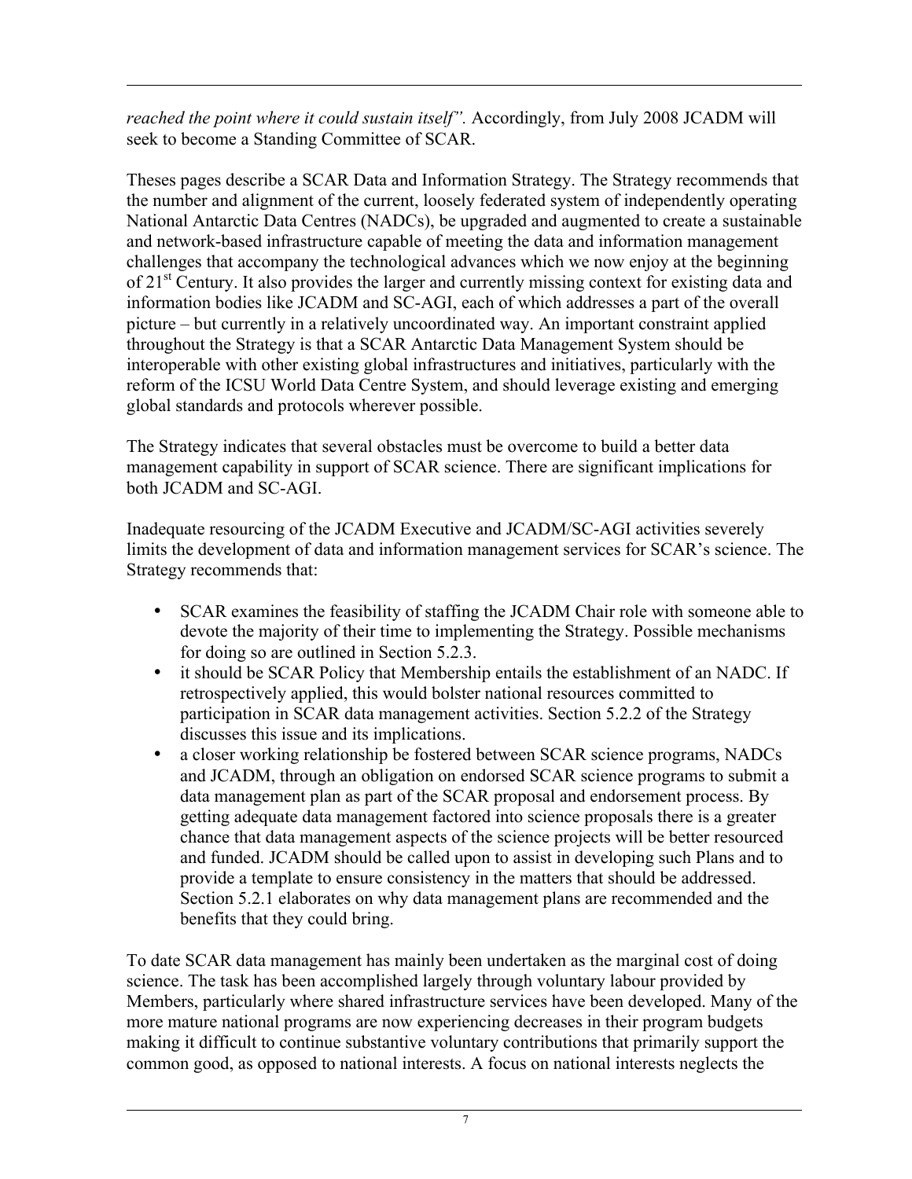*reached the point where it could sustain itself".* Accordingly, from July 2008 JCADM will seek to become a Standing Committee of SCAR.

Theses pages describe a SCAR Data and Information Strategy. The Strategy recommends that the number and alignment of the current, loosely federated system of independently operating National Antarctic Data Centres (NADCs), be upgraded and augmented to create a sustainable and network-based infrastructure capable of meeting the data and information management challenges that accompany the technological advances which we now enjoy at the beginning of 21st Century. It also provides the larger and currently missing context for existing data and information bodies like JCADM and SC-AGI, each of which addresses a part of the overall picture – but currently in a relatively uncoordinated way. An important constraint applied throughout the Strategy is that a SCAR Antarctic Data Management System should be interoperable with other existing global infrastructures and initiatives, particularly with the reform of the ICSU World Data Centre System, and should leverage existing and emerging global standards and protocols wherever possible.

The Strategy indicates that several obstacles must be overcome to build a better data management capability in support of SCAR science. There are significant implications for both JCADM and SC-AGI.

Inadequate resourcing of the JCADM Executive and JCADM/SC-AGI activities severely limits the development of data and information management services for SCAR's science. The Strategy recommends that:

- SCAR examines the feasibility of staffing the JCADM Chair role with someone able to devote the majority of their time to implementing the Strategy. Possible mechanisms for doing so are outlined in Section 5.2.3.
- it should be SCAR Policy that Membership entails the establishment of an NADC. If retrospectively applied, this would bolster national resources committed to participation in SCAR data management activities. Section 5.2.2 of the Strategy discusses this issue and its implications.
- a closer working relationship be fostered between SCAR science programs, NADCs and JCADM, through an obligation on endorsed SCAR science programs to submit a data management plan as part of the SCAR proposal and endorsement process. By getting adequate data management factored into science proposals there is a greater chance that data management aspects of the science projects will be better resourced and funded. JCADM should be called upon to assist in developing such Plans and to provide a template to ensure consistency in the matters that should be addressed. Section 5.2.1 elaborates on why data management plans are recommended and the benefits that they could bring.

To date SCAR data management has mainly been undertaken as the marginal cost of doing science. The task has been accomplished largely through voluntary labour provided by Members, particularly where shared infrastructure services have been developed. Many of the more mature national programs are now experiencing decreases in their program budgets making it difficult to continue substantive voluntary contributions that primarily support the common good, as opposed to national interests. A focus on national interests neglects the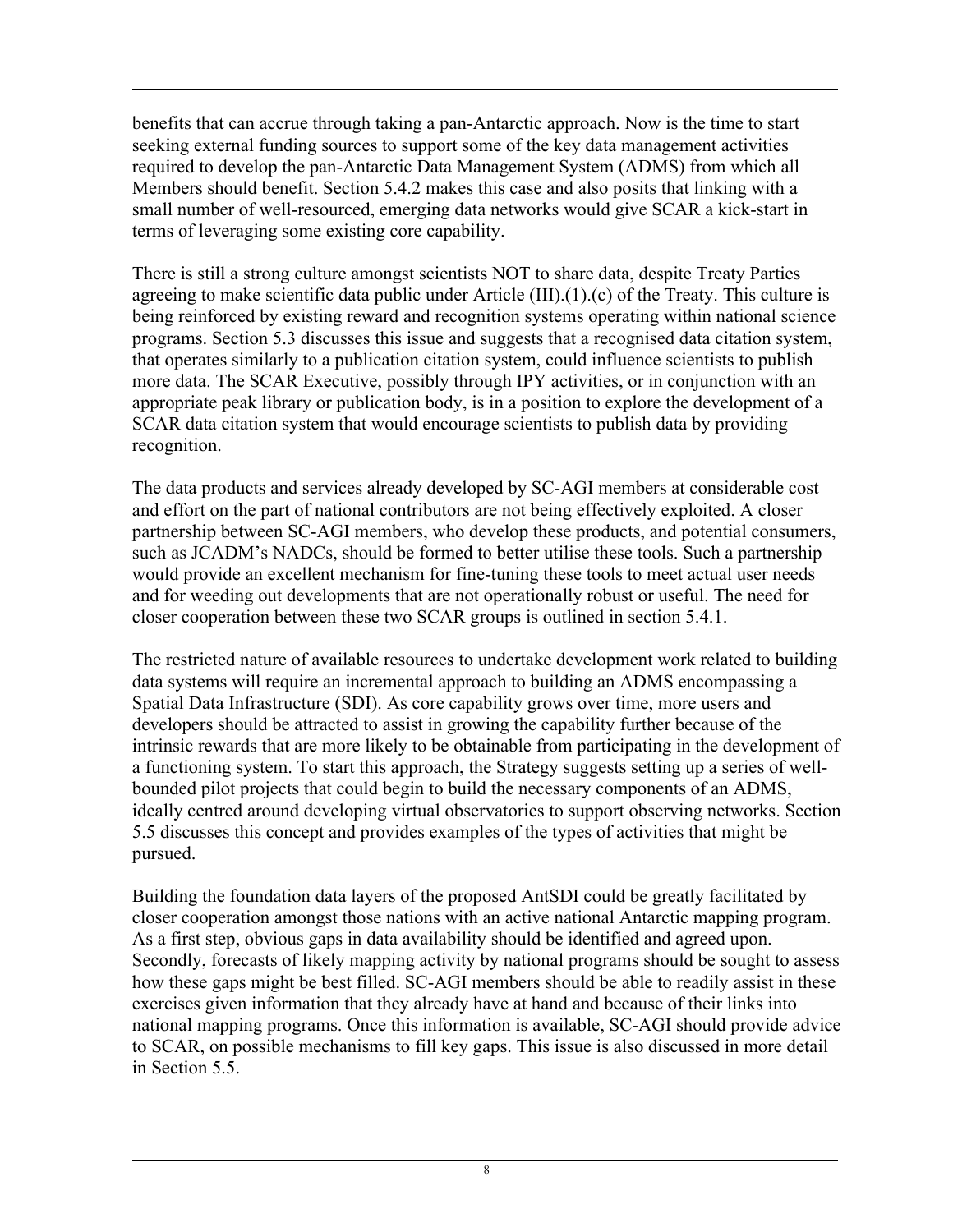benefits that can accrue through taking a pan-Antarctic approach. Now is the time to start seeking external funding sources to support some of the key data management activities required to develop the pan-Antarctic Data Management System (ADMS) from which all Members should benefit. Section 5.4.2 makes this case and also posits that linking with a small number of well-resourced, emerging data networks would give SCAR a kick-start in terms of leveraging some existing core capability.

There is still a strong culture amongst scientists NOT to share data, despite Treaty Parties agreeing to make scientific data public under Article (III).(1).(c) of the Treaty. This culture is being reinforced by existing reward and recognition systems operating within national science programs. Section 5.3 discusses this issue and suggests that a recognised data citation system, that operates similarly to a publication citation system, could influence scientists to publish more data. The SCAR Executive, possibly through IPY activities, or in conjunction with an appropriate peak library or publication body, is in a position to explore the development of a SCAR data citation system that would encourage scientists to publish data by providing recognition.

The data products and services already developed by SC-AGI members at considerable cost and effort on the part of national contributors are not being effectively exploited. A closer partnership between SC-AGI members, who develop these products, and potential consumers, such as JCADM's NADCs, should be formed to better utilise these tools. Such a partnership would provide an excellent mechanism for fine-tuning these tools to meet actual user needs and for weeding out developments that are not operationally robust or useful. The need for closer cooperation between these two SCAR groups is outlined in section 5.4.1.

The restricted nature of available resources to undertake development work related to building data systems will require an incremental approach to building an ADMS encompassing a Spatial Data Infrastructure (SDI). As core capability grows over time, more users and developers should be attracted to assist in growing the capability further because of the intrinsic rewards that are more likely to be obtainable from participating in the development of a functioning system. To start this approach, the Strategy suggests setting up a series of well-bounded pilot projects that could begin to build the necessary components of an ADMS, ideally centred around developing virtual observatories to support observing networks. Section 5.5 discusses this concept and provides examples of the types of activities that might be pursued.

Building the foundation data layers of the proposed AntSDI could be greatly facilitated by closer cooperation amongst those nations with an active national Antarctic mapping program. As a first step, obvious gaps in data availability should be identified and agreed upon. Secondly, forecasts of likely mapping activity by national programs should be sought to assess how these gaps might be best filled. SC-AGI members should be able to readily assist in these exercises given information that they already have at hand and because of their links into national mapping programs. Once this information is available, SC-AGI should provide advice to SCAR, on possible mechanisms to fill key gaps. This issue is also discussed in more detail in Section 5.5.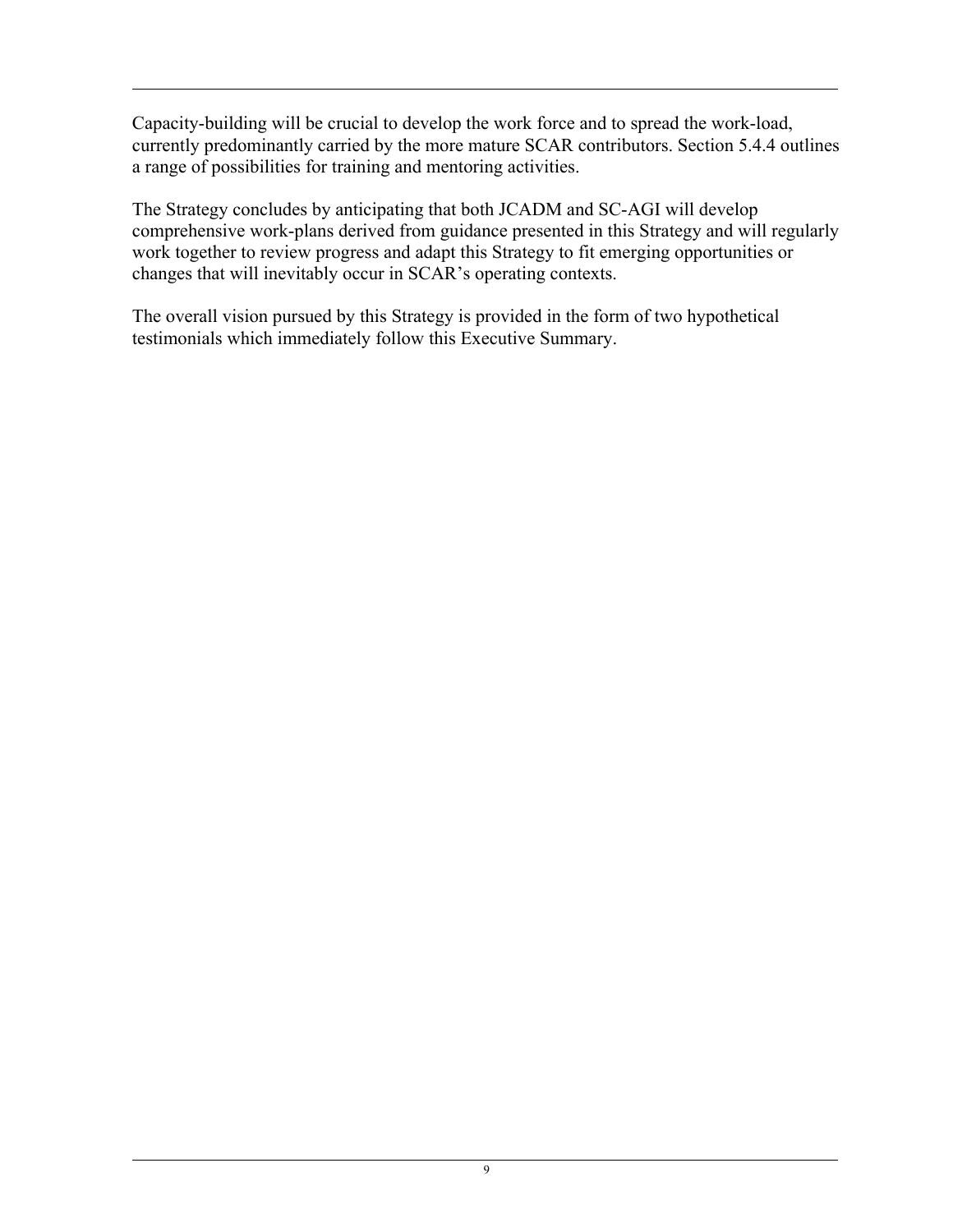Capacity-building will be crucial to develop the work force and to spread the work-load, currently predominantly carried by the more mature SCAR contributors. Section 5.4.4 outlines a range of possibilities for training and mentoring activities.

The Strategy concludes by anticipating that both JCADM and SC-AGI will develop comprehensive work-plans derived from guidance presented in this Strategy and will regularly work together to review progress and adapt this Strategy to fit emerging opportunities or changes that will inevitably occur in SCAR's operating contexts.

The overall vision pursued by this Strategy is provided in the form of two hypothetical testimonials which immediately follow this Executive Summary.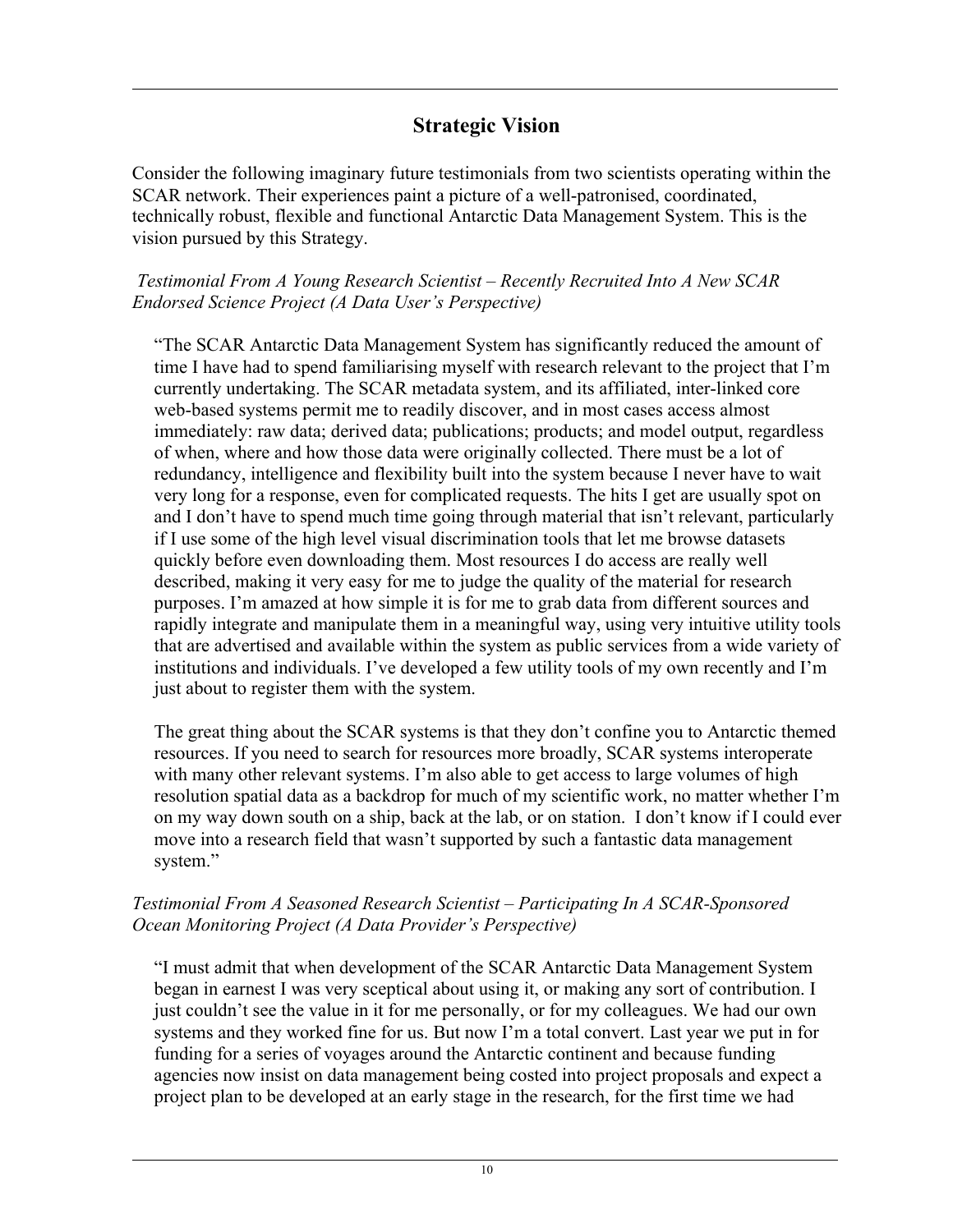## Strategic Vision

Consider the following imaginary future testimonials from two scientists operating within the SCAR network. Their experiences paint a picture of a well-patronised, coordinated, technically robust, flexible and functional Antarctic Data Management System. This is the vision pursued by this Strategy.

*Testimonial From A Young Research Scientist – Recently Recruited Into A New SCAR Endorsed Science Project (A Data User's Perspective)*

> "The SCAR Antarctic Data Management System has significantly reduced the amount of time I have had to spend familiarising myself with research relevant to the project that I'm currently undertaking. The SCAR metadata system, and its affiliated, inter-linked core web-based systems permit me to readily discover, and in most cases access almost immediately: raw data; derived data; publications; products; and model output, regardless of when, where and how those data were originally collected. There must be a lot of redundancy, intelligence and flexibility built into the system because I never have to wait very long for a response, even for complicated requests. The hits I get are usually spot on and I don't have to spend much time going through material that isn't relevant, particularly if I use some of the high level visual discrimination tools that let me browse datasets quickly before even downloading them. Most resources I do access are really well described, making it very easy for me to judge the quality of the material for research purposes. I'm amazed at how simple it is for me to grab data from different sources and rapidly integrate and manipulate them in a meaningful way, using very intuitive utility tools that are advertised and available within the system as public services from a wide variety of institutions and individuals. I've developed a few utility tools of my own recently and I'm just about to register them with the system.
>
> The great thing about the SCAR systems is that they don't confine you to Antarctic themed resources. If you need to search for resources more broadly, SCAR systems interoperate with many other relevant systems. I'm also able to get access to large volumes of high resolution spatial data as a backdrop for much of my scientific work, no matter whether I'm on my way down south on a ship, back at the lab, or on station. I don't know if I could ever move into a research field that wasn't supported by such a fantastic data management system."

*Testimonial From A Seasoned Research Scientist – Participating In A SCAR-Sponsored Ocean Monitoring Project (A Data Provider's Perspective)*

> "I must admit that when development of the SCAR Antarctic Data Management System began in earnest I was very sceptical about using it, or making any sort of contribution. I just couldn't see the value in it for me personally, or for my colleagues. We had our own systems and they worked fine for us. But now I'm a total convert. Last year we put in for funding for a series of voyages around the Antarctic continent and because funding agencies now insist on data management being costed into project proposals and expect a project plan to be developed at an early stage in the research, for the first time we had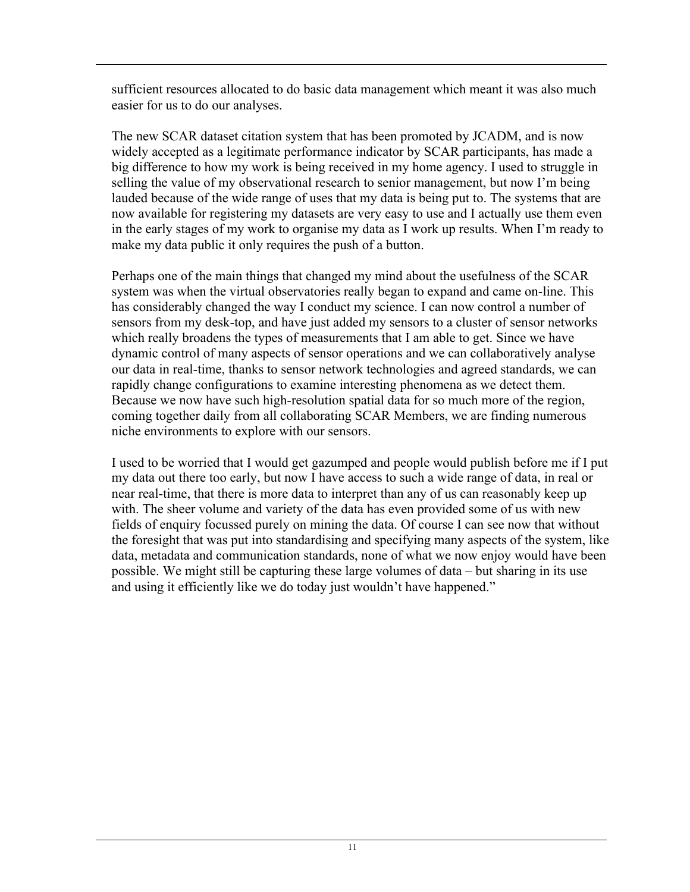sufficient resources allocated to do basic data management which meant it was also much easier for us to do our analyses.

The new SCAR dataset citation system that has been promoted by JCADM, and is now widely accepted as a legitimate performance indicator by SCAR participants, has made a big difference to how my work is being received in my home agency. I used to struggle in selling the value of my observational research to senior management, but now I'm being lauded because of the wide range of uses that my data is being put to. The systems that are now available for registering my datasets are very easy to use and I actually use them even in the early stages of my work to organise my data as I work up results. When I'm ready to make my data public it only requires the push of a button.

Perhaps one of the main things that changed my mind about the usefulness of the SCAR system was when the virtual observatories really began to expand and came on-line. This has considerably changed the way I conduct my science. I can now control a number of sensors from my desk-top, and have just added my sensors to a cluster of sensor networks which really broadens the types of measurements that I am able to get. Since we have dynamic control of many aspects of sensor operations and we can collaboratively analyse our data in real-time, thanks to sensor network technologies and agreed standards, we can rapidly change configurations to examine interesting phenomena as we detect them. Because we now have such high-resolution spatial data for so much more of the region, coming together daily from all collaborating SCAR Members, we are finding numerous niche environments to explore with our sensors.

I used to be worried that I would get gazumped and people would publish before me if I put my data out there too early, but now I have access to such a wide range of data, in real or near real-time, that there is more data to interpret than any of us can reasonably keep up with. The sheer volume and variety of the data has even provided some of us with new fields of enquiry focussed purely on mining the data. Of course I can see now that without the foresight that was put into standardising and specifying many aspects of the system, like data, metadata and communication standards, none of what we now enjoy would have been possible. We might still be capturing these large volumes of data – but sharing in its use and using it efficiently like we do today just wouldn't have happened."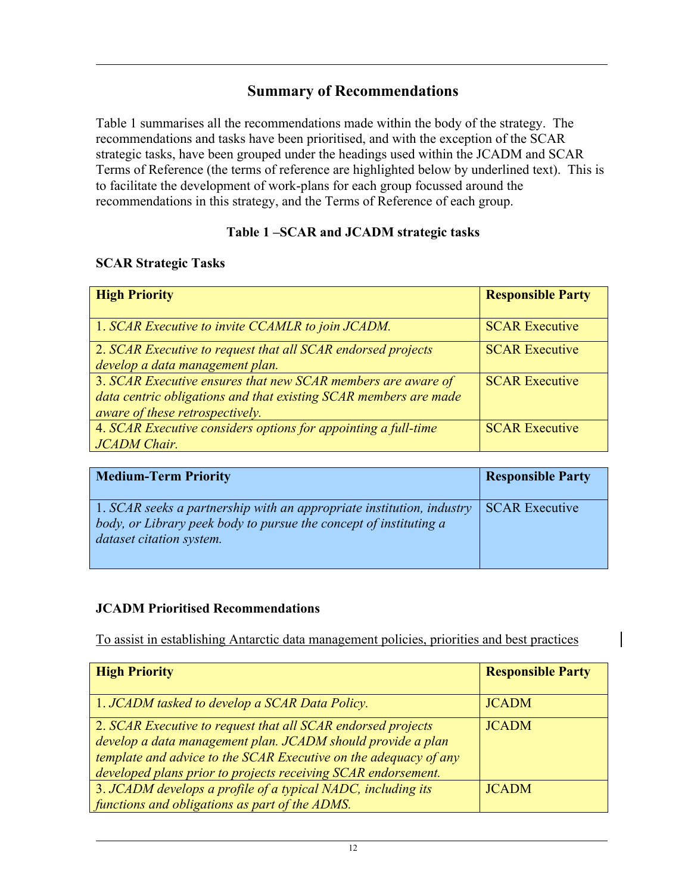## Summary of Recommendations

Table 1 summarises all the recommendations made within the body of the strategy. The recommendations and tasks have been prioritised, and with the exception of the SCAR strategic tasks, have been grouped under the headings used within the JCADM and SCAR Terms of Reference (the terms of reference are highlighted below by underlined text). This is to facilitate the development of work-plans for each group focussed around the recommendations in this strategy, and the Terms of Reference of each group.

**Table 1 –SCAR and JCADM strategic tasks**

**SCAR Strategic Tasks**

| High Priority | Responsible Party |
|---|---|
| 1. *SCAR Executive to invite CCAMLR to join JCADM.* | SCAR Executive |
| 2. *SCAR Executive to request that all SCAR endorsed projects develop a data management plan.* | SCAR Executive |
| 3. *SCAR Executive ensures that new SCAR members are aware of data centric obligations and that existing SCAR members are made aware of these retrospectively.* | SCAR Executive |
| 4. *SCAR Executive considers options for appointing a full-time JCADM Chair.* | SCAR Executive |

| Medium-Term Priority | Responsible Party |
|---|---|
| 1. *SCAR seeks a partnership with an appropriate institution, industry body, or Library peek body to pursue the concept of instituting a dataset citation system.* | SCAR Executive |

**JCADM Prioritised Recommendations**

<u>To assist in establishing Antarctic data management policies, priorities and best practices</u>

| High Priority | Responsible Party |
|---|---|
| 1. *JCADM tasked to develop a SCAR Data Policy.* | JCADM |
| 2. *SCAR Executive to request that all SCAR endorsed projects develop a data management plan. JCADM should provide a plan template and advice to the SCAR Executive on the adequacy of any developed plans prior to projects receiving SCAR endorsement.* | JCADM |
| 3. *JCADM develops a profile of a typical NADC, including its functions and obligations as part of the ADMS.* | JCADM |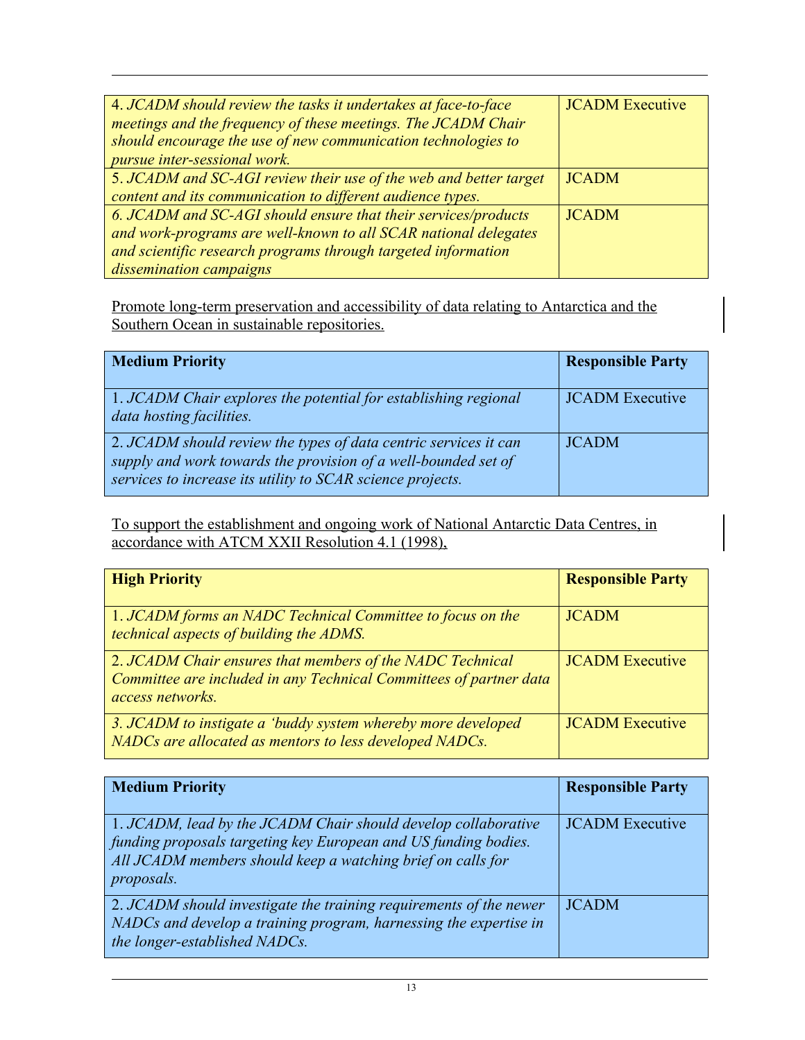| | |
|---|---|
| 4. *JCADM should review the tasks it undertakes at face-to-face meetings and the frequency of these meetings. The JCADM Chair should encourage the use of new communication technologies to pursue inter-sessional work.* | JCADM Executive |
| 5. *JCADM and SC-AGI review their use of the web and better target content and its communication to different audience types.* | JCADM |
| 6. *JCADM and SC-AGI should ensure that their services/products and work-programs are well-known to all SCAR national delegates and scientific research programs through targeted information dissemination campaigns* | JCADM |

<u>Promote long-term preservation and accessibility of data relating to Antarctica and the Southern Ocean in sustainable repositories.</u>

| **Medium Priority** | **Responsible Party** |
|---|---|
| 1. *JCADM Chair explores the potential for establishing regional data hosting facilities.* | JCADM Executive |
| 2. *JCADM should review the types of data centric services it can supply and work towards the provision of a well-bounded set of services to increase its utility to SCAR science projects.* | JCADM |

<u>To support the establishment and ongoing work of National Antarctic Data Centres, in accordance with ATCM XXII Resolution 4.1 (1998),</u>

| **High Priority** | **Responsible Party** |
|---|---|
| 1. *JCADM forms an NADC Technical Committee to focus on the technical aspects of building the ADMS.* | JCADM |
| 2. *JCADM Chair ensures that members of the NADC Technical Committee are included in any Technical Committees of partner data access networks.* | JCADM Executive |
| 3. *JCADM to instigate a 'buddy system whereby more developed NADCs are allocated as mentors to less developed NADCs.* | JCADM Executive |

| **Medium Priority** | **Responsible Party** |
|---|---|
| 1. *JCADM, lead by the JCADM Chair should develop collaborative funding proposals targeting key European and US funding bodies. All JCADM members should keep a watching brief on calls for proposals.* | JCADM Executive |
| 2. *JCADM should investigate the training requirements of the newer NADCs and develop a training program, harnessing the expertise in the longer-established NADCs.* | JCADM |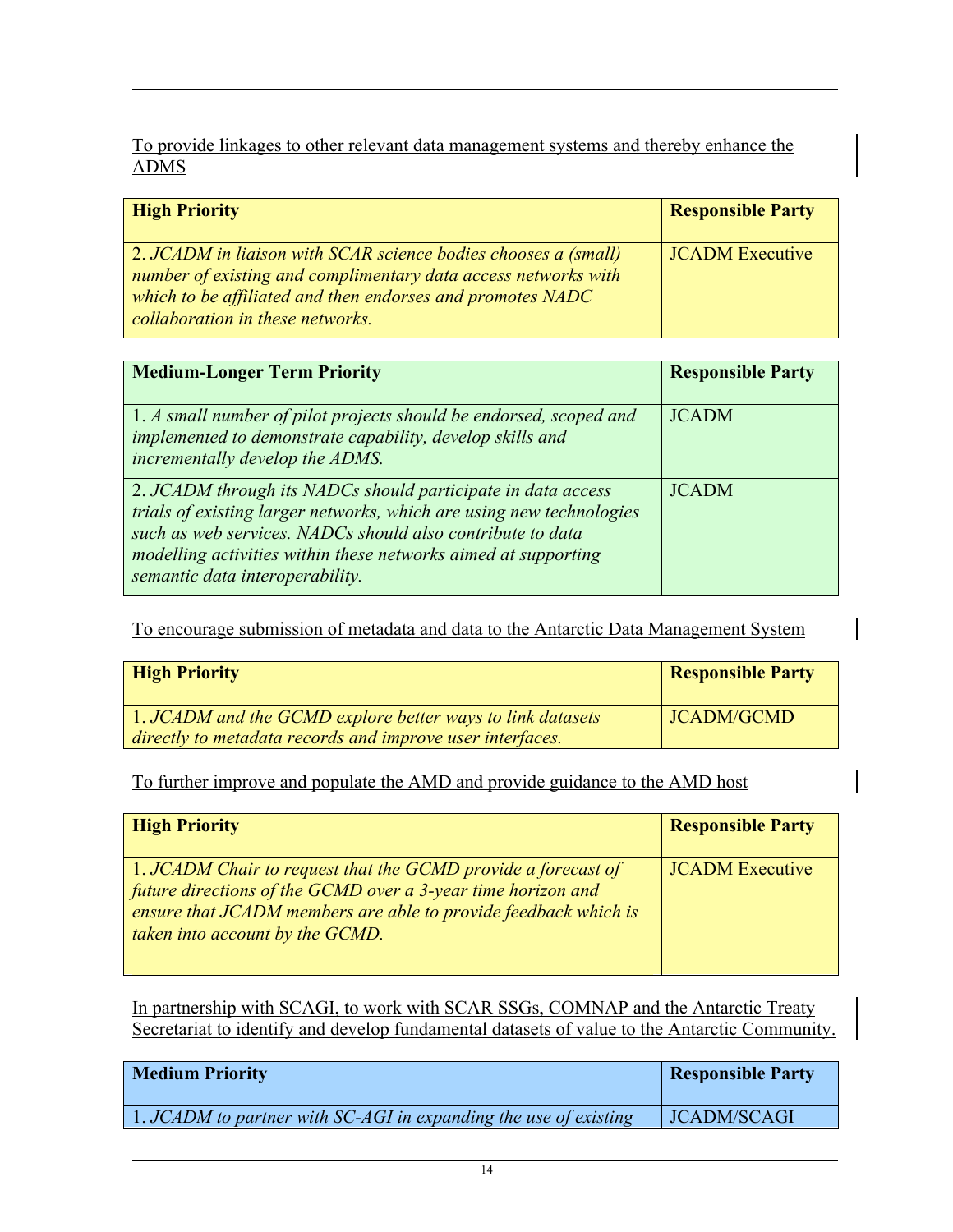<u>To provide linkages to other relevant data management systems and thereby enhance the ADMS</u>

| **High Priority** | **Responsible Party** |
|---|---|
| 2. *JCADM in liaison with SCAR science bodies chooses a (small) number of existing and complimentary data access networks with which to be affiliated and then endorses and promotes NADC collaboration in these networks.* | JCADM Executive |

| **Medium-Longer Term Priority** | **Responsible Party** |
|---|---|
| 1. *A small number of pilot projects should be endorsed, scoped and implemented to demonstrate capability, develop skills and incrementally develop the ADMS.* | JCADM |
| 2. *JCADM through its NADCs should participate in data access trials of existing larger networks, which are using new technologies such as web services. NADCs should also contribute to data modelling activities within these networks aimed at supporting semantic data interoperability.* | JCADM |

<u>To encourage submission of metadata and data to the Antarctic Data Management System</u>

| **High Priority** | **Responsible Party** |
|---|---|
| 1. *JCADM and the GCMD explore better ways to link datasets directly to metadata records and improve user interfaces.* | JCADM/GCMD |

<u>To further improve and populate the AMD and provide guidance to the AMD host</u>

| **High Priority** | **Responsible Party** |
|---|---|
| 1. *JCADM Chair to request that the GCMD provide a forecast of future directions of the GCMD over a 3-year time horizon and ensure that JCADM members are able to provide feedback which is taken into account by the GCMD.* | JCADM Executive |

<u>In partnership with SCAGI, to work with SCAR SSGs, COMNAP and the Antarctic Treaty Secretariat to identify and develop fundamental datasets of value to the Antarctic Community.</u>

| **Medium Priority** | **Responsible Party** |
|---|---|
| 1. *JCADM to partner with SC-AGI in expanding the use of existing* | JCADM/SCAGI |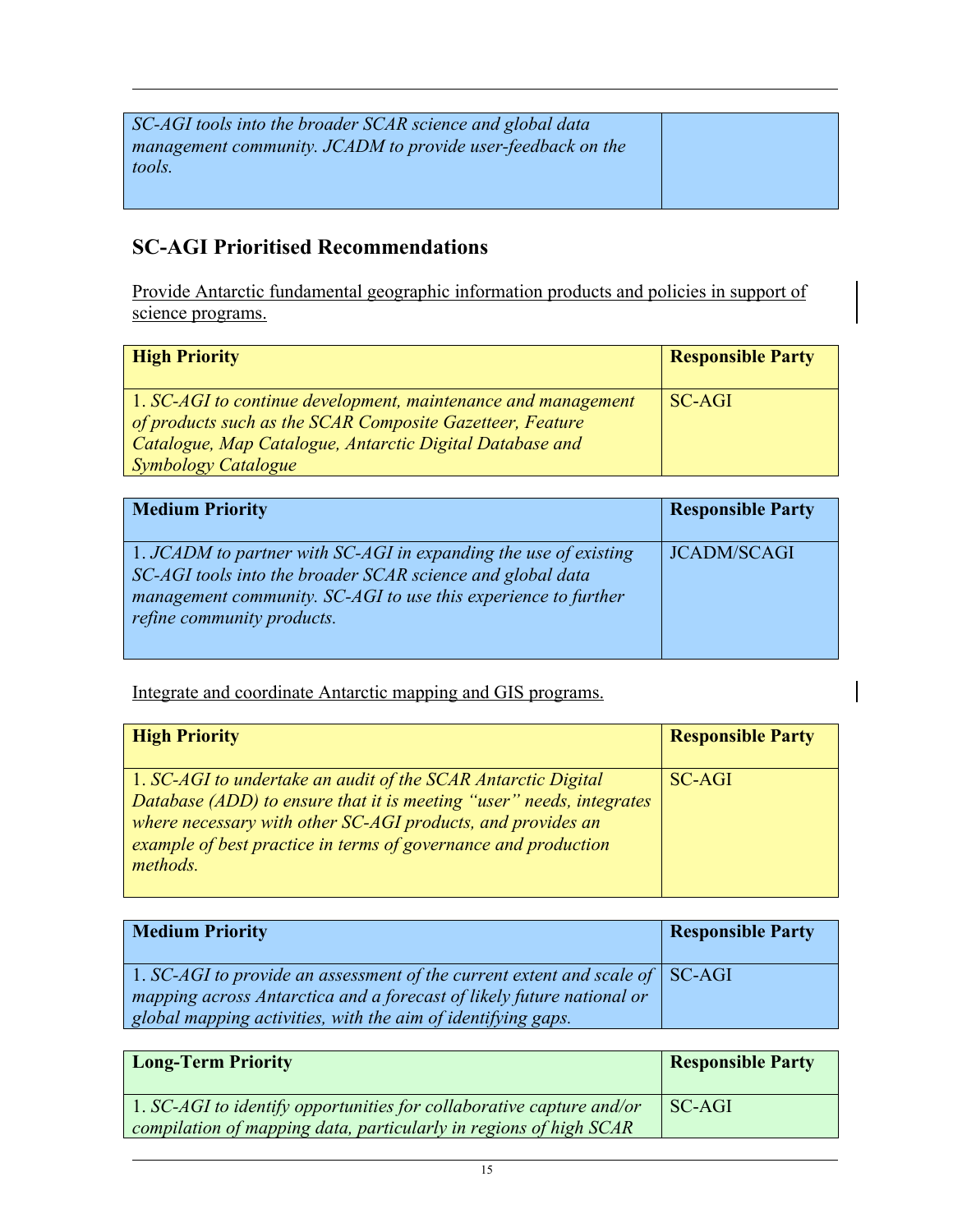| *SC-AGI tools into the broader SCAR science and global data management community. JCADM to provide user-feedback on the tools.* | |
|---|---|

## SC-AGI Prioritised Recommendations

Provide Antarctic fundamental geographic information products and policies in support of science programs.

| **High Priority** | **Responsible Party** |
|---|---|
| 1. *SC-AGI to continue development, maintenance and management of products such as the SCAR Composite Gazetteer, Feature Catalogue, Map Catalogue, Antarctic Digital Database and Symbology Catalogue* | SC-AGI |

| **Medium Priority** | **Responsible Party** |
|---|---|
| 1. *JCADM to partner with SC-AGI in expanding the use of existing SC-AGI tools into the broader SCAR science and global data management community. SC-AGI to use this experience to further refine community products.* | JCADM/SCAGI |

Integrate and coordinate Antarctic mapping and GIS programs.

| **High Priority** | **Responsible Party** |
|---|---|
| 1. *SC-AGI to undertake an audit of the SCAR Antarctic Digital Database (ADD) to ensure that it is meeting "user" needs, integrates where necessary with other SC-AGI products, and provides an example of best practice in terms of governance and production methods.* | SC-AGI |

| **Medium Priority** | **Responsible Party** |
|---|---|
| 1. *SC-AGI to provide an assessment of the current extent and scale of mapping across Antarctica and a forecast of likely future national or global mapping activities, with the aim of identifying gaps.* | SC-AGI |

| **Long-Term Priority** | **Responsible Party** |
|---|---|
| 1. *SC-AGI to identify opportunities for collaborative capture and/or compilation of mapping data, particularly in regions of high SCAR* | SC-AGI |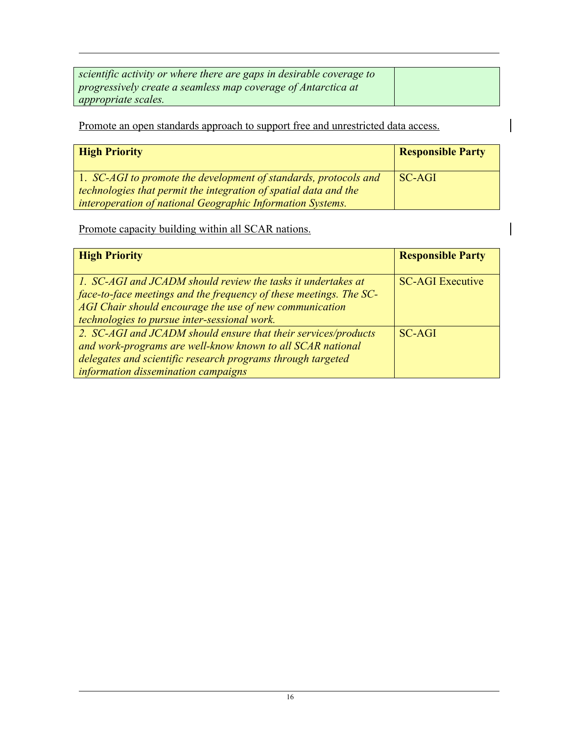| | |
|---|---|
| *scientific activity or where there are gaps in desirable coverage to progressively create a seamless map coverage of Antarctica at appropriate scales.* | |

Promote an open standards approach to support free and unrestricted data access.

| **High Priority** | **Responsible Party** |
|---|---|
| 1. *SC-AGI to promote the development of standards, protocols and technologies that permit the integration of spatial data and the interoperation of national Geographic Information Systems.* | SC-AGI |

Promote capacity building within all SCAR nations.

| **High Priority** | **Responsible Party** |
|---|---|
| *1. SC-AGI and JCADM should review the tasks it undertakes at face-to-face meetings and the frequency of these meetings. The SC-AGI Chair should encourage the use of new communication technologies to pursue inter-sessional work.* | SC-AGI Executive |
| *2. SC-AGI and JCADM should ensure that their services/products and work-programs are well-know known to all SCAR national delegates and scientific research programs through targeted information dissemination campaigns* | SC-AGI |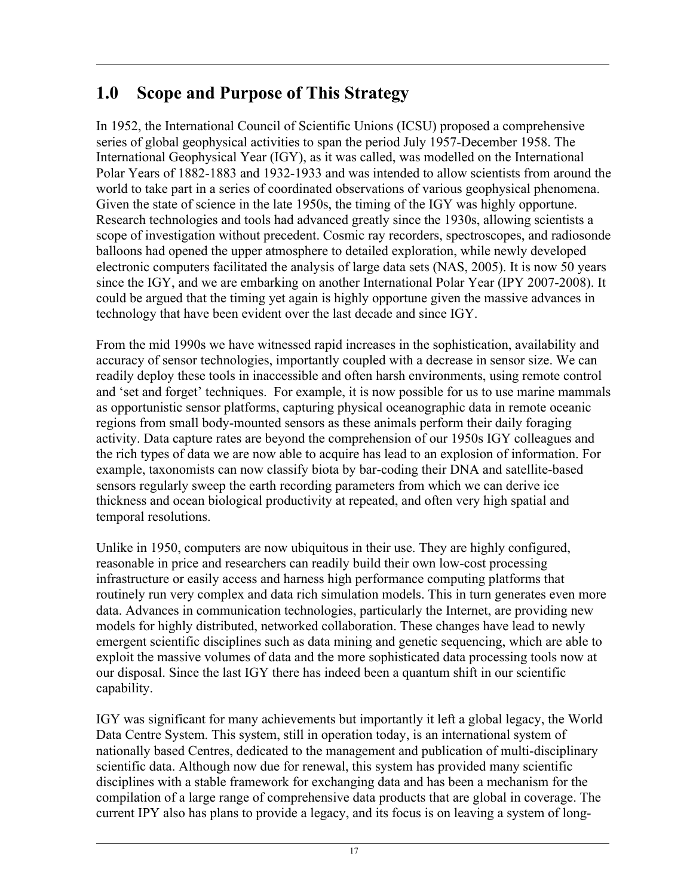## 1.0 Scope and Purpose of This Strategy

In 1952, the International Council of Scientific Unions (ICSU) proposed a comprehensive series of global geophysical activities to span the period July 1957-December 1958. The International Geophysical Year (IGY), as it was called, was modelled on the International Polar Years of 1882-1883 and 1932-1933 and was intended to allow scientists from around the world to take part in a series of coordinated observations of various geophysical phenomena. Given the state of science in the late 1950s, the timing of the IGY was highly opportune. Research technologies and tools had advanced greatly since the 1930s, allowing scientists a scope of investigation without precedent. Cosmic ray recorders, spectroscopes, and radiosonde balloons had opened the upper atmosphere to detailed exploration, while newly developed electronic computers facilitated the analysis of large data sets (NAS, 2005). It is now 50 years since the IGY, and we are embarking on another International Polar Year (IPY 2007-2008). It could be argued that the timing yet again is highly opportune given the massive advances in technology that have been evident over the last decade and since IGY.

From the mid 1990s we have witnessed rapid increases in the sophistication, availability and accuracy of sensor technologies, importantly coupled with a decrease in sensor size. We can readily deploy these tools in inaccessible and often harsh environments, using remote control and 'set and forget' techniques. For example, it is now possible for us to use marine mammals as opportunistic sensor platforms, capturing physical oceanographic data in remote oceanic regions from small body-mounted sensors as these animals perform their daily foraging activity. Data capture rates are beyond the comprehension of our 1950s IGY colleagues and the rich types of data we are now able to acquire has lead to an explosion of information. For example, taxonomists can now classify biota by bar-coding their DNA and satellite-based sensors regularly sweep the earth recording parameters from which we can derive ice thickness and ocean biological productivity at repeated, and often very high spatial and temporal resolutions.

Unlike in 1950, computers are now ubiquitous in their use. They are highly configured, reasonable in price and researchers can readily build their own low-cost processing infrastructure or easily access and harness high performance computing platforms that routinely run very complex and data rich simulation models. This in turn generates even more data. Advances in communication technologies, particularly the Internet, are providing new models for highly distributed, networked collaboration. These changes have lead to newly emergent scientific disciplines such as data mining and genetic sequencing, which are able to exploit the massive volumes of data and the more sophisticated data processing tools now at our disposal. Since the last IGY there has indeed been a quantum shift in our scientific capability.

IGY was significant for many achievements but importantly it left a global legacy, the World Data Centre System. This system, still in operation today, is an international system of nationally based Centres, dedicated to the management and publication of multi-disciplinary scientific data. Although now due for renewal, this system has provided many scientific disciplines with a stable framework for exchanging data and has been a mechanism for the compilation of a large range of comprehensive data products that are global in coverage. The current IPY also has plans to provide a legacy, and its focus is on leaving a system of long-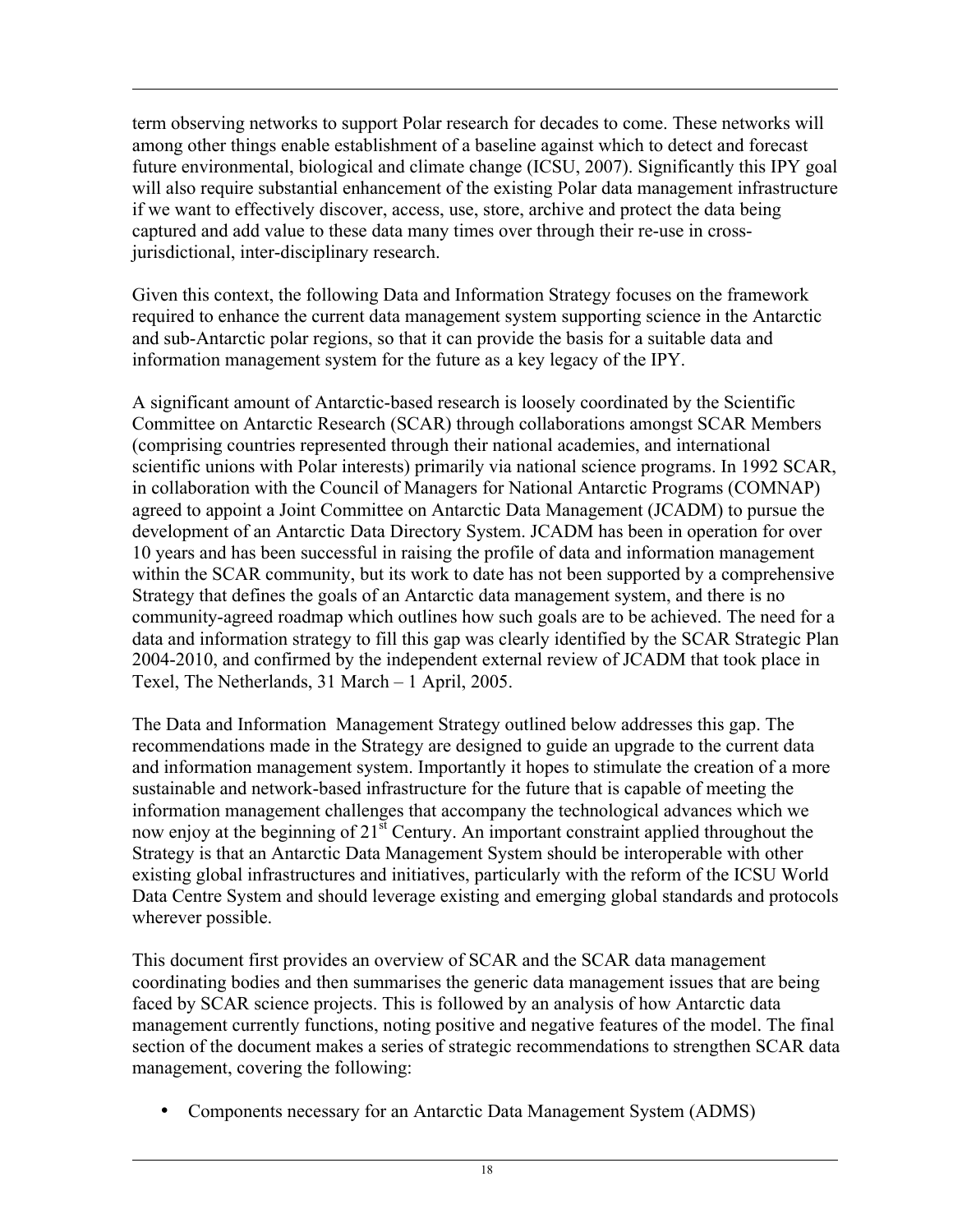term observing networks to support Polar research for decades to come. These networks will among other things enable establishment of a baseline against which to detect and forecast future environmental, biological and climate change (ICSU, 2007). Significantly this IPY goal will also require substantial enhancement of the existing Polar data management infrastructure if we want to effectively discover, access, use, store, archive and protect the data being captured and add value to these data many times over through their re-use in cross-jurisdictional, inter-disciplinary research.

Given this context, the following Data and Information Strategy focuses on the framework required to enhance the current data management system supporting science in the Antarctic and sub-Antarctic polar regions, so that it can provide the basis for a suitable data and information management system for the future as a key legacy of the IPY.

A significant amount of Antarctic-based research is loosely coordinated by the Scientific Committee on Antarctic Research (SCAR) through collaborations amongst SCAR Members (comprising countries represented through their national academies, and international scientific unions with Polar interests) primarily via national science programs. In 1992 SCAR, in collaboration with the Council of Managers for National Antarctic Programs (COMNAP) agreed to appoint a Joint Committee on Antarctic Data Management (JCADM) to pursue the development of an Antarctic Data Directory System. JCADM has been in operation for over 10 years and has been successful in raising the profile of data and information management within the SCAR community, but its work to date has not been supported by a comprehensive Strategy that defines the goals of an Antarctic data management system, and there is no community-agreed roadmap which outlines how such goals are to be achieved. The need for a data and information strategy to fill this gap was clearly identified by the SCAR Strategic Plan 2004-2010, and confirmed by the independent external review of JCADM that took place in Texel, The Netherlands, 31 March – 1 April, 2005.

The Data and Information Management Strategy outlined below addresses this gap. The recommendations made in the Strategy are designed to guide an upgrade to the current data and information management system. Importantly it hopes to stimulate the creation of a more sustainable and network-based infrastructure for the future that is capable of meeting the information management challenges that accompany the technological advances which we now enjoy at the beginning of 21st Century. An important constraint applied throughout the Strategy is that an Antarctic Data Management System should be interoperable with other existing global infrastructures and initiatives, particularly with the reform of the ICSU World Data Centre System and should leverage existing and emerging global standards and protocols wherever possible.

This document first provides an overview of SCAR and the SCAR data management coordinating bodies and then summarises the generic data management issues that are being faced by SCAR science projects. This is followed by an analysis of how Antarctic data management currently functions, noting positive and negative features of the model. The final section of the document makes a series of strategic recommendations to strengthen SCAR data management, covering the following:

- Components necessary for an Antarctic Data Management System (ADMS)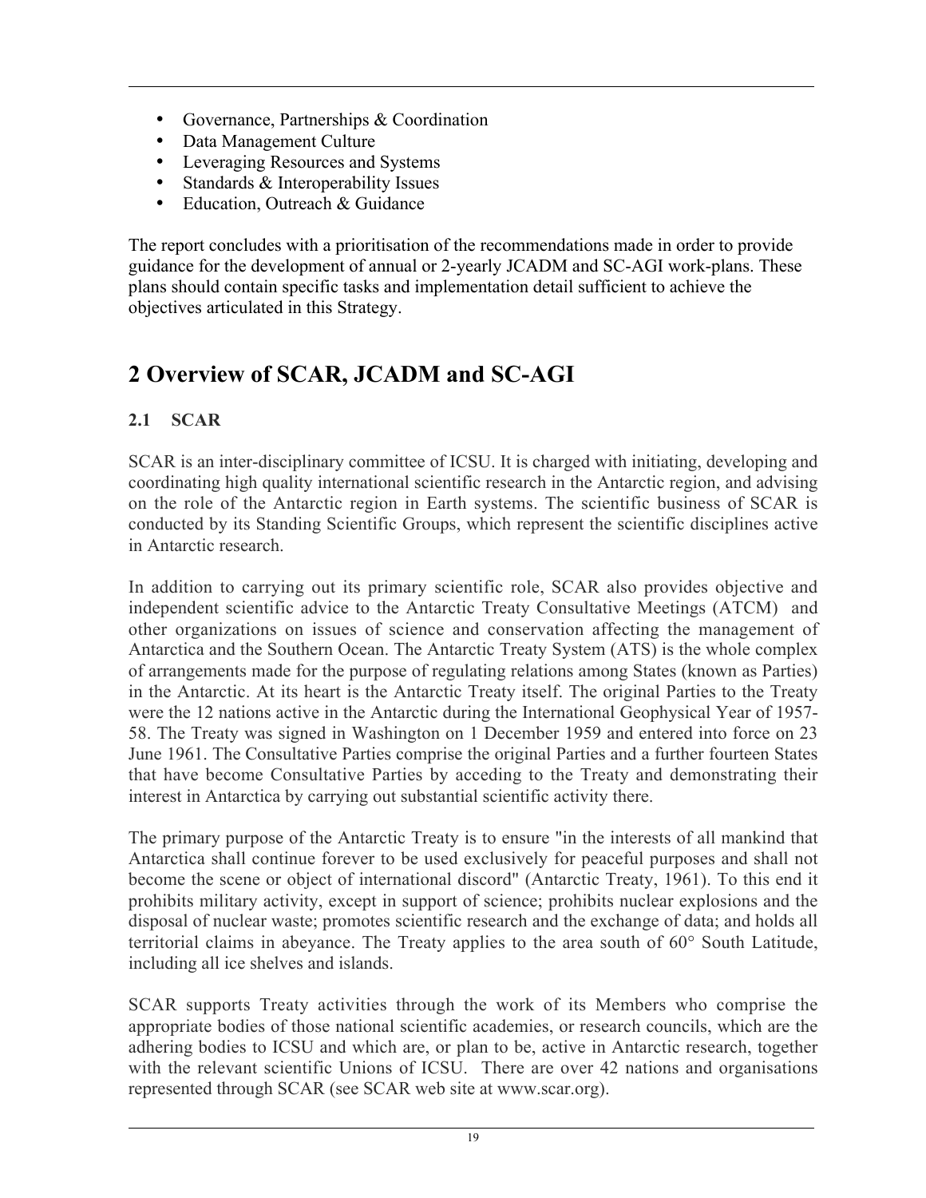- Governance, Partnerships & Coordination
- Data Management Culture
- Leveraging Resources and Systems
- Standards & Interoperability Issues
- Education, Outreach & Guidance

The report concludes with a prioritisation of the recommendations made in order to provide guidance for the development of annual or 2-yearly JCADM and SC-AGI work-plans. These plans should contain specific tasks and implementation detail sufficient to achieve the objectives articulated in this Strategy.

# 2 Overview of SCAR, JCADM and SC-AGI

## 2.1 SCAR

SCAR is an inter-disciplinary committee of ICSU. It is charged with initiating, developing and coordinating high quality international scientific research in the Antarctic region, and advising on the role of the Antarctic region in Earth systems. The scientific business of SCAR is conducted by its Standing Scientific Groups, which represent the scientific disciplines active in Antarctic research.

In addition to carrying out its primary scientific role, SCAR also provides objective and independent scientific advice to the Antarctic Treaty Consultative Meetings (ATCM) and other organizations on issues of science and conservation affecting the management of Antarctica and the Southern Ocean. The Antarctic Treaty System (ATS) is the whole complex of arrangements made for the purpose of regulating relations among States (known as Parties) in the Antarctic. At its heart is the Antarctic Treaty itself. The original Parties to the Treaty were the 12 nations active in the Antarctic during the International Geophysical Year of 1957-58. The Treaty was signed in Washington on 1 December 1959 and entered into force on 23 June 1961. The Consultative Parties comprise the original Parties and a further fourteen States that have become Consultative Parties by acceding to the Treaty and demonstrating their interest in Antarctica by carrying out substantial scientific activity there.

The primary purpose of the Antarctic Treaty is to ensure "in the interests of all mankind that Antarctica shall continue forever to be used exclusively for peaceful purposes and shall not become the scene or object of international discord" (Antarctic Treaty, 1961). To this end it prohibits military activity, except in support of science; prohibits nuclear explosions and the disposal of nuclear waste; promotes scientific research and the exchange of data; and holds all territorial claims in abeyance. The Treaty applies to the area south of 60° South Latitude, including all ice shelves and islands.

SCAR supports Treaty activities through the work of its Members who comprise the appropriate bodies of those national scientific academies, or research councils, which are the adhering bodies to ICSU and which are, or plan to be, active in Antarctic research, together with the relevant scientific Unions of ICSU. There are over 42 nations and organisations represented through SCAR (see SCAR web site at www.scar.org).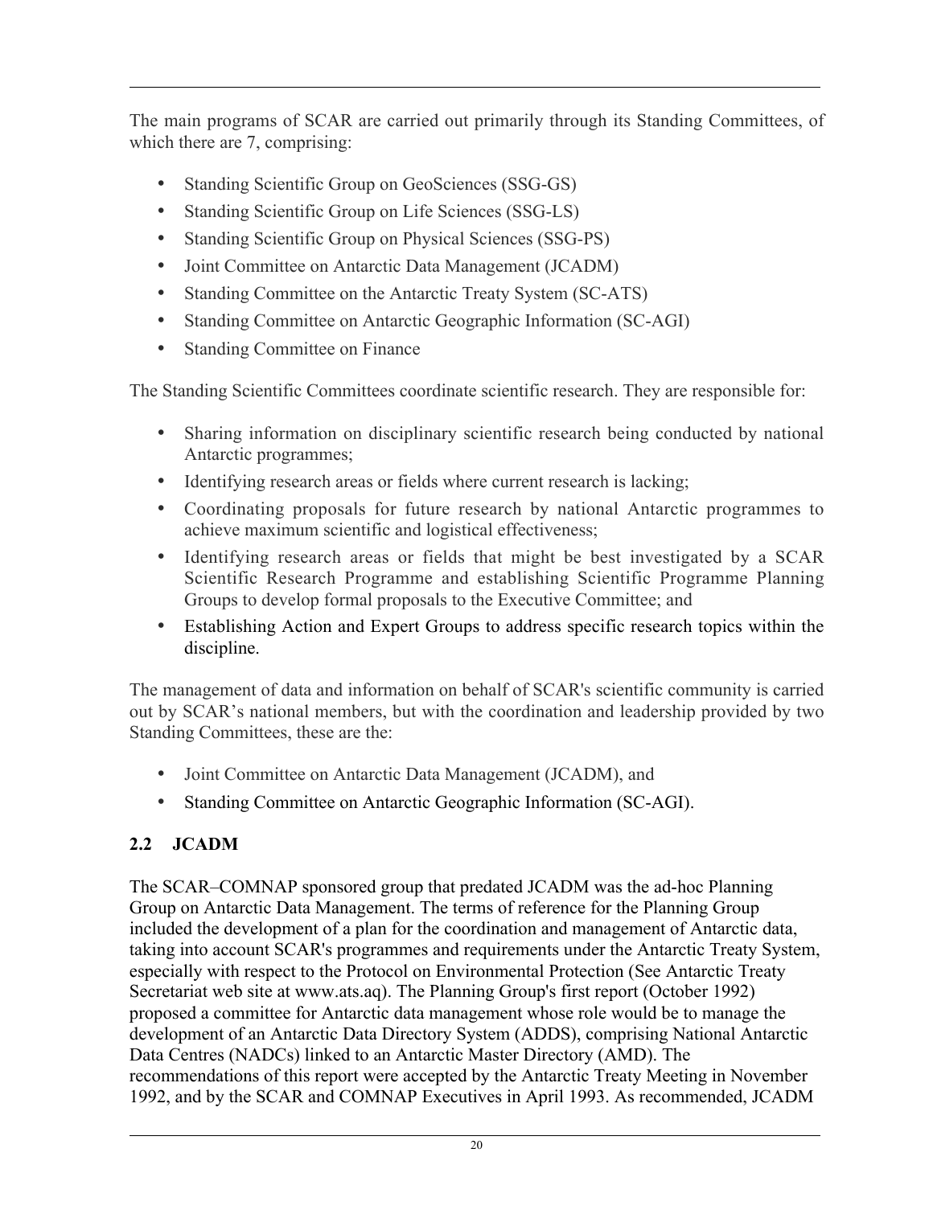The main programs of SCAR are carried out primarily through its Standing Committees, of which there are 7, comprising:

- Standing Scientific Group on GeoSciences (SSG-GS)
- Standing Scientific Group on Life Sciences (SSG-LS)
- Standing Scientific Group on Physical Sciences (SSG-PS)
- Joint Committee on Antarctic Data Management (JCADM)
- Standing Committee on the Antarctic Treaty System (SC-ATS)
- Standing Committee on Antarctic Geographic Information (SC-AGI)
- Standing Committee on Finance

The Standing Scientific Committees coordinate scientific research. They are responsible for:

- Sharing information on disciplinary scientific research being conducted by national Antarctic programmes;
- Identifying research areas or fields where current research is lacking;
- Coordinating proposals for future research by national Antarctic programmes to achieve maximum scientific and logistical effectiveness;
- Identifying research areas or fields that might be best investigated by a SCAR Scientific Research Programme and establishing Scientific Programme Planning Groups to develop formal proposals to the Executive Committee; and
- Establishing Action and Expert Groups to address specific research topics within the discipline.

The management of data and information on behalf of SCAR's scientific community is carried out by SCAR's national members, but with the coordination and leadership provided by two Standing Committees, these are the:

- Joint Committee on Antarctic Data Management (JCADM), and
- Standing Committee on Antarctic Geographic Information (SC-AGI).

## 2.2 JCADM

The SCAR–COMNAP sponsored group that predated JCADM was the ad-hoc Planning Group on Antarctic Data Management. The terms of reference for the Planning Group included the development of a plan for the coordination and management of Antarctic data, taking into account SCAR's programmes and requirements under the Antarctic Treaty System, especially with respect to the Protocol on Environmental Protection (See Antarctic Treaty Secretariat web site at www.ats.aq). The Planning Group's first report (October 1992) proposed a committee for Antarctic data management whose role would be to manage the development of an Antarctic Data Directory System (ADDS), comprising National Antarctic Data Centres (NADCs) linked to an Antarctic Master Directory (AMD). The recommendations of this report were accepted by the Antarctic Treaty Meeting in November 1992, and by the SCAR and COMNAP Executives in April 1993. As recommended, JCADM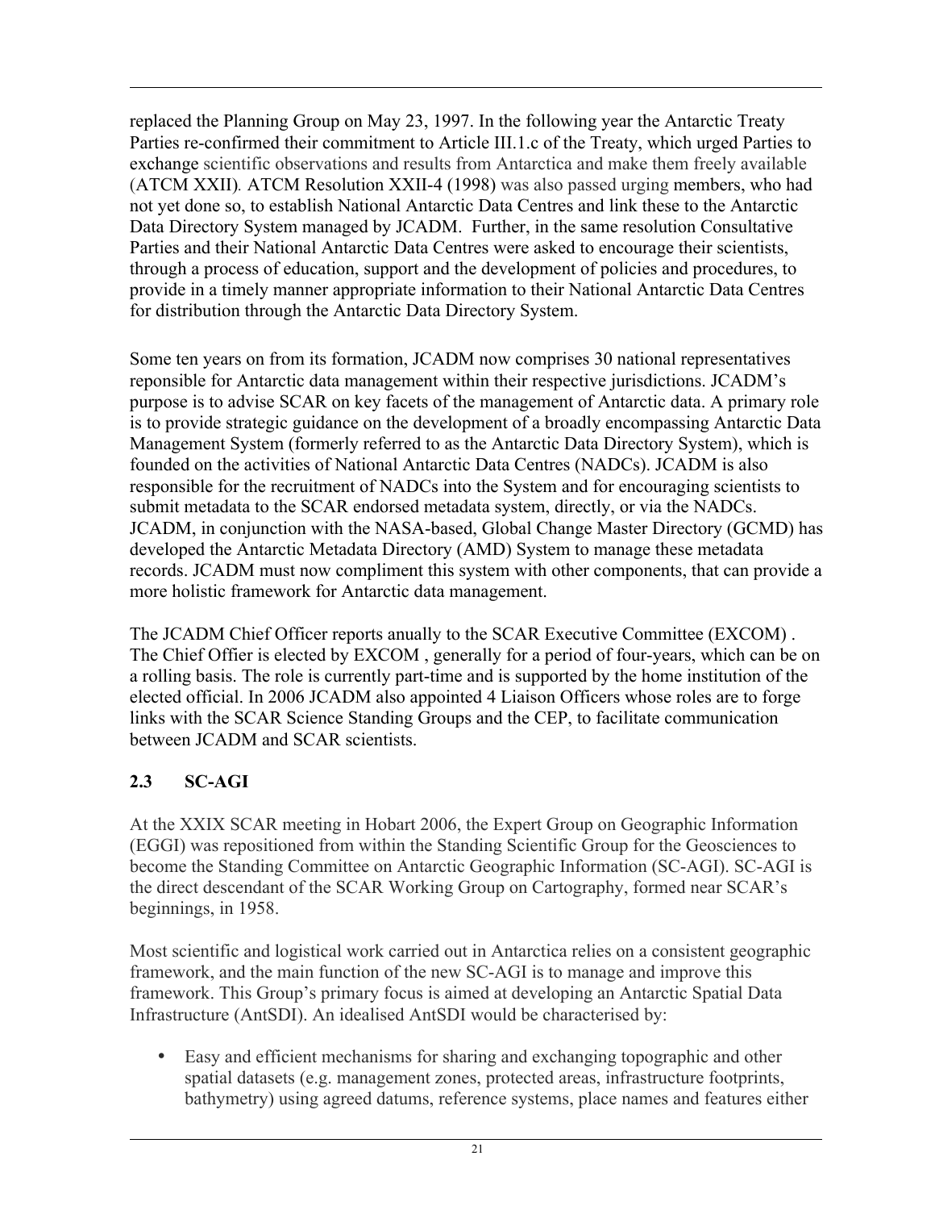replaced the Planning Group on May 23, 1997. In the following year the Antarctic Treaty Parties re-confirmed their commitment to Article III.1.c of the Treaty, which urged Parties to exchange scientific observations and results from Antarctica and make them freely available (ATCM XXII). ATCM Resolution XXII-4 (1998) was also passed urging members, who had not yet done so, to establish National Antarctic Data Centres and link these to the Antarctic Data Directory System managed by JCADM. Further, in the same resolution Consultative Parties and their National Antarctic Data Centres were asked to encourage their scientists, through a process of education, support and the development of policies and procedures, to provide in a timely manner appropriate information to their National Antarctic Data Centres for distribution through the Antarctic Data Directory System.

Some ten years on from its formation, JCADM now comprises 30 national representatives reponsible for Antarctic data management within their respective jurisdictions. JCADM's purpose is to advise SCAR on key facets of the management of Antarctic data. A primary role is to provide strategic guidance on the development of a broadly encompassing Antarctic Data Management System (formerly referred to as the Antarctic Data Directory System), which is founded on the activities of National Antarctic Data Centres (NADCs). JCADM is also responsible for the recruitment of NADCs into the System and for encouraging scientists to submit metadata to the SCAR endorsed metadata system, directly, or via the NADCs. JCADM, in conjunction with the NASA-based, Global Change Master Directory (GCMD) has developed the Antarctic Metadata Directory (AMD) System to manage these metadata records. JCADM must now compliment this system with other components, that can provide a more holistic framework for Antarctic data management.

The JCADM Chief Officer reports anually to the SCAR Executive Committee (EXCOM) . The Chief Offier is elected by EXCOM , generally for a period of four-years, which can be on a rolling basis. The role is currently part-time and is supported by the home institution of the elected official. In 2006 JCADM also appointed 4 Liaison Officers whose roles are to forge links with the SCAR Science Standing Groups and the CEP, to facilitate communication between JCADM and SCAR scientists.

## 2.3 SC-AGI

At the XXIX SCAR meeting in Hobart 2006, the Expert Group on Geographic Information (EGGI) was repositioned from within the Standing Scientific Group for the Geosciences to become the Standing Committee on Antarctic Geographic Information (SC-AGI). SC-AGI is the direct descendant of the SCAR Working Group on Cartography, formed near SCAR's beginnings, in 1958.

Most scientific and logistical work carried out in Antarctica relies on a consistent geographic framework, and the main function of the new SC-AGI is to manage and improve this framework. This Group's primary focus is aimed at developing an Antarctic Spatial Data Infrastructure (AntSDI). An idealised AntSDI would be characterised by:

- Easy and efficient mechanisms for sharing and exchanging topographic and other spatial datasets (e.g. management zones, protected areas, infrastructure footprints, bathymetry) using agreed datums, reference systems, place names and features either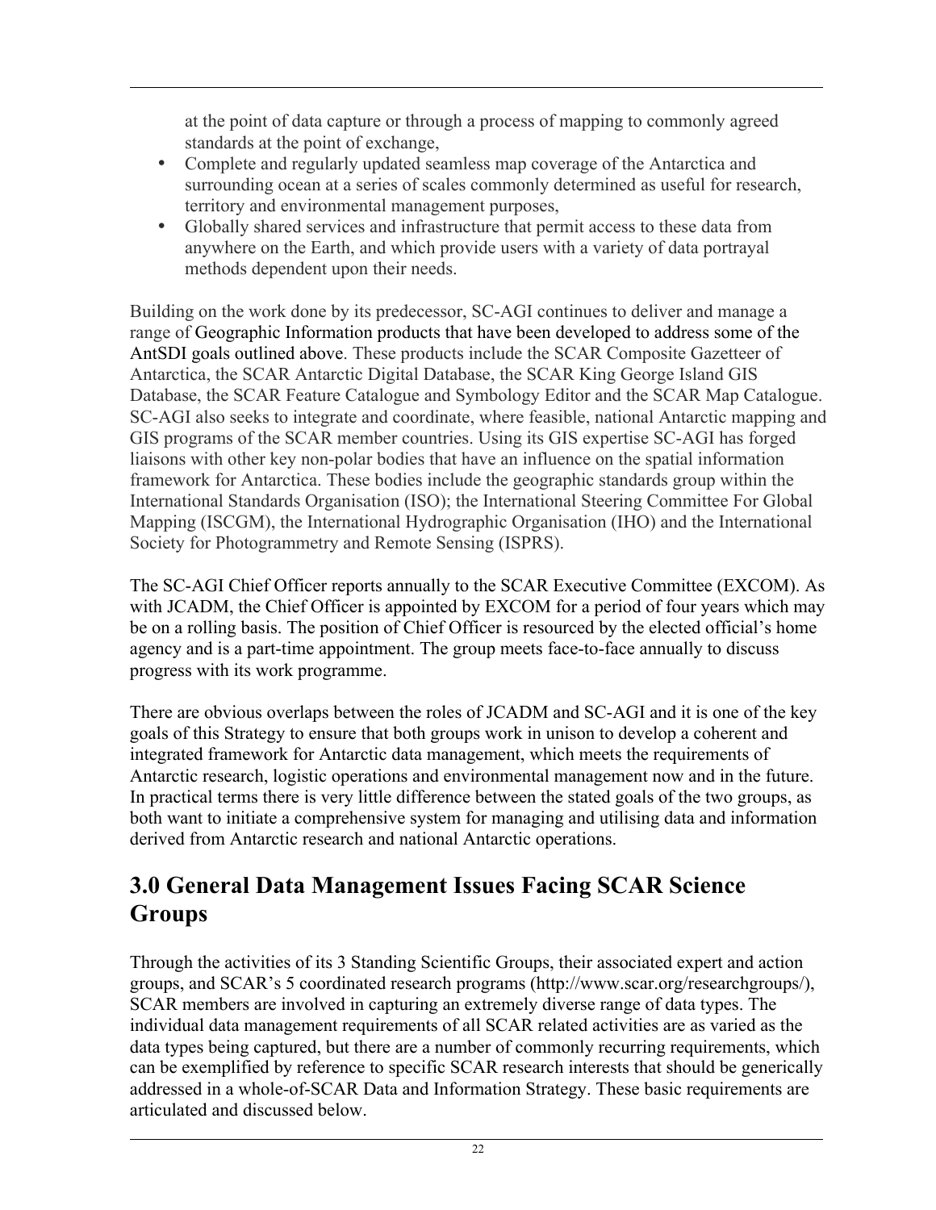at the point of data capture or through a process of mapping to commonly agreed standards at the point of exchange,

- Complete and regularly updated seamless map coverage of the Antarctica and surrounding ocean at a series of scales commonly determined as useful for research, territory and environmental management purposes,
- Globally shared services and infrastructure that permit access to these data from anywhere on the Earth, and which provide users with a variety of data portrayal methods dependent upon their needs.

Building on the work done by its predecessor, SC-AGI continues to deliver and manage a range of Geographic Information products that have been developed to address some of the AntSDI goals outlined above. These products include the SCAR Composite Gazetteer of Antarctica, the SCAR Antarctic Digital Database, the SCAR King George Island GIS Database, the SCAR Feature Catalogue and Symbology Editor and the SCAR Map Catalogue. SC-AGI also seeks to integrate and coordinate, where feasible, national Antarctic mapping and GIS programs of the SCAR member countries. Using its GIS expertise SC-AGI has forged liaisons with other key non-polar bodies that have an influence on the spatial information framework for Antarctica. These bodies include the geographic standards group within the International Standards Organisation (ISO); the International Steering Committee For Global Mapping (ISCGM), the International Hydrographic Organisation (IHO) and the International Society for Photogrammetry and Remote Sensing (ISPRS).

The SC-AGI Chief Officer reports annually to the SCAR Executive Committee (EXCOM). As with JCADM, the Chief Officer is appointed by EXCOM for a period of four years which may be on a rolling basis. The position of Chief Officer is resourced by the elected official's home agency and is a part-time appointment. The group meets face-to-face annually to discuss progress with its work programme.

There are obvious overlaps between the roles of JCADM and SC-AGI and it is one of the key goals of this Strategy to ensure that both groups work in unison to develop a coherent and integrated framework for Antarctic data management, which meets the requirements of Antarctic research, logistic operations and environmental management now and in the future. In practical terms there is very little difference between the stated goals of the two groups, as both want to initiate a comprehensive system for managing and utilising data and information derived from Antarctic research and national Antarctic operations.

## 3.0 General Data Management Issues Facing SCAR Science Groups

Through the activities of its 3 Standing Scientific Groups, their associated expert and action groups, and SCAR's 5 coordinated research programs (http://www.scar.org/researchgroups/), SCAR members are involved in capturing an extremely diverse range of data types. The individual data management requirements of all SCAR related activities are as varied as the data types being captured, but there are a number of commonly recurring requirements, which can be exemplified by reference to specific SCAR research interests that should be generically addressed in a whole-of-SCAR Data and Information Strategy. These basic requirements are articulated and discussed below.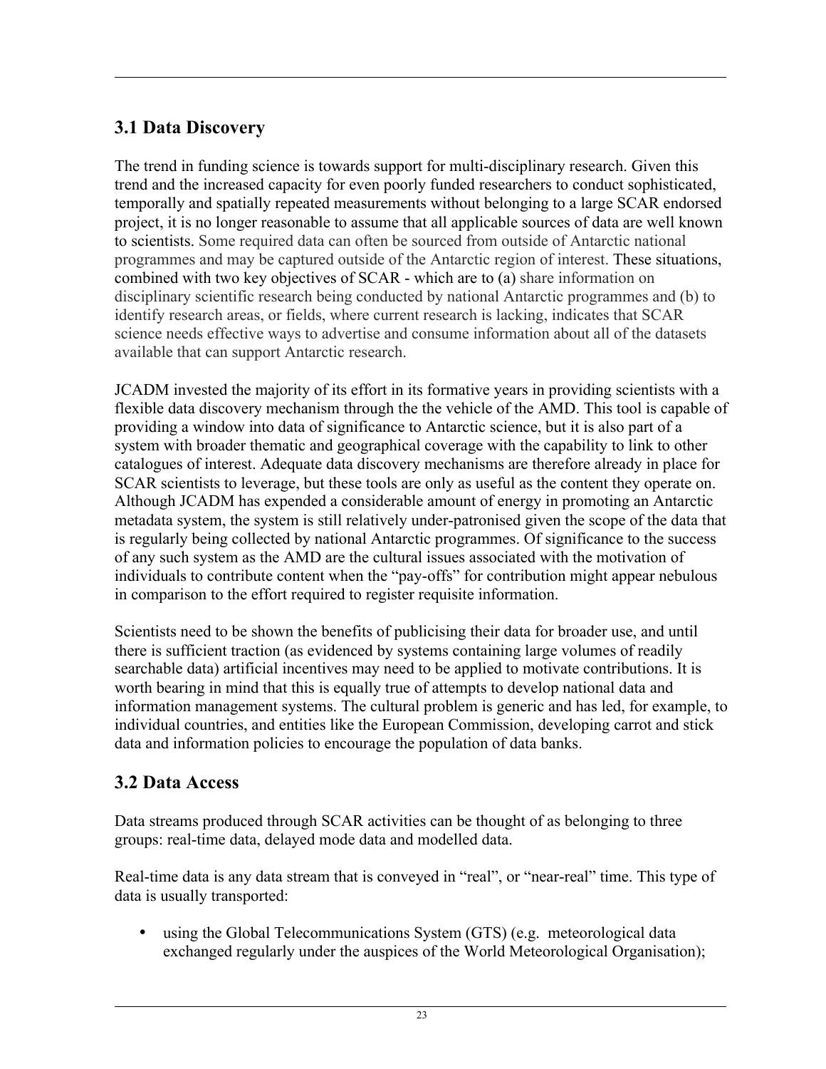## 3.1 Data Discovery

The trend in funding science is towards support for multi-disciplinary research. Given this trend and the increased capacity for even poorly funded researchers to conduct sophisticated, temporally and spatially repeated measurements without belonging to a large SCAR endorsed project, it is no longer reasonable to assume that all applicable sources of data are well known to scientists. Some required data can often be sourced from outside of Antarctic national programmes and may be captured outside of the Antarctic region of interest. These situations, combined with two key objectives of SCAR - which are to (a) share information on disciplinary scientific research being conducted by national Antarctic programmes and (b) to identify research areas, or fields, where current research is lacking, indicates that SCAR science needs effective ways to advertise and consume information about all of the datasets available that can support Antarctic research.

JCADM invested the majority of its effort in its formative years in providing scientists with a flexible data discovery mechanism through the the vehicle of the AMD. This tool is capable of providing a window into data of significance to Antarctic science, but it is also part of a system with broader thematic and geographical coverage with the capability to link to other catalogues of interest. Adequate data discovery mechanisms are therefore already in place for SCAR scientists to leverage, but these tools are only as useful as the content they operate on. Although JCADM has expended a considerable amount of energy in promoting an Antarctic metadata system, the system is still relatively under-patronised given the scope of the data that is regularly being collected by national Antarctic programmes. Of significance to the success of any such system as the AMD are the cultural issues associated with the motivation of individuals to contribute content when the "pay-offs" for contribution might appear nebulous in comparison to the effort required to register requisite information.

Scientists need to be shown the benefits of publicising their data for broader use, and until there is sufficient traction (as evidenced by systems containing large volumes of readily searchable data) artificial incentives may need to be applied to motivate contributions. It is worth bearing in mind that this is equally true of attempts to develop national data and information management systems. The cultural problem is generic and has led, for example, to individual countries, and entities like the European Commission, developing carrot and stick data and information policies to encourage the population of data banks.

## 3.2 Data Access

Data streams produced through SCAR activities can be thought of as belonging to three groups: real-time data, delayed mode data and modelled data.

Real-time data is any data stream that is conveyed in "real", or "near-real" time. This type of data is usually transported:

- using the Global Telecommunications System (GTS) (e.g. meteorological data exchanged regularly under the auspices of the World Meteorological Organisation);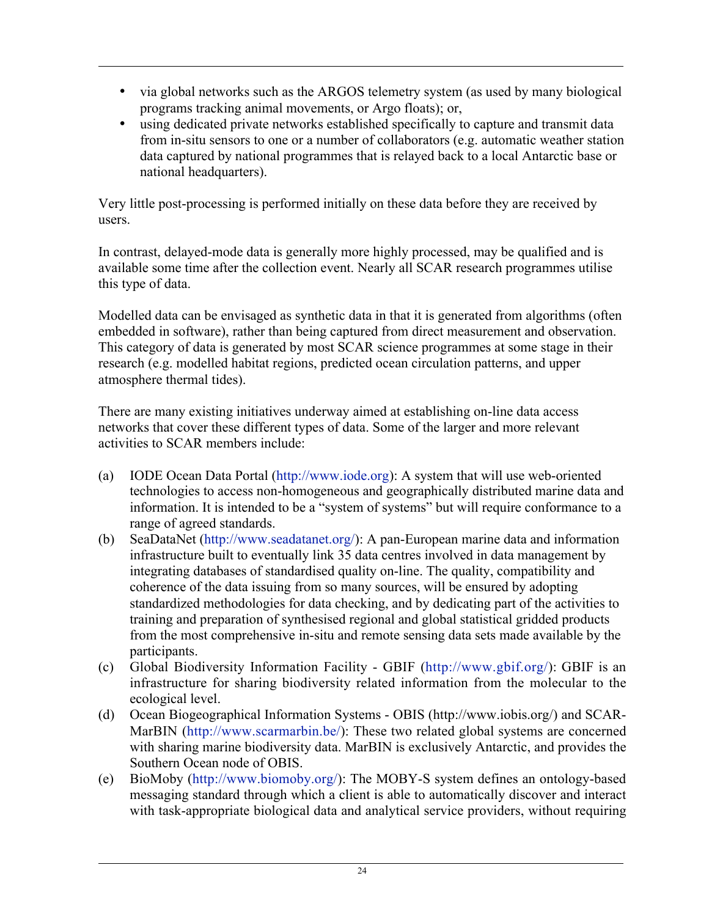- via global networks such as the ARGOS telemetry system (as used by many biological programs tracking animal movements, or Argo floats); or,
- using dedicated private networks established specifically to capture and transmit data from in-situ sensors to one or a number of collaborators (e.g. automatic weather station data captured by national programmes that is relayed back to a local Antarctic base or national headquarters).

Very little post-processing is performed initially on these data before they are received by users.

In contrast, delayed-mode data is generally more highly processed, may be qualified and is available some time after the collection event. Nearly all SCAR research programmes utilise this type of data.

Modelled data can be envisaged as synthetic data in that it is generated from algorithms (often embedded in software), rather than being captured from direct measurement and observation. This category of data is generated by most SCAR science programmes at some stage in their research (e.g. modelled habitat regions, predicted ocean circulation patterns, and upper atmosphere thermal tides).

There are many existing initiatives underway aimed at establishing on-line data access networks that cover these different types of data. Some of the larger and more relevant activities to SCAR members include:

(a) IODE Ocean Data Portal (http://www.iode.org): A system that will use web-oriented technologies to access non-homogeneous and geographically distributed marine data and information. It is intended to be a "system of systems" but will require conformance to a range of agreed standards.

(b) SeaDataNet (http://www.seadatanet.org/): A pan-European marine data and information infrastructure built to eventually link 35 data centres involved in data management by integrating databases of standardised quality on-line. The quality, compatibility and coherence of the data issuing from so many sources, will be ensured by adopting standardized methodologies for data checking, and by dedicating part of the activities to training and preparation of synthesised regional and global statistical gridded products from the most comprehensive in-situ and remote sensing data sets made available by the participants.

(c) Global Biodiversity Information Facility - GBIF (http://www.gbif.org/): GBIF is an infrastructure for sharing biodiversity related information from the molecular to the ecological level.

(d) Ocean Biogeographical Information Systems - OBIS (http://www.iobis.org/) and SCAR-MarBIN (http://www.scarmarbin.be/): These two related global systems are concerned with sharing marine biodiversity data. MarBIN is exclusively Antarctic, and provides the Southern Ocean node of OBIS.

(e) BioMoby (http://www.biomoby.org/): The MOBY-S system defines an ontology-based messaging standard through which a client is able to automatically discover and interact with task-appropriate biological data and analytical service providers, without requiring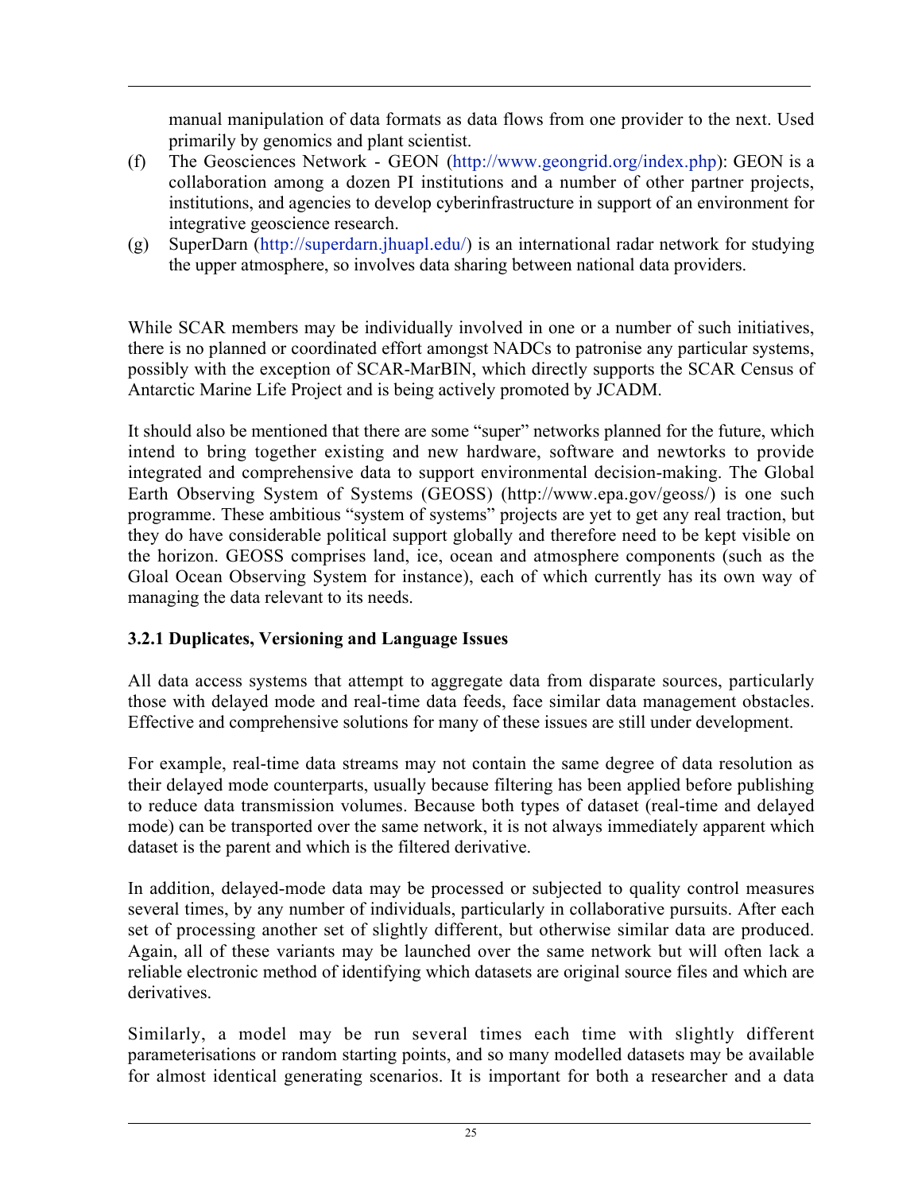manual manipulation of data formats as data flows from one provider to the next. Used primarily by genomics and plant scientist.

(f) The Geosciences Network - GEON (http://www.geongrid.org/index.php): GEON is a collaboration among a dozen PI institutions and a number of other partner projects, institutions, and agencies to develop cyberinfrastructure in support of an environment for integrative geoscience research.

(g) SuperDarn (http://superdarn.jhuapl.edu/) is an international radar network for studying the upper atmosphere, so involves data sharing between national data providers.

While SCAR members may be individually involved in one or a number of such initiatives, there is no planned or coordinated effort amongst NADCs to patronise any particular systems, possibly with the exception of SCAR-MarBIN, which directly supports the SCAR Census of Antarctic Marine Life Project and is being actively promoted by JCADM.

It should also be mentioned that there are some “super” networks planned for the future, which intend to bring together existing and new hardware, software and newtorks to provide integrated and comprehensive data to support environmental decision-making. The Global Earth Observing System of Systems (GEOSS) (http://www.epa.gov/geoss/) is one such programme. These ambitious “system of systems” projects are yet to get any real traction, but they do have considerable political support globally and therefore need to be kept visible on the horizon. GEOSS comprises land, ice, ocean and atmosphere components (such as the Gloal Ocean Observing System for instance), each of which currently has its own way of managing the data relevant to its needs.

### 3.2.1 Duplicates, Versioning and Language Issues

All data access systems that attempt to aggregate data from disparate sources, particularly those with delayed mode and real-time data feeds, face similar data management obstacles. Effective and comprehensive solutions for many of these issues are still under development.

For example, real-time data streams may not contain the same degree of data resolution as their delayed mode counterparts, usually because filtering has been applied before publishing to reduce data transmission volumes. Because both types of dataset (real-time and delayed mode) can be transported over the same network, it is not always immediately apparent which dataset is the parent and which is the filtered derivative.

In addition, delayed-mode data may be processed or subjected to quality control measures several times, by any number of individuals, particularly in collaborative pursuits. After each set of processing another set of slightly different, but otherwise similar data are produced. Again, all of these variants may be launched over the same network but will often lack a reliable electronic method of identifying which datasets are original source files and which are derivatives.

Similarly, a model may be run several times each time with slightly different parameterisations or random starting points, and so many modelled datasets may be available for almost identical generating scenarios. It is important for both a researcher and a data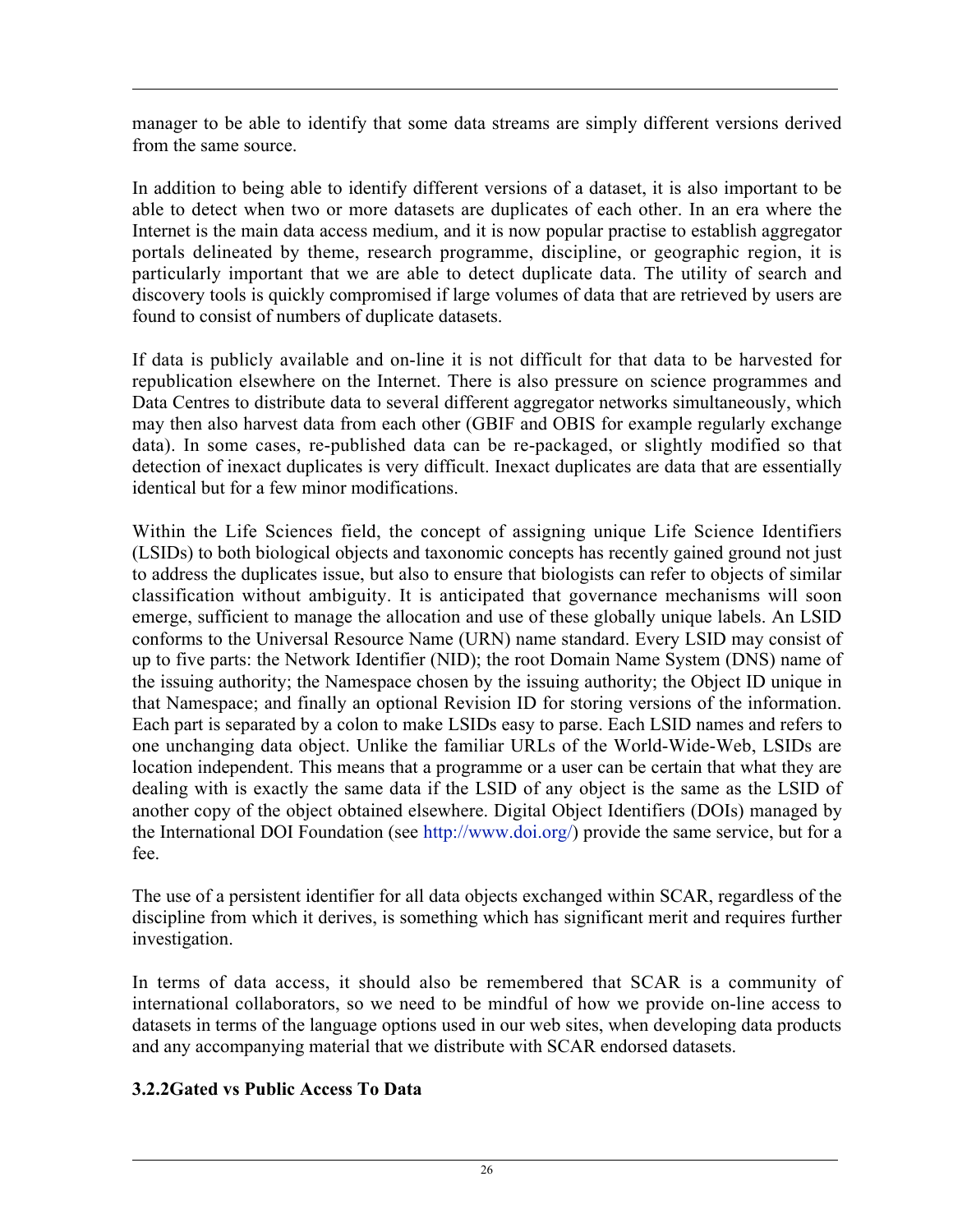manager to be able to identify that some data streams are simply different versions derived from the same source.

In addition to being able to identify different versions of a dataset, it is also important to be able to detect when two or more datasets are duplicates of each other. In an era where the Internet is the main data access medium, and it is now popular practise to establish aggregator portals delineated by theme, research programme, discipline, or geographic region, it is particularly important that we are able to detect duplicate data. The utility of search and discovery tools is quickly compromised if large volumes of data that are retrieved by users are found to consist of numbers of duplicate datasets.

If data is publicly available and on-line it is not difficult for that data to be harvested for republication elsewhere on the Internet. There is also pressure on science programmes and Data Centres to distribute data to several different aggregator networks simultaneously, which may then also harvest data from each other (GBIF and OBIS for example regularly exchange data). In some cases, re-published data can be re-packaged, or slightly modified so that detection of inexact duplicates is very difficult. Inexact duplicates are data that are essentially identical but for a few minor modifications.

Within the Life Sciences field, the concept of assigning unique Life Science Identifiers (LSIDs) to both biological objects and taxonomic concepts has recently gained ground not just to address the duplicates issue, but also to ensure that biologists can refer to objects of similar classification without ambiguity. It is anticipated that governance mechanisms will soon emerge, sufficient to manage the allocation and use of these globally unique labels. An LSID conforms to the Universal Resource Name (URN) name standard. Every LSID may consist of up to five parts: the Network Identifier (NID); the root Domain Name System (DNS) name of the issuing authority; the Namespace chosen by the issuing authority; the Object ID unique in that Namespace; and finally an optional Revision ID for storing versions of the information. Each part is separated by a colon to make LSIDs easy to parse. Each LSID names and refers to one unchanging data object. Unlike the familiar URLs of the World-Wide-Web, LSIDs are location independent. This means that a programme or a user can be certain that what they are dealing with is exactly the same data if the LSID of any object is the same as the LSID of another copy of the object obtained elsewhere. Digital Object Identifiers (DOIs) managed by the International DOI Foundation (see http://www.doi.org/) provide the same service, but for a fee.

The use of a persistent identifier for all data objects exchanged within SCAR, regardless of the discipline from which it derives, is something which has significant merit and requires further investigation.

In terms of data access, it should also be remembered that SCAR is a community of international collaborators, so we need to be mindful of how we provide on-line access to datasets in terms of the language options used in our web sites, when developing data products and any accompanying material that we distribute with SCAR endorsed datasets.

### 3.2.2 Gated vs Public Access To Data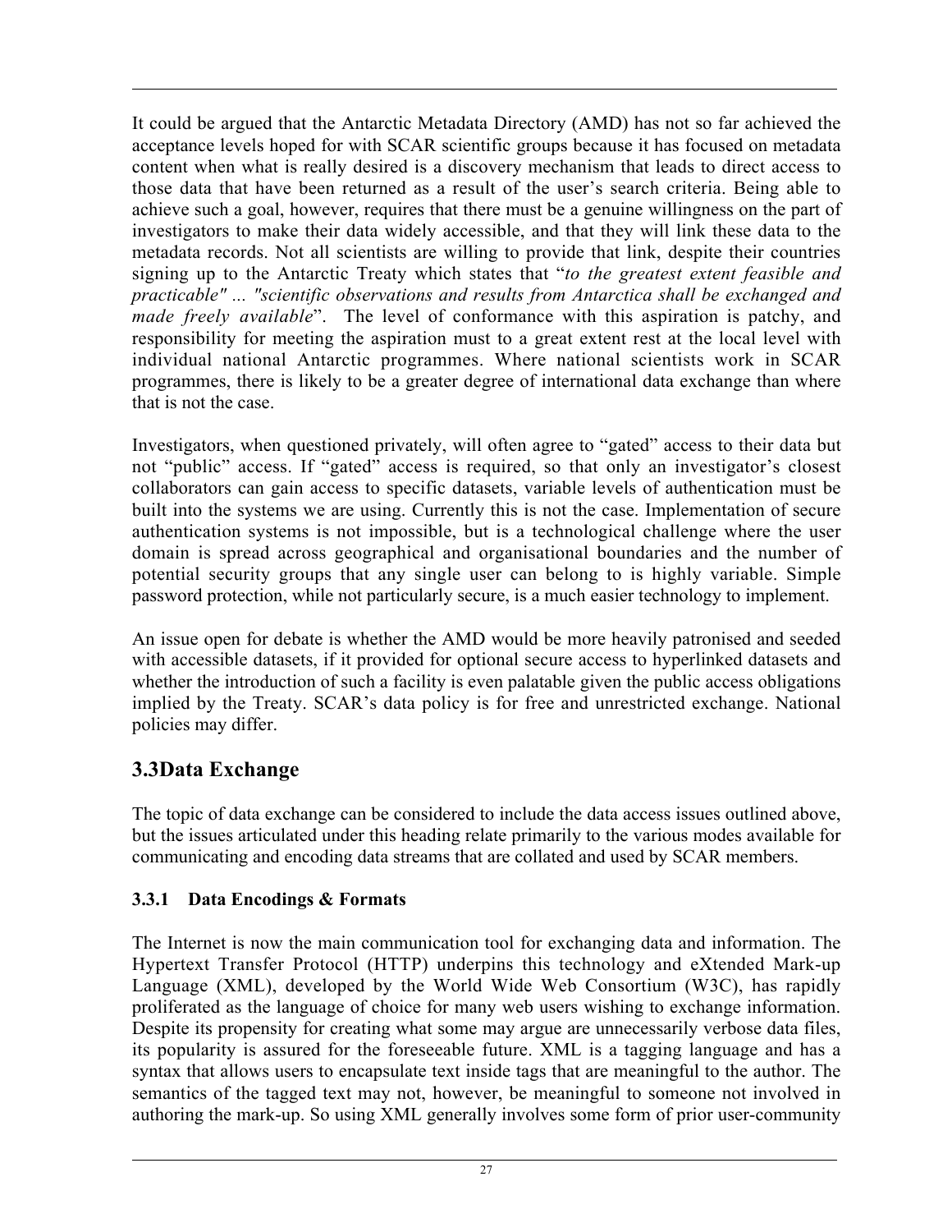It could be argued that the Antarctic Metadata Directory (AMD) has not so far achieved the acceptance levels hoped for with SCAR scientific groups because it has focused on metadata content when what is really desired is a discovery mechanism that leads to direct access to those data that have been returned as a result of the user's search criteria. Being able to achieve such a goal, however, requires that there must be a genuine willingness on the part of investigators to make their data widely accessible, and that they will link these data to the metadata records. Not all scientists are willing to provide that link, despite their countries signing up to the Antarctic Treaty which states that "*to the greatest extent feasible and practicable" ... "scientific observations and results from Antarctica shall be exchanged and made freely available*". The level of conformance with this aspiration is patchy, and responsibility for meeting the aspiration must to a great extent rest at the local level with individual national Antarctic programmes. Where national scientists work in SCAR programmes, there is likely to be a greater degree of international data exchange than where that is not the case.

Investigators, when questioned privately, will often agree to "gated" access to their data but not "public" access. If "gated" access is required, so that only an investigator's closest collaborators can gain access to specific datasets, variable levels of authentication must be built into the systems we are using. Currently this is not the case. Implementation of secure authentication systems is not impossible, but is a technological challenge where the user domain is spread across geographical and organisational boundaries and the number of potential security groups that any single user can belong to is highly variable. Simple password protection, while not particularly secure, is a much easier technology to implement.

An issue open for debate is whether the AMD would be more heavily patronised and seeded with accessible datasets, if it provided for optional secure access to hyperlinked datasets and whether the introduction of such a facility is even palatable given the public access obligations implied by the Treaty. SCAR's data policy is for free and unrestricted exchange. National policies may differ.

## 3.3 Data Exchange

The topic of data exchange can be considered to include the data access issues outlined above, but the issues articulated under this heading relate primarily to the various modes available for communicating and encoding data streams that are collated and used by SCAR members.

### 3.3.1 Data Encodings & Formats

The Internet is now the main communication tool for exchanging data and information. The Hypertext Transfer Protocol (HTTP) underpins this technology and eXtended Mark-up Language (XML), developed by the World Wide Web Consortium (W3C), has rapidly proliferated as the language of choice for many web users wishing to exchange information. Despite its propensity for creating what some may argue are unnecessarily verbose data files, its popularity is assured for the foreseeable future. XML is a tagging language and has a syntax that allows users to encapsulate text inside tags that are meaningful to the author. The semantics of the tagged text may not, however, be meaningful to someone not involved in authoring the mark-up. So using XML generally involves some form of prior user-community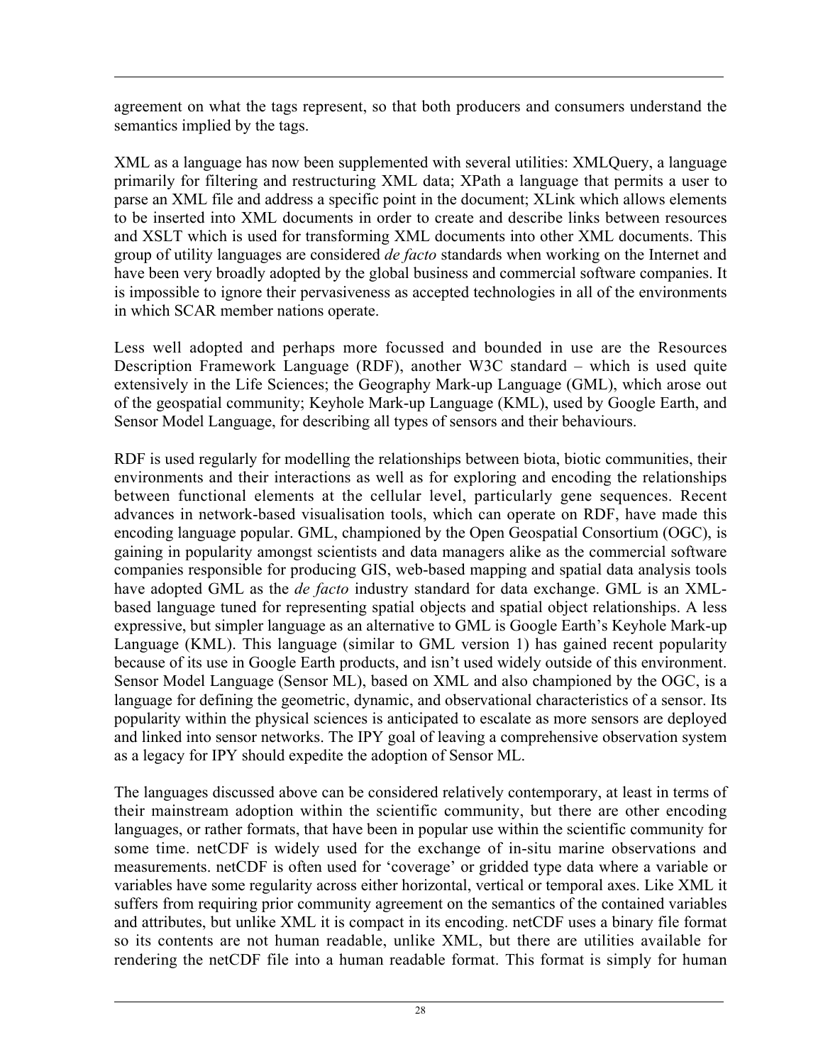agreement on what the tags represent, so that both producers and consumers understand the semantics implied by the tags.

XML as a language has now been supplemented with several utilities: XMLQuery, a language primarily for filtering and restructuring XML data; XPath a language that permits a user to parse an XML file and address a specific point in the document; XLink which allows elements to be inserted into XML documents in order to create and describe links between resources and XSLT which is used for transforming XML documents into other XML documents. This group of utility languages are considered *de facto* standards when working on the Internet and have been very broadly adopted by the global business and commercial software companies. It is impossible to ignore their pervasiveness as accepted technologies in all of the environments in which SCAR member nations operate.

Less well adopted and perhaps more focussed and bounded in use are the Resources Description Framework Language (RDF), another W3C standard – which is used quite extensively in the Life Sciences; the Geography Mark-up Language (GML), which arose out of the geospatial community; Keyhole Mark-up Language (KML), used by Google Earth, and Sensor Model Language, for describing all types of sensors and their behaviours.

RDF is used regularly for modelling the relationships between biota, biotic communities, their environments and their interactions as well as for exploring and encoding the relationships between functional elements at the cellular level, particularly gene sequences. Recent advances in network-based visualisation tools, which can operate on RDF, have made this encoding language popular. GML, championed by the Open Geospatial Consortium (OGC), is gaining in popularity amongst scientists and data managers alike as the commercial software companies responsible for producing GIS, web-based mapping and spatial data analysis tools have adopted GML as the *de facto* industry standard for data exchange. GML is an XML-based language tuned for representing spatial objects and spatial object relationships. A less expressive, but simpler language as an alternative to GML is Google Earth's Keyhole Mark-up Language (KML). This language (similar to GML version 1) has gained recent popularity because of its use in Google Earth products, and isn't used widely outside of this environment. Sensor Model Language (Sensor ML), based on XML and also championed by the OGC, is a language for defining the geometric, dynamic, and observational characteristics of a sensor. Its popularity within the physical sciences is anticipated to escalate as more sensors are deployed and linked into sensor networks. The IPY goal of leaving a comprehensive observation system as a legacy for IPY should expedite the adoption of Sensor ML.

The languages discussed above can be considered relatively contemporary, at least in terms of their mainstream adoption within the scientific community, but there are other encoding languages, or rather formats, that have been in popular use within the scientific community for some time. netCDF is widely used for the exchange of in-situ marine observations and measurements. netCDF is often used for 'coverage' or gridded type data where a variable or variables have some regularity across either horizontal, vertical or temporal axes. Like XML it suffers from requiring prior community agreement on the semantics of the contained variables and attributes, but unlike XML it is compact in its encoding. netCDF uses a binary file format so its contents are not human readable, unlike XML, but there are utilities available for rendering the netCDF file into a human readable format. This format is simply for human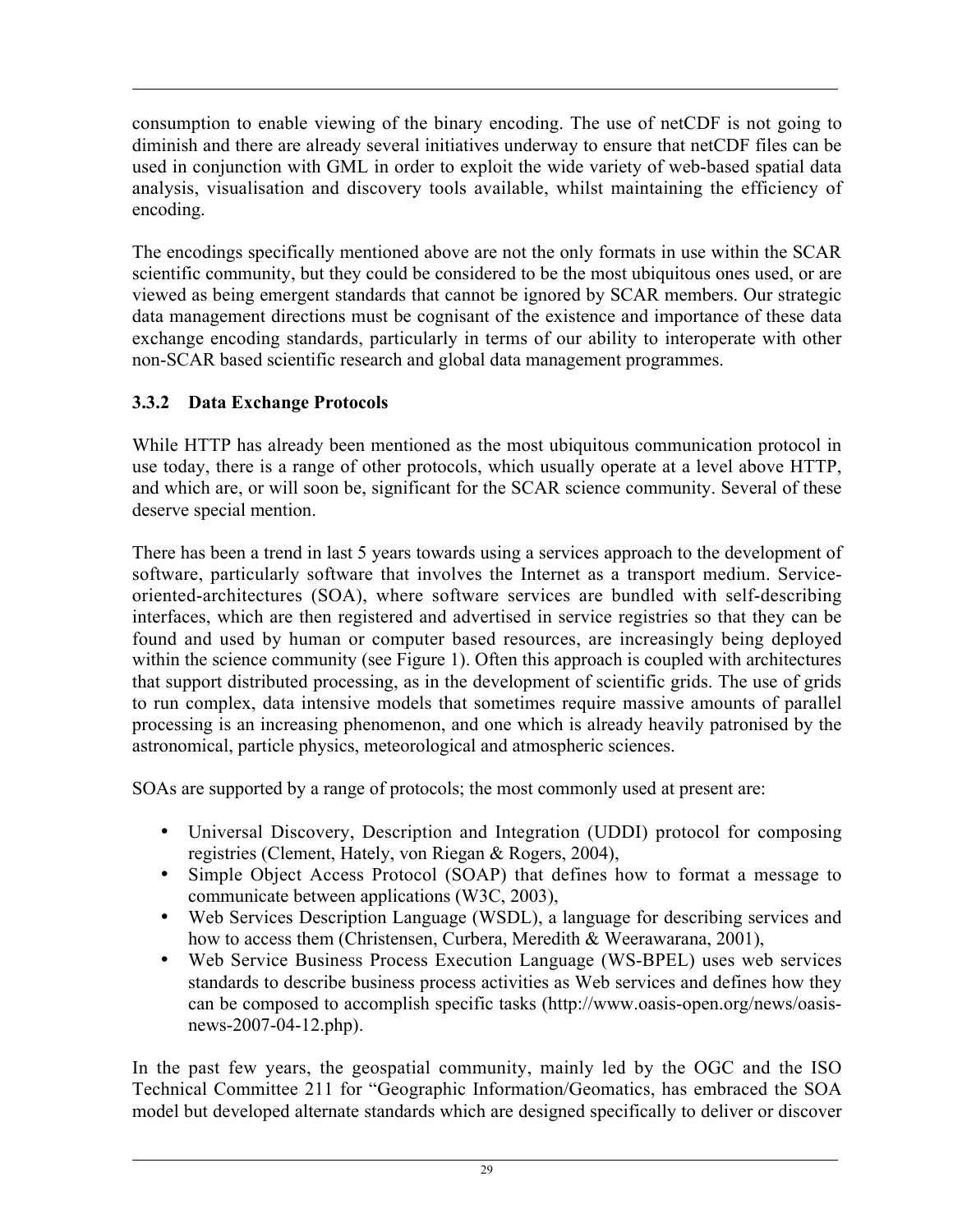consumption to enable viewing of the binary encoding. The use of netCDF is not going to diminish and there are already several initiatives underway to ensure that netCDF files can be used in conjunction with GML in order to exploit the wide variety of web-based spatial data analysis, visualisation and discovery tools available, whilst maintaining the efficiency of encoding.

The encodings specifically mentioned above are not the only formats in use within the SCAR scientific community, but they could be considered to be the most ubiquitous ones used, or are viewed as being emergent standards that cannot be ignored by SCAR members. Our strategic data management directions must be cognisant of the existence and importance of these data exchange encoding standards, particularly in terms of our ability to interoperate with other non-SCAR based scientific research and global data management programmes.

### 3.3.2 Data Exchange Protocols

While HTTP has already been mentioned as the most ubiquitous communication protocol in use today, there is a range of other protocols, which usually operate at a level above HTTP, and which are, or will soon be, significant for the SCAR science community. Several of these deserve special mention.

There has been a trend in last 5 years towards using a services approach to the development of software, particularly software that involves the Internet as a transport medium. Service-oriented-architectures (SOA), where software services are bundled with self-describing interfaces, which are then registered and advertised in service registries so that they can be found and used by human or computer based resources, are increasingly being deployed within the science community (see Figure 1). Often this approach is coupled with architectures that support distributed processing, as in the development of scientific grids. The use of grids to run complex, data intensive models that sometimes require massive amounts of parallel processing is an increasing phenomenon, and one which is already heavily patronised by the astronomical, particle physics, meteorological and atmospheric sciences.

SOAs are supported by a range of protocols; the most commonly used at present are:

- Universal Discovery, Description and Integration (UDDI) protocol for composing registries (Clement, Hately, von Riegan & Rogers, 2004),
- Simple Object Access Protocol (SOAP) that defines how to format a message to communicate between applications (W3C, 2003),
- Web Services Description Language (WSDL), a language for describing services and how to access them (Christensen, Curbera, Meredith & Weerawarana, 2001),
- Web Service Business Process Execution Language (WS-BPEL) uses web services standards to describe business process activities as Web services and defines how they can be composed to accomplish specific tasks (http://www.oasis-open.org/news/oasis-news-2007-04-12.php).

In the past few years, the geospatial community, mainly led by the OGC and the ISO Technical Committee 211 for "Geographic Information/Geomatics, has embraced the SOA model but developed alternate standards which are designed specifically to deliver or discover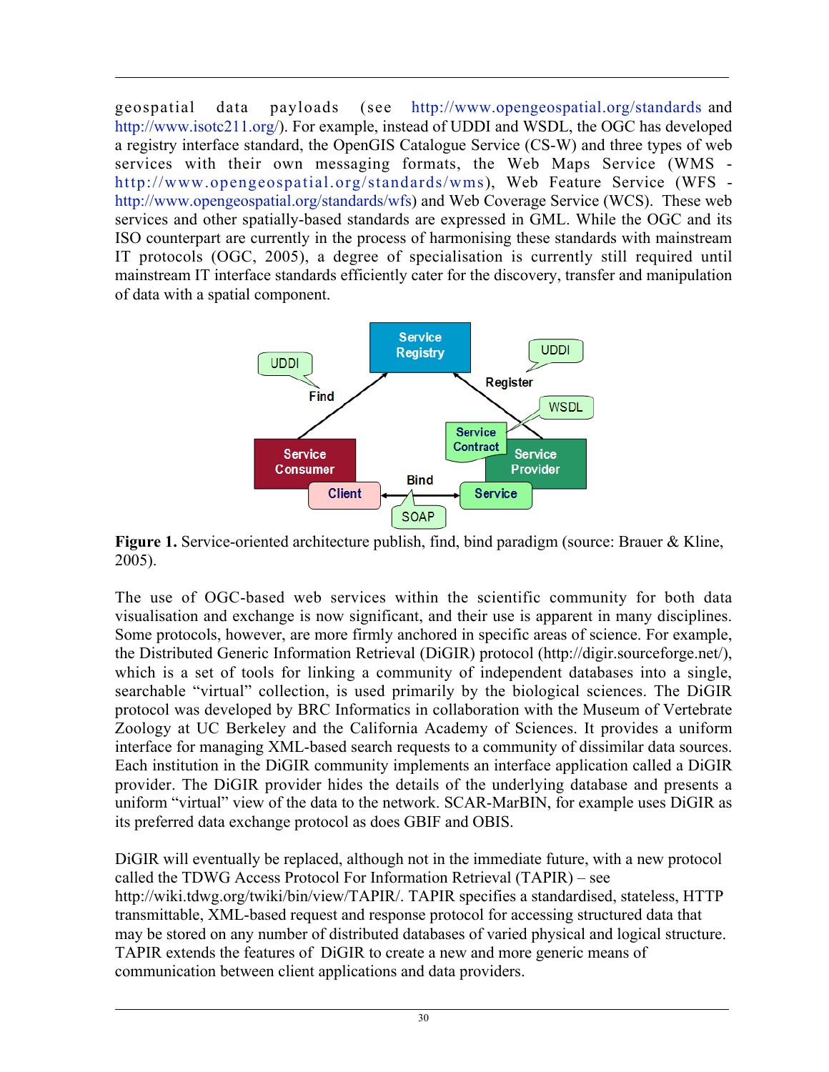geospatial data payloads (see http://www.opengeospatial.org/standards and http://www.isotc211.org/). For example, instead of UDDI and WSDL, the OGC has developed a registry interface standard, the OpenGIS Catalogue Service (CS-W) and three types of web services with their own messaging formats, the Web Maps Service (WMS - http://www.opengeospatial.org/standards/wms), Web Feature Service (WFS - http://www.opengeospatial.org/standards/wfs) and Web Coverage Service (WCS). These web services and other spatially-based standards are expressed in GML. While the OGC and its ISO counterpart are currently in the process of harmonising these standards with mainstream IT protocols (OGC, 2005), a degree of specialisation is currently still required until mainstream IT interface standards efficiently cater for the discovery, transfer and manipulation of data with a spatial component.

**Figure 1.** Service-oriented architecture publish, find, bind paradigm (source: Brauer & Kline, 2005).

The use of OGC-based web services within the scientific community for both data visualisation and exchange is now significant, and their use is apparent in many disciplines. Some protocols, however, are more firmly anchored in specific areas of science. For example, the Distributed Generic Information Retrieval (DiGIR) protocol (http://digir.sourceforge.net/), which is a set of tools for linking a community of independent databases into a single, searchable "virtual" collection, is used primarily by the biological sciences. The DiGIR protocol was developed by BRC Informatics in collaboration with the Museum of Vertebrate Zoology at UC Berkeley and the California Academy of Sciences. It provides a uniform interface for managing XML-based search requests to a community of dissimilar data sources. Each institution in the DiGIR community implements an interface application called a DiGIR provider. The DiGIR provider hides the details of the underlying database and presents a uniform "virtual" view of the data to the network. SCAR-MarBIN, for example uses DiGIR as its preferred data exchange protocol as does GBIF and OBIS.

DiGIR will eventually be replaced, although not in the immediate future, with a new protocol called the TDWG Access Protocol For Information Retrieval (TAPIR) – see http://wiki.tdwg.org/twiki/bin/view/TAPIR/. TAPIR specifies a standardised, stateless, HTTP transmittable, XML-based request and response protocol for accessing structured data that may be stored on any number of distributed databases of varied physical and logical structure. TAPIR extends the features of DiGIR to create a new and more generic means of communication between client applications and data providers.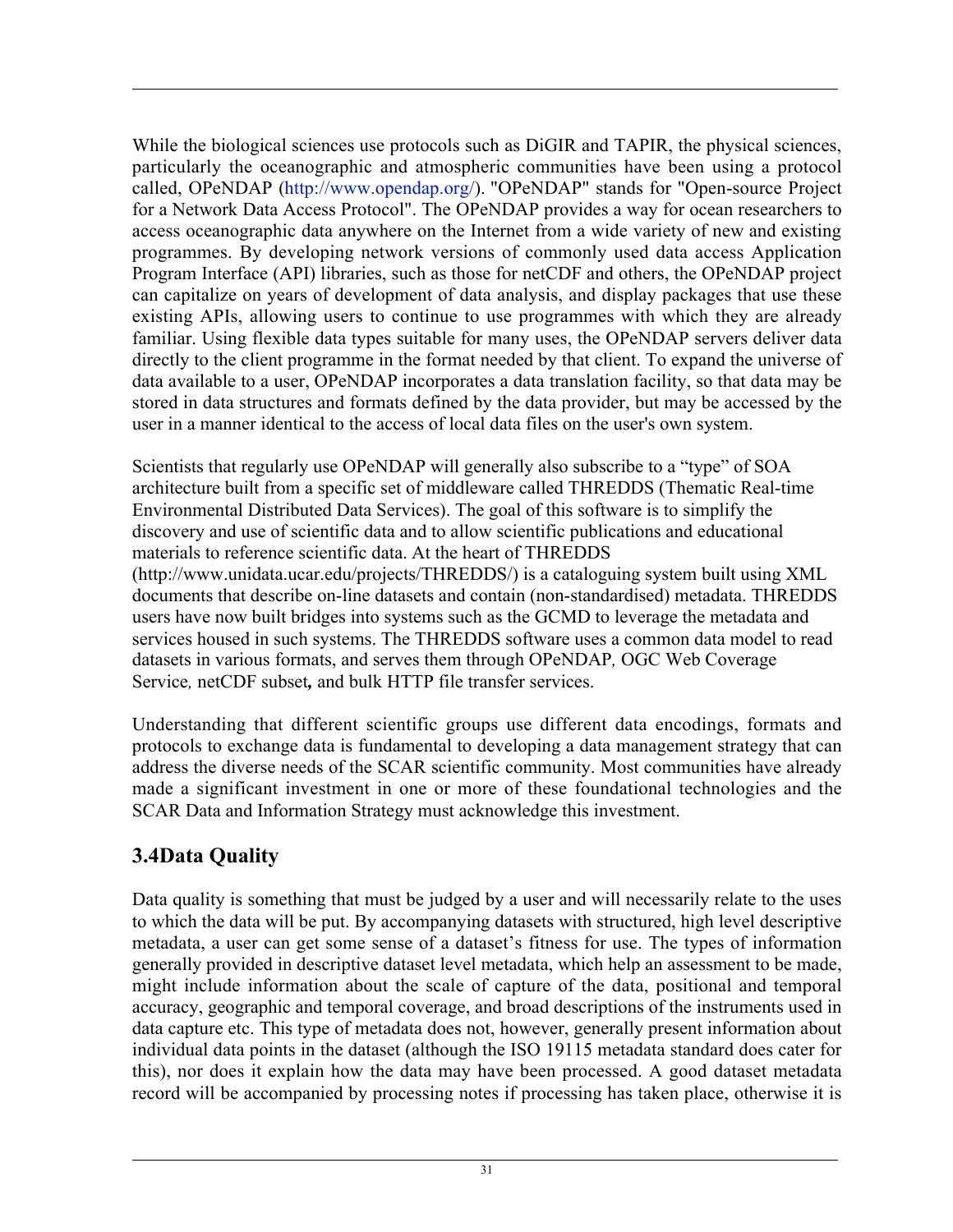While the biological sciences use protocols such as DiGIR and TAPIR, the physical sciences, particularly the oceanographic and atmospheric communities have been using a protocol called, OPeNDAP (http://www.opendap.org/). "OPeNDAP" stands for "Open-source Project for a Network Data Access Protocol". The OPeNDAP provides a way for ocean researchers to access oceanographic data anywhere on the Internet from a wide variety of new and existing programmes. By developing network versions of commonly used data access Application Program Interface (API) libraries, such as those for netCDF and others, the OPeNDAP project can capitalize on years of development of data analysis, and display packages that use these existing APIs, allowing users to continue to use programmes with which they are already familiar. Using flexible data types suitable for many uses, the OPeNDAP servers deliver data directly to the client programme in the format needed by that client. To expand the universe of data available to a user, OPeNDAP incorporates a data translation facility, so that data may be stored in data structures and formats defined by the data provider, but may be accessed by the user in a manner identical to the access of local data files on the user's own system.

Scientists that regularly use OPeNDAP will generally also subscribe to a "type" of SOA architecture built from a specific set of middleware called THREDDS (Thematic Real-time Environmental Distributed Data Services). The goal of this software is to simplify the discovery and use of scientific data and to allow scientific publications and educational materials to reference scientific data. At the heart of THREDDS (http://www.unidata.ucar.edu/projects/THREDDS/) is a cataloguing system built using XML documents that describe on-line datasets and contain (non-standardised) metadata. THREDDS users have now built bridges into systems such as the GCMD to leverage the metadata and services housed in such systems. The THREDDS software uses a common data model to read datasets in various formats, and serves them through OPeNDAP*,* OGC Web Coverage Service*,* netCDF subset***,*** and bulk HTTP file transfer services.

Understanding that different scientific groups use different data encodings, formats and protocols to exchange data is fundamental to developing a data management strategy that can address the diverse needs of the SCAR scientific community. Most communities have already made a significant investment in one or more of these foundational technologies and the SCAR Data and Information Strategy must acknowledge this investment.

## 3.4Data Quality

Data quality is something that must be judged by a user and will necessarily relate to the uses to which the data will be put. By accompanying datasets with structured, high level descriptive metadata, a user can get some sense of a dataset's fitness for use. The types of information generally provided in descriptive dataset level metadata, which help an assessment to be made, might include information about the scale of capture of the data, positional and temporal accuracy, geographic and temporal coverage, and broad descriptions of the instruments used in data capture etc. This type of metadata does not, however, generally present information about individual data points in the dataset (although the ISO 19115 metadata standard does cater for this), nor does it explain how the data may have been processed. A good dataset metadata record will be accompanied by processing notes if processing has taken place, otherwise it is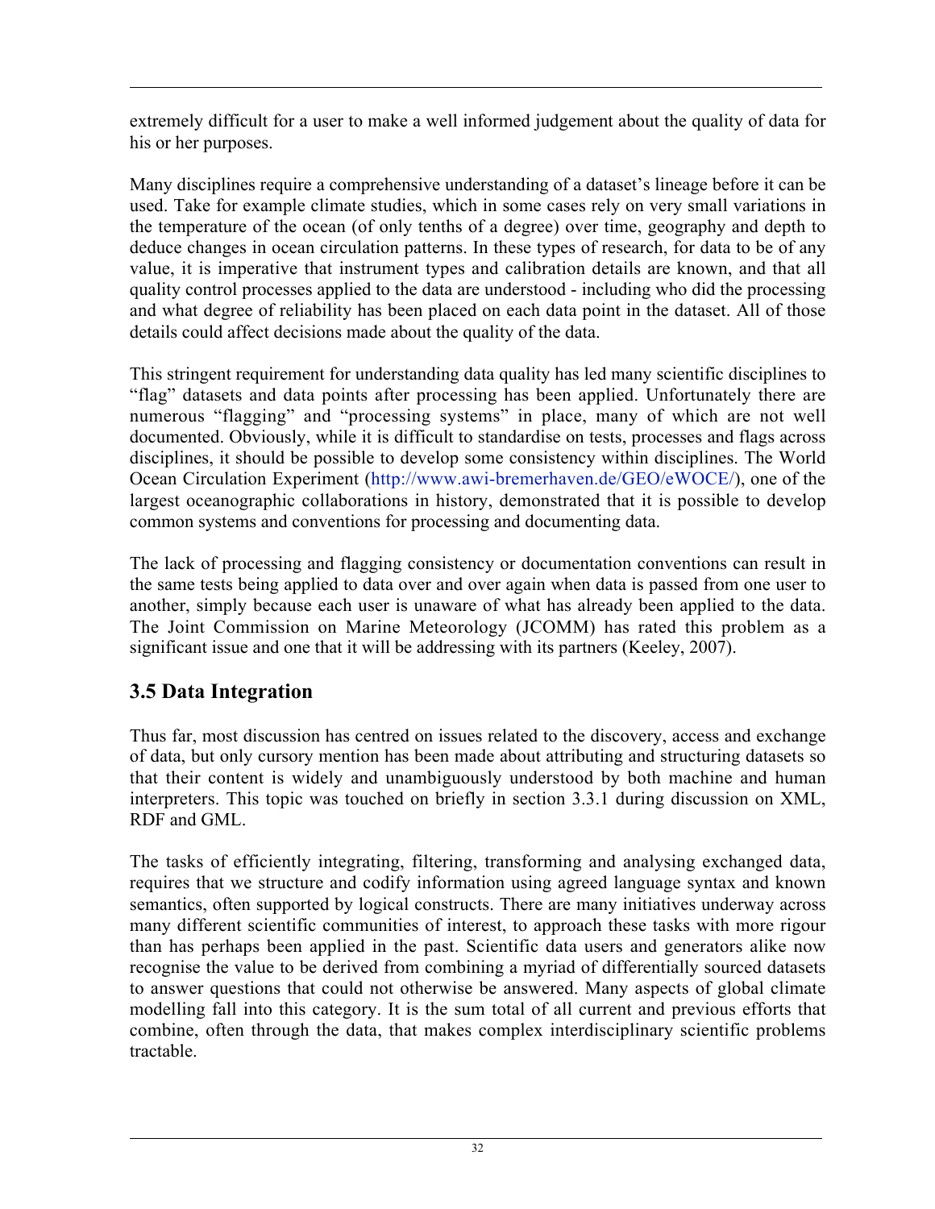extremely difficult for a user to make a well informed judgement about the quality of data for his or her purposes.

Many disciplines require a comprehensive understanding of a dataset's lineage before it can be used. Take for example climate studies, which in some cases rely on very small variations in the temperature of the ocean (of only tenths of a degree) over time, geography and depth to deduce changes in ocean circulation patterns. In these types of research, for data to be of any value, it is imperative that instrument types and calibration details are known, and that all quality control processes applied to the data are understood - including who did the processing and what degree of reliability has been placed on each data point in the dataset. All of those details could affect decisions made about the quality of the data.

This stringent requirement for understanding data quality has led many scientific disciplines to "flag" datasets and data points after processing has been applied. Unfortunately there are numerous "flagging" and "processing systems" in place, many of which are not well documented. Obviously, while it is difficult to standardise on tests, processes and flags across disciplines, it should be possible to develop some consistency within disciplines. The World Ocean Circulation Experiment (http://www.awi-bremerhaven.de/GEO/eWOCE/), one of the largest oceanographic collaborations in history, demonstrated that it is possible to develop common systems and conventions for processing and documenting data.

The lack of processing and flagging consistency or documentation conventions can result in the same tests being applied to data over and over again when data is passed from one user to another, simply because each user is unaware of what has already been applied to the data. The Joint Commission on Marine Meteorology (JCOMM) has rated this problem as a significant issue and one that it will be addressing with its partners (Keeley, 2007).

## 3.5 Data Integration

Thus far, most discussion has centred on issues related to the discovery, access and exchange of data, but only cursory mention has been made about attributing and structuring datasets so that their content is widely and unambiguously understood by both machine and human interpreters. This topic was touched on briefly in section 3.3.1 during discussion on XML, RDF and GML.

The tasks of efficiently integrating, filtering, transforming and analysing exchanged data, requires that we structure and codify information using agreed language syntax and known semantics, often supported by logical constructs. There are many initiatives underway across many different scientific communities of interest, to approach these tasks with more rigour than has perhaps been applied in the past. Scientific data users and generators alike now recognise the value to be derived from combining a myriad of differentially sourced datasets to answer questions that could not otherwise be answered. Many aspects of global climate modelling fall into this category. It is the sum total of all current and previous efforts that combine, often through the data, that makes complex interdisciplinary scientific problems tractable.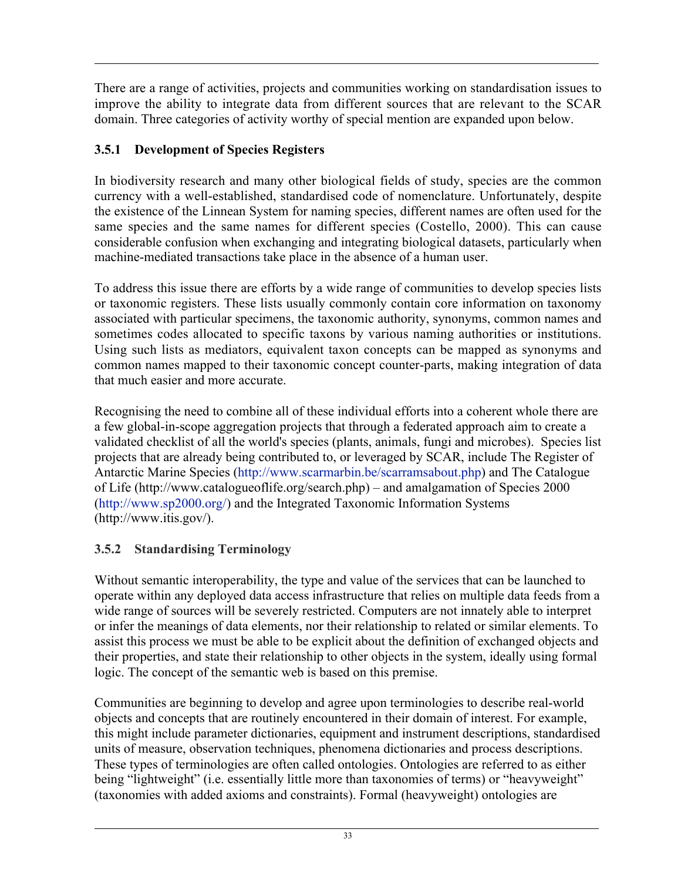There are a range of activities, projects and communities working on standardisation issues to improve the ability to integrate data from different sources that are relevant to the SCAR domain. Three categories of activity worthy of special mention are expanded upon below.

### 3.5.1 Development of Species Registers

In biodiversity research and many other biological fields of study, species are the common currency with a well-established, standardised code of nomenclature. Unfortunately, despite the existence of the Linnean System for naming species, different names are often used for the same species and the same names for different species (Costello, 2000). This can cause considerable confusion when exchanging and integrating biological datasets, particularly when machine-mediated transactions take place in the absence of a human user.

To address this issue there are efforts by a wide range of communities to develop species lists or taxonomic registers. These lists usually commonly contain core information on taxonomy associated with particular specimens, the taxonomic authority, synonyms, common names and sometimes codes allocated to specific taxons by various naming authorities or institutions. Using such lists as mediators, equivalent taxon concepts can be mapped as synonyms and common names mapped to their taxonomic concept counter-parts, making integration of data that much easier and more accurate.

Recognising the need to combine all of these individual efforts into a coherent whole there are a few global-in-scope aggregation projects that through a federated approach aim to create a validated checklist of all the world's species (plants, animals, fungi and microbes). Species list projects that are already being contributed to, or leveraged by SCAR, include The Register of Antarctic Marine Species (http://www.scarmarbin.be/scarramsabout.php) and The Catalogue of Life (http://www.catalogueoflife.org/search.php) – and amalgamation of Species 2000 (http://www.sp2000.org/) and the Integrated Taxonomic Information Systems (http://www.itis.gov/).

### 3.5.2 Standardising Terminology

Without semantic interoperability, the type and value of the services that can be launched to operate within any deployed data access infrastructure that relies on multiple data feeds from a wide range of sources will be severely restricted. Computers are not innately able to interpret or infer the meanings of data elements, nor their relationship to related or similar elements. To assist this process we must be able to be explicit about the definition of exchanged objects and their properties, and state their relationship to other objects in the system, ideally using formal logic. The concept of the semantic web is based on this premise.

Communities are beginning to develop and agree upon terminologies to describe real-world objects and concepts that are routinely encountered in their domain of interest. For example, this might include parameter dictionaries, equipment and instrument descriptions, standardised units of measure, observation techniques, phenomena dictionaries and process descriptions. These types of terminologies are often called ontologies. Ontologies are referred to as either being "lightweight" (i.e. essentially little more than taxonomies of terms) or "heavyweight" (taxonomies with added axioms and constraints). Formal (heavyweight) ontologies are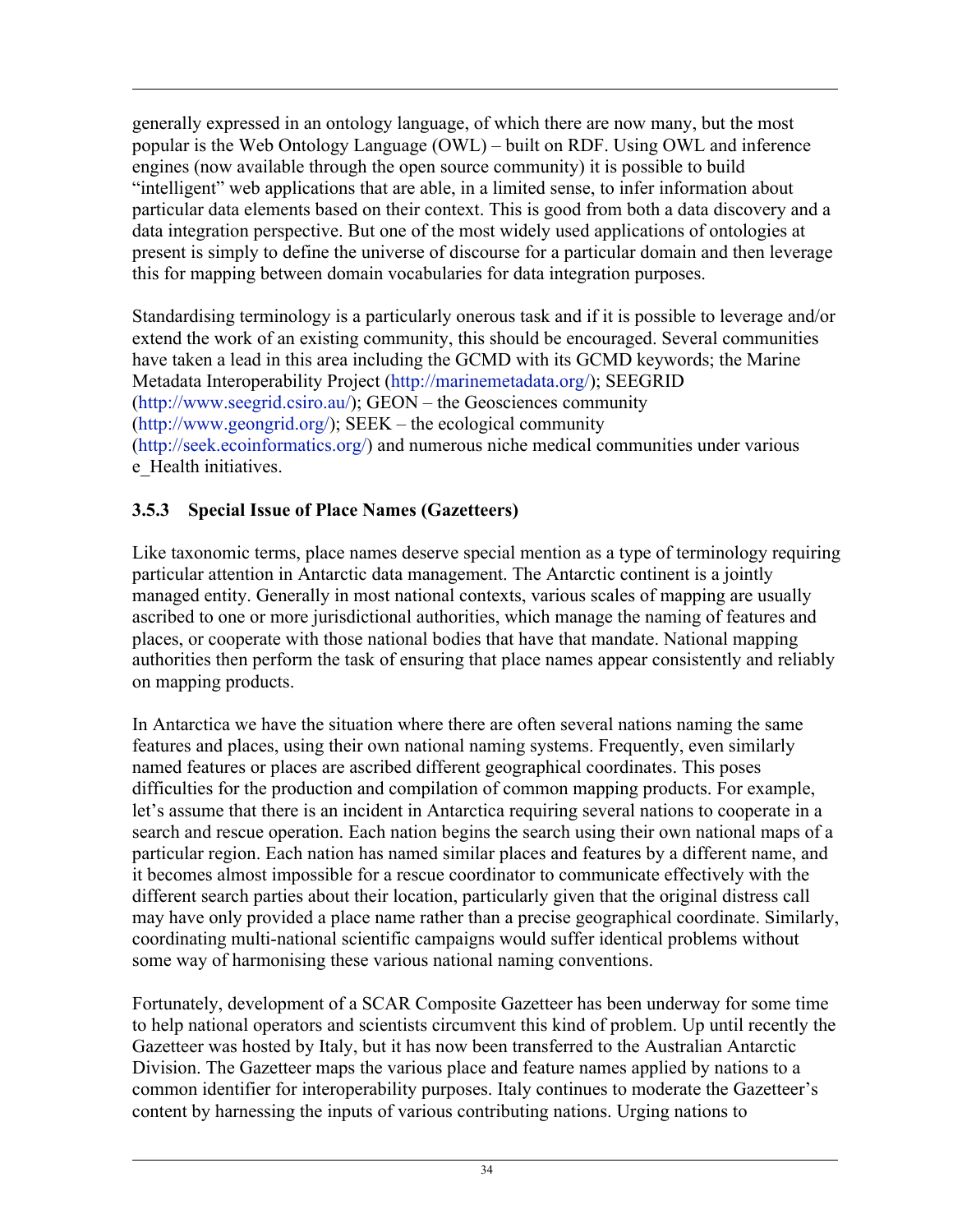generally expressed in an ontology language, of which there are now many, but the most popular is the Web Ontology Language (OWL) – built on RDF. Using OWL and inference engines (now available through the open source community) it is possible to build "intelligent" web applications that are able, in a limited sense, to infer information about particular data elements based on their context. This is good from both a data discovery and a data integration perspective. But one of the most widely used applications of ontologies at present is simply to define the universe of discourse for a particular domain and then leverage this for mapping between domain vocabularies for data integration purposes.

Standardising terminology is a particularly onerous task and if it is possible to leverage and/or extend the work of an existing community, this should be encouraged. Several communities have taken a lead in this area including the GCMD with its GCMD keywords; the Marine Metadata Interoperability Project (http://marinemetadata.org/); SEEGRID (http://www.seegrid.csiro.au/); GEON – the Geosciences community (http://www.geongrid.org/); SEEK – the ecological community (http://seek.ecoinformatics.org/) and numerous niche medical communities under various e_Health initiatives.

### 3.5.3 Special Issue of Place Names (Gazetteers)

Like taxonomic terms, place names deserve special mention as a type of terminology requiring particular attention in Antarctic data management. The Antarctic continent is a jointly managed entity. Generally in most national contexts, various scales of mapping are usually ascribed to one or more jurisdictional authorities, which manage the naming of features and places, or cooperate with those national bodies that have that mandate. National mapping authorities then perform the task of ensuring that place names appear consistently and reliably on mapping products.

In Antarctica we have the situation where there are often several nations naming the same features and places, using their own national naming systems. Frequently, even similarly named features or places are ascribed different geographical coordinates. This poses difficulties for the production and compilation of common mapping products. For example, let's assume that there is an incident in Antarctica requiring several nations to cooperate in a search and rescue operation. Each nation begins the search using their own national maps of a particular region. Each nation has named similar places and features by a different name, and it becomes almost impossible for a rescue coordinator to communicate effectively with the different search parties about their location, particularly given that the original distress call may have only provided a place name rather than a precise geographical coordinate. Similarly, coordinating multi-national scientific campaigns would suffer identical problems without some way of harmonising these various national naming conventions.

Fortunately, development of a SCAR Composite Gazetteer has been underway for some time to help national operators and scientists circumvent this kind of problem. Up until recently the Gazetteer was hosted by Italy, but it has now been transferred to the Australian Antarctic Division. The Gazetteer maps the various place and feature names applied by nations to a common identifier for interoperability purposes. Italy continues to moderate the Gazetteer's content by harnessing the inputs of various contributing nations. Urging nations to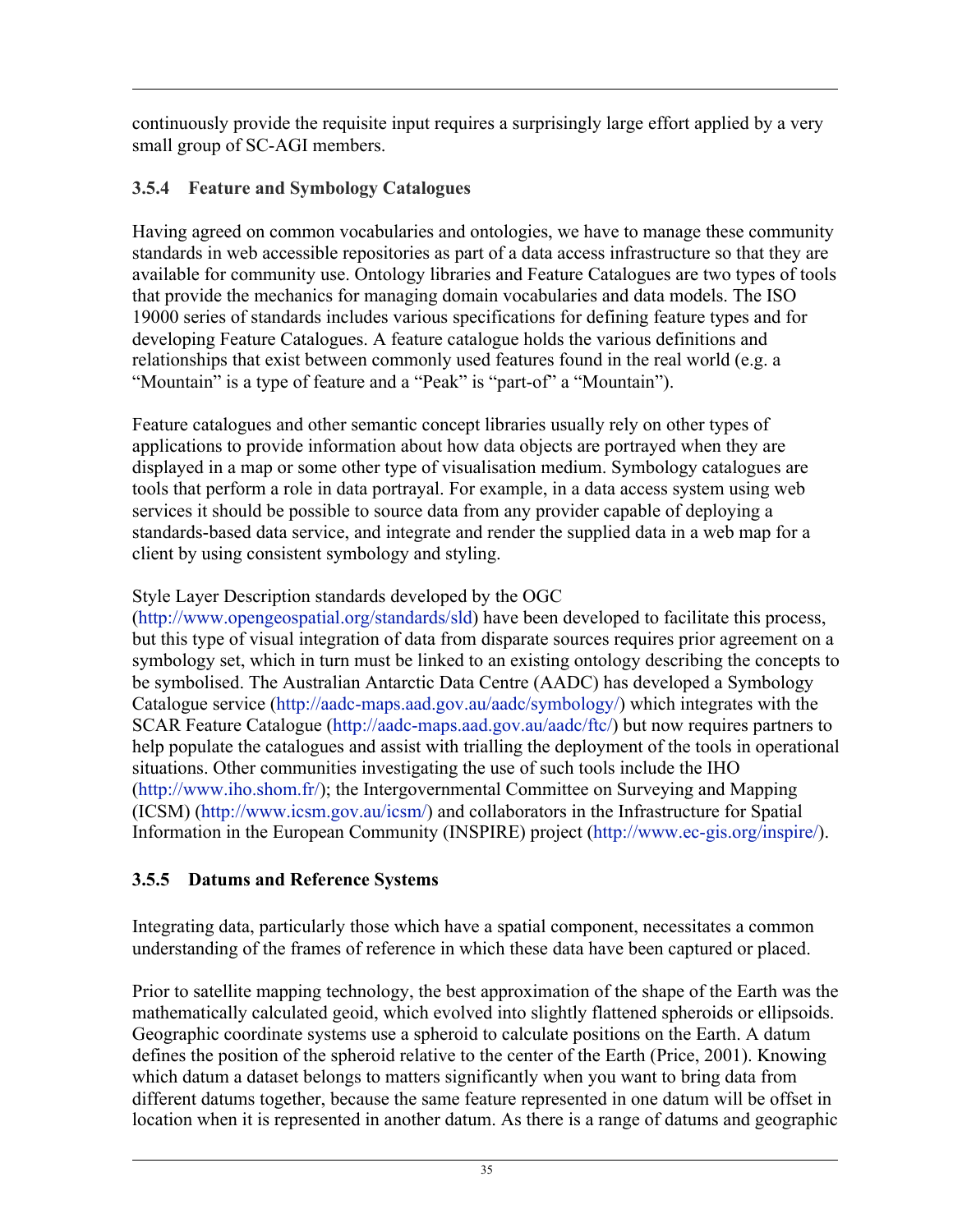continuously provide the requisite input requires a surprisingly large effort applied by a very small group of SC-AGI members.

### 3.5.4 Feature and Symbology Catalogues

Having agreed on common vocabularies and ontologies, we have to manage these community standards in web accessible repositories as part of a data access infrastructure so that they are available for community use. Ontology libraries and Feature Catalogues are two types of tools that provide the mechanics for managing domain vocabularies and data models. The ISO 19000 series of standards includes various specifications for defining feature types and for developing Feature Catalogues. A feature catalogue holds the various definitions and relationships that exist between commonly used features found in the real world (e.g. a "Mountain" is a type of feature and a "Peak" is "part-of" a "Mountain").

Feature catalogues and other semantic concept libraries usually rely on other types of applications to provide information about how data objects are portrayed when they are displayed in a map or some other type of visualisation medium. Symbology catalogues are tools that perform a role in data portrayal. For example, in a data access system using web services it should be possible to source data from any provider capable of deploying a standards-based data service, and integrate and render the supplied data in a web map for a client by using consistent symbology and styling.

Style Layer Description standards developed by the OGC (http://www.opengeospatial.org/standards/sld) have been developed to facilitate this process, but this type of visual integration of data from disparate sources requires prior agreement on a symbology set, which in turn must be linked to an existing ontology describing the concepts to be symbolised. The Australian Antarctic Data Centre (AADC) has developed a Symbology Catalogue service (http://aadc-maps.aad.gov.au/aadc/symbology/) which integrates with the SCAR Feature Catalogue (http://aadc-maps.aad.gov.au/aadc/ftc/) but now requires partners to help populate the catalogues and assist with trialling the deployment of the tools in operational situations. Other communities investigating the use of such tools include the IHO (http://www.iho.shom.fr/); the Intergovernmental Committee on Surveying and Mapping (ICSM) (http://www.icsm.gov.au/icsm/) and collaborators in the Infrastructure for Spatial Information in the European Community (INSPIRE) project (http://www.ec-gis.org/inspire/).

### 3.5.5 Datums and Reference Systems

Integrating data, particularly those which have a spatial component, necessitates a common understanding of the frames of reference in which these data have been captured or placed.

Prior to satellite mapping technology, the best approximation of the shape of the Earth was the mathematically calculated geoid, which evolved into slightly flattened spheroids or ellipsoids. Geographic coordinate systems use a spheroid to calculate positions on the Earth. A datum defines the position of the spheroid relative to the center of the Earth (Price, 2001). Knowing which datum a dataset belongs to matters significantly when you want to bring data from different datums together, because the same feature represented in one datum will be offset in location when it is represented in another datum. As there is a range of datums and geographic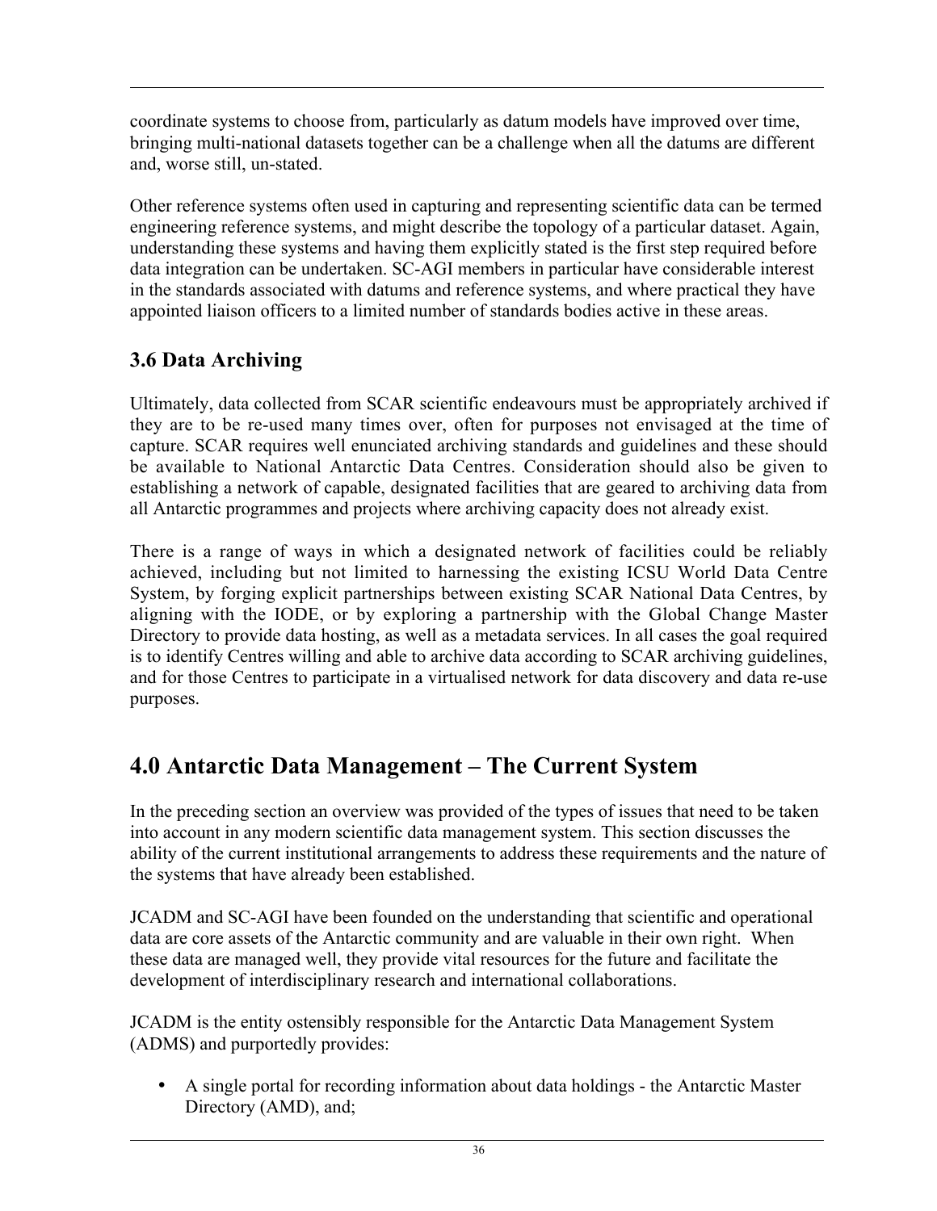coordinate systems to choose from, particularly as datum models have improved over time, bringing multi-national datasets together can be a challenge when all the datums are different and, worse still, un-stated.

Other reference systems often used in capturing and representing scientific data can be termed engineering reference systems, and might describe the topology of a particular dataset. Again, understanding these systems and having them explicitly stated is the first step required before data integration can be undertaken. SC-AGI members in particular have considerable interest in the standards associated with datums and reference systems, and where practical they have appointed liaison officers to a limited number of standards bodies active in these areas.

### 3.6 Data Archiving

Ultimately, data collected from SCAR scientific endeavours must be appropriately archived if they are to be re-used many times over, often for purposes not envisaged at the time of capture. SCAR requires well enunciated archiving standards and guidelines and these should be available to National Antarctic Data Centres. Consideration should also be given to establishing a network of capable, designated facilities that are geared to archiving data from all Antarctic programmes and projects where archiving capacity does not already exist.

There is a range of ways in which a designated network of facilities could be reliably achieved, including but not limited to harnessing the existing ICSU World Data Centre System, by forging explicit partnerships between existing SCAR National Data Centres, by aligning with the IODE, or by exploring a partnership with the Global Change Master Directory to provide data hosting, as well as a metadata services. In all cases the goal required is to identify Centres willing and able to archive data according to SCAR archiving guidelines, and for those Centres to participate in a virtualised network for data discovery and data re-use purposes.

## 4.0 Antarctic Data Management – The Current System

In the preceding section an overview was provided of the types of issues that need to be taken into account in any modern scientific data management system. This section discusses the ability of the current institutional arrangements to address these requirements and the nature of the systems that have already been established.

JCADM and SC-AGI have been founded on the understanding that scientific and operational data are core assets of the Antarctic community and are valuable in their own right. When these data are managed well, they provide vital resources for the future and facilitate the development of interdisciplinary research and international collaborations.

JCADM is the entity ostensibly responsible for the Antarctic Data Management System (ADMS) and purportedly provides:

- A single portal for recording information about data holdings - the Antarctic Master Directory (AMD), and;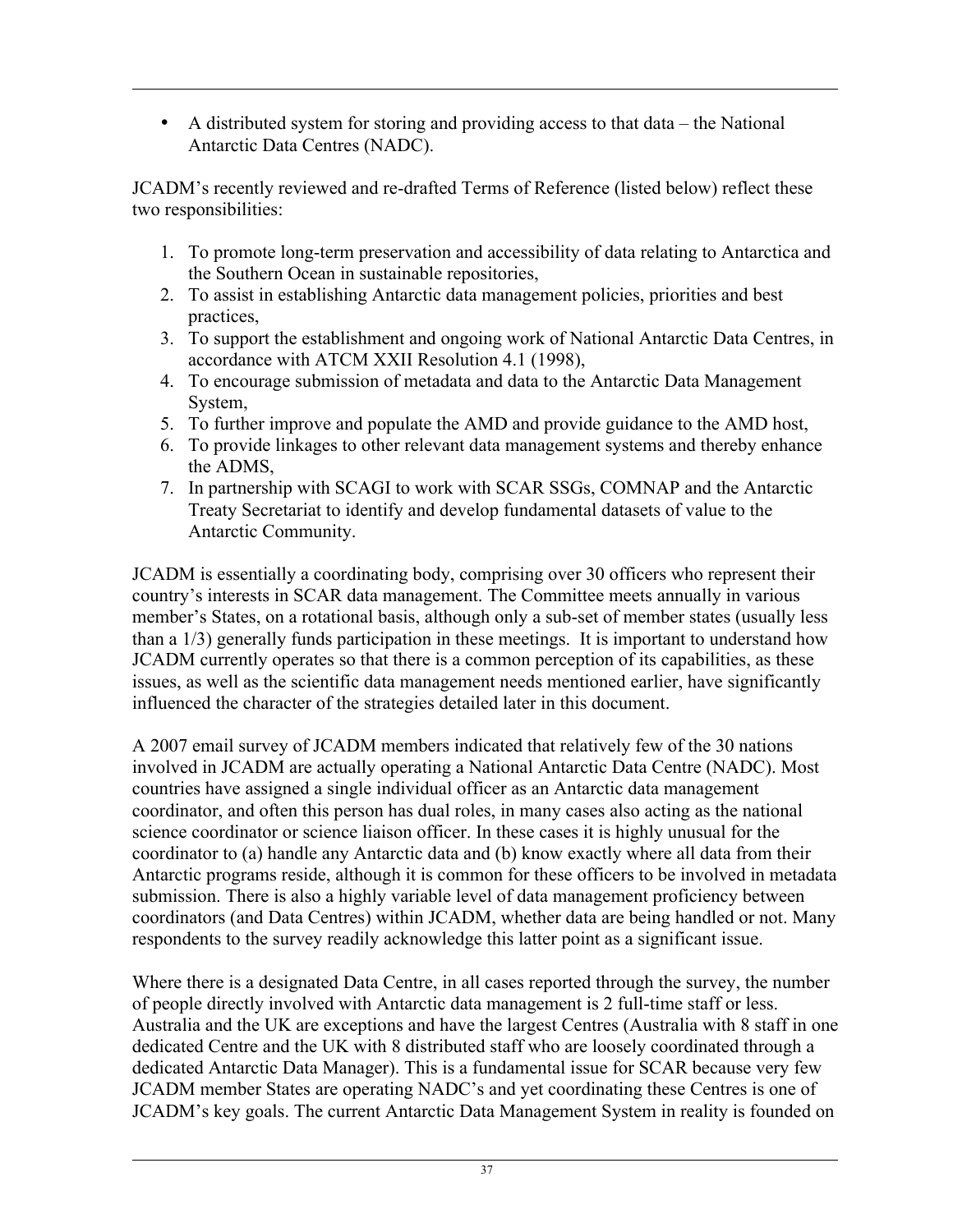- A distributed system for storing and providing access to that data – the National Antarctic Data Centres (NADC).

JCADM's recently reviewed and re-drafted Terms of Reference (listed below) reflect these two responsibilities:

1. To promote long-term preservation and accessibility of data relating to Antarctica and the Southern Ocean in sustainable repositories,
2. To assist in establishing Antarctic data management policies, priorities and best practices,
3. To support the establishment and ongoing work of National Antarctic Data Centres, in accordance with ATCM XXII Resolution 4.1 (1998),
4. To encourage submission of metadata and data to the Antarctic Data Management System,
5. To further improve and populate the AMD and provide guidance to the AMD host,
6. To provide linkages to other relevant data management systems and thereby enhance the ADMS,
7. In partnership with SCAGI to work with SCAR SSGs, COMNAP and the Antarctic Treaty Secretariat to identify and develop fundamental datasets of value to the Antarctic Community.

JCADM is essentially a coordinating body, comprising over 30 officers who represent their country's interests in SCAR data management. The Committee meets annually in various member's States, on a rotational basis, although only a sub-set of member states (usually less than a 1/3) generally funds participation in these meetings. It is important to understand how JCADM currently operates so that there is a common perception of its capabilities, as these issues, as well as the scientific data management needs mentioned earlier, have significantly influenced the character of the strategies detailed later in this document.

A 2007 email survey of JCADM members indicated that relatively few of the 30 nations involved in JCADM are actually operating a National Antarctic Data Centre (NADC). Most countries have assigned a single individual officer as an Antarctic data management coordinator, and often this person has dual roles, in many cases also acting as the national science coordinator or science liaison officer. In these cases it is highly unusual for the coordinator to (a) handle any Antarctic data and (b) know exactly where all data from their Antarctic programs reside, although it is common for these officers to be involved in metadata submission. There is also a highly variable level of data management proficiency between coordinators (and Data Centres) within JCADM, whether data are being handled or not. Many respondents to the survey readily acknowledge this latter point as a significant issue.

Where there is a designated Data Centre, in all cases reported through the survey, the number of people directly involved with Antarctic data management is 2 full-time staff or less. Australia and the UK are exceptions and have the largest Centres (Australia with 8 staff in one dedicated Centre and the UK with 8 distributed staff who are loosely coordinated through a dedicated Antarctic Data Manager). This is a fundamental issue for SCAR because very few JCADM member States are operating NADC's and yet coordinating these Centres is one of JCADM's key goals. The current Antarctic Data Management System in reality is founded on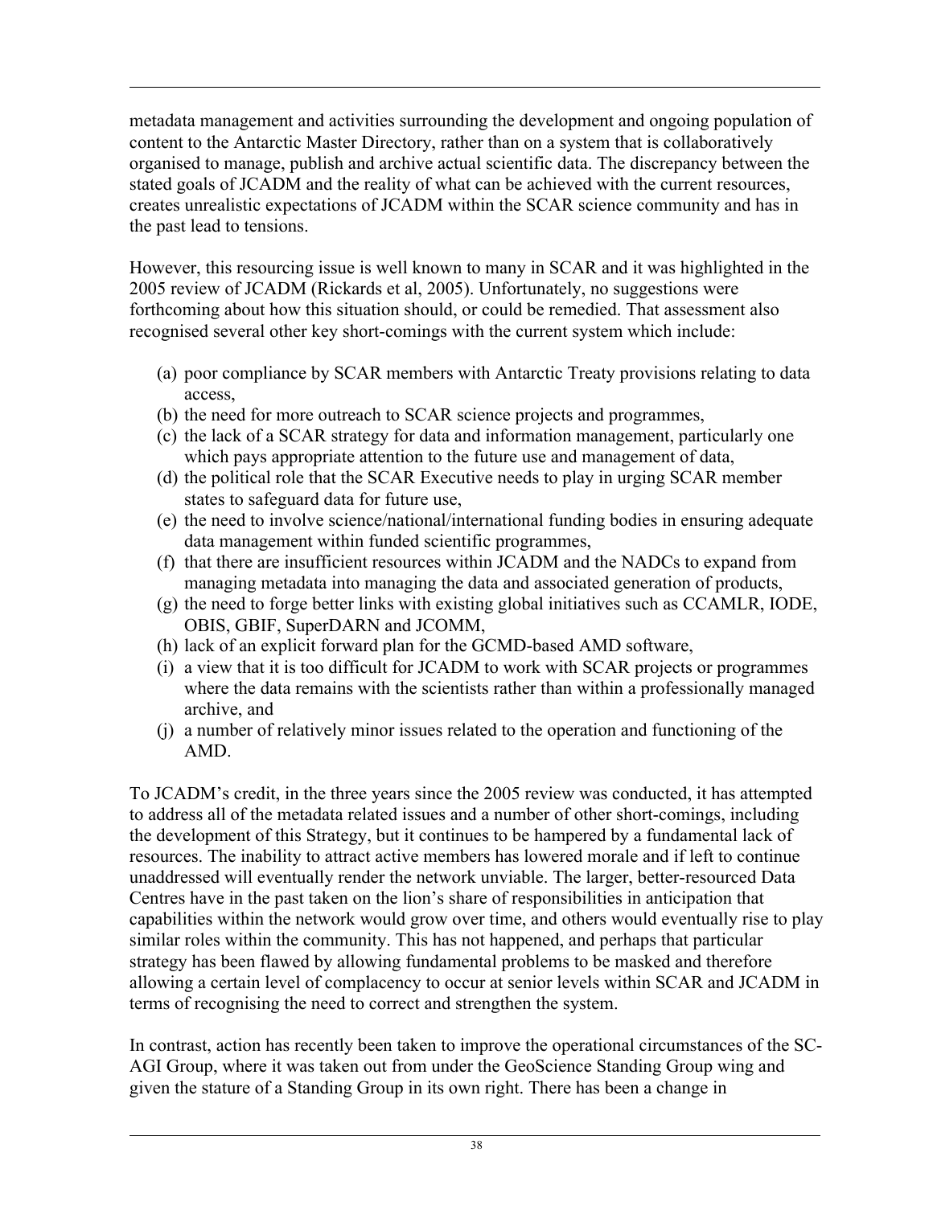metadata management and activities surrounding the development and ongoing population of content to the Antarctic Master Directory, rather than on a system that is collaboratively organised to manage, publish and archive actual scientific data. The discrepancy between the stated goals of JCADM and the reality of what can be achieved with the current resources, creates unrealistic expectations of JCADM within the SCAR science community and has in the past lead to tensions.

However, this resourcing issue is well known to many in SCAR and it was highlighted in the 2005 review of JCADM (Rickards et al, 2005). Unfortunately, no suggestions were forthcoming about how this situation should, or could be remedied. That assessment also recognised several other key short-comings with the current system which include:

(a) poor compliance by SCAR members with Antarctic Treaty provisions relating to data access,
(b) the need for more outreach to SCAR science projects and programmes,
(c) the lack of a SCAR strategy for data and information management, particularly one which pays appropriate attention to the future use and management of data,
(d) the political role that the SCAR Executive needs to play in urging SCAR member states to safeguard data for future use,
(e) the need to involve science/national/international funding bodies in ensuring adequate data management within funded scientific programmes,
(f) that there are insufficient resources within JCADM and the NADCs to expand from managing metadata into managing the data and associated generation of products,
(g) the need to forge better links with existing global initiatives such as CCAMLR, IODE, OBIS, GBIF, SuperDARN and JCOMM,
(h) lack of an explicit forward plan for the GCMD-based AMD software,
(i) a view that it is too difficult for JCADM to work with SCAR projects or programmes where the data remains with the scientists rather than within a professionally managed archive, and
(j) a number of relatively minor issues related to the operation and functioning of the AMD.

To JCADM's credit, in the three years since the 2005 review was conducted, it has attempted to address all of the metadata related issues and a number of other short-comings, including the development of this Strategy, but it continues to be hampered by a fundamental lack of resources. The inability to attract active members has lowered morale and if left to continue unaddressed will eventually render the network unviable. The larger, better-resourced Data Centres have in the past taken on the lion's share of responsibilities in anticipation that capabilities within the network would grow over time, and others would eventually rise to play similar roles within the community. This has not happened, and perhaps that particular strategy has been flawed by allowing fundamental problems to be masked and therefore allowing a certain level of complacency to occur at senior levels within SCAR and JCADM in terms of recognising the need to correct and strengthen the system.

In contrast, action has recently been taken to improve the operational circumstances of the SC-AGI Group, where it was taken out from under the GeoScience Standing Group wing and given the stature of a Standing Group in its own right. There has been a change in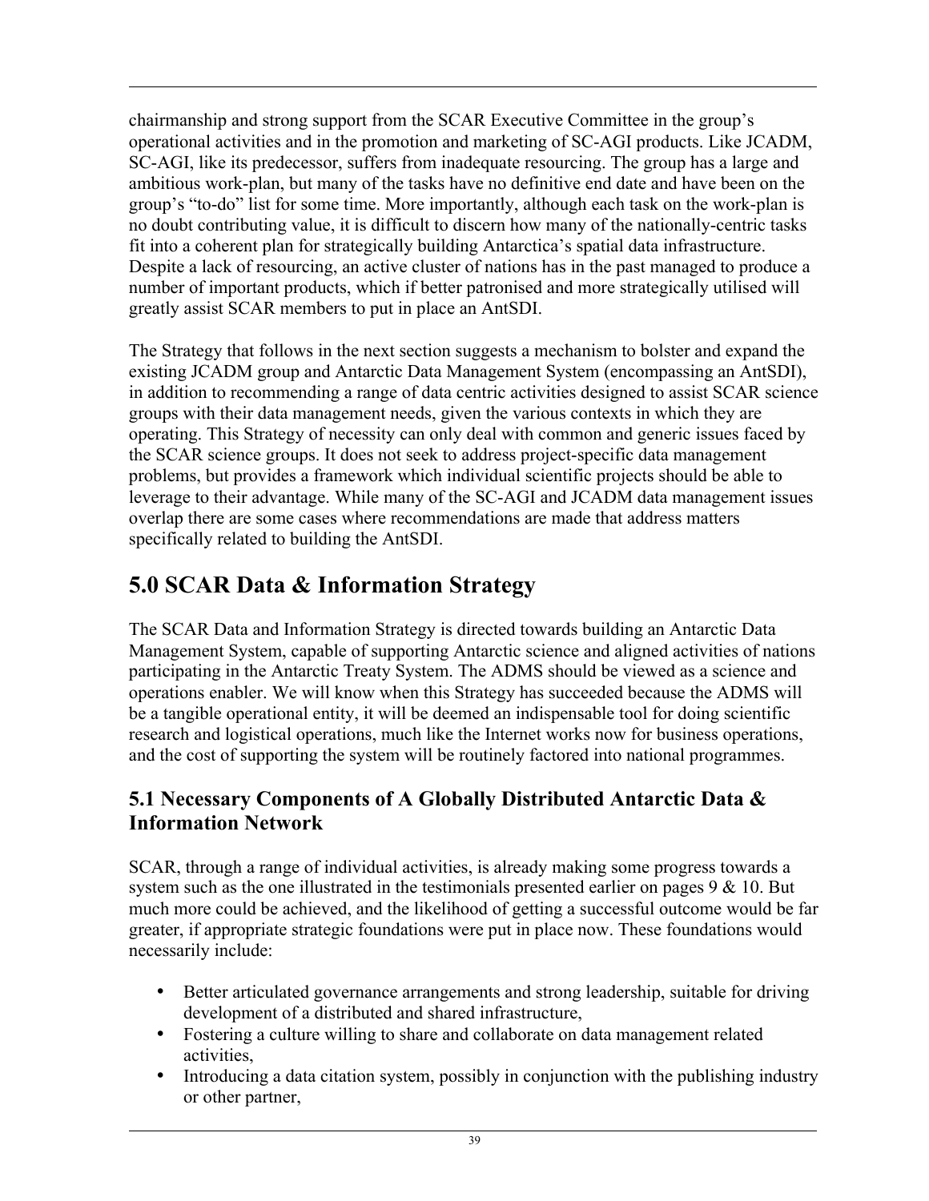chairmanship and strong support from the SCAR Executive Committee in the group's operational activities and in the promotion and marketing of SC-AGI products. Like JCADM, SC-AGI, like its predecessor, suffers from inadequate resourcing. The group has a large and ambitious work-plan, but many of the tasks have no definitive end date and have been on the group's "to-do" list for some time. More importantly, although each task on the work-plan is no doubt contributing value, it is difficult to discern how many of the nationally-centric tasks fit into a coherent plan for strategically building Antarctica's spatial data infrastructure. Despite a lack of resourcing, an active cluster of nations has in the past managed to produce a number of important products, which if better patronised and more strategically utilised will greatly assist SCAR members to put in place an AntSDI.

The Strategy that follows in the next section suggests a mechanism to bolster and expand the existing JCADM group and Antarctic Data Management System (encompassing an AntSDI), in addition to recommending a range of data centric activities designed to assist SCAR science groups with their data management needs, given the various contexts in which they are operating. This Strategy of necessity can only deal with common and generic issues faced by the SCAR science groups. It does not seek to address project-specific data management problems, but provides a framework which individual scientific projects should be able to leverage to their advantage. While many of the SC-AGI and JCADM data management issues overlap there are some cases where recommendations are made that address matters specifically related to building the AntSDI.

# 5.0 SCAR Data & Information Strategy

The SCAR Data and Information Strategy is directed towards building an Antarctic Data Management System, capable of supporting Antarctic science and aligned activities of nations participating in the Antarctic Treaty System. The ADMS should be viewed as a science and operations enabler. We will know when this Strategy has succeeded because the ADMS will be a tangible operational entity, it will be deemed an indispensable tool for doing scientific research and logistical operations, much like the Internet works now for business operations, and the cost of supporting the system will be routinely factored into national programmes.

## 5.1 Necessary Components of A Globally Distributed Antarctic Data & Information Network

SCAR, through a range of individual activities, is already making some progress towards a system such as the one illustrated in the testimonials presented earlier on pages 9 & 10. But much more could be achieved, and the likelihood of getting a successful outcome would be far greater, if appropriate strategic foundations were put in place now. These foundations would necessarily include:

- Better articulated governance arrangements and strong leadership, suitable for driving development of a distributed and shared infrastructure,
- Fostering a culture willing to share and collaborate on data management related activities,
- Introducing a data citation system, possibly in conjunction with the publishing industry or other partner,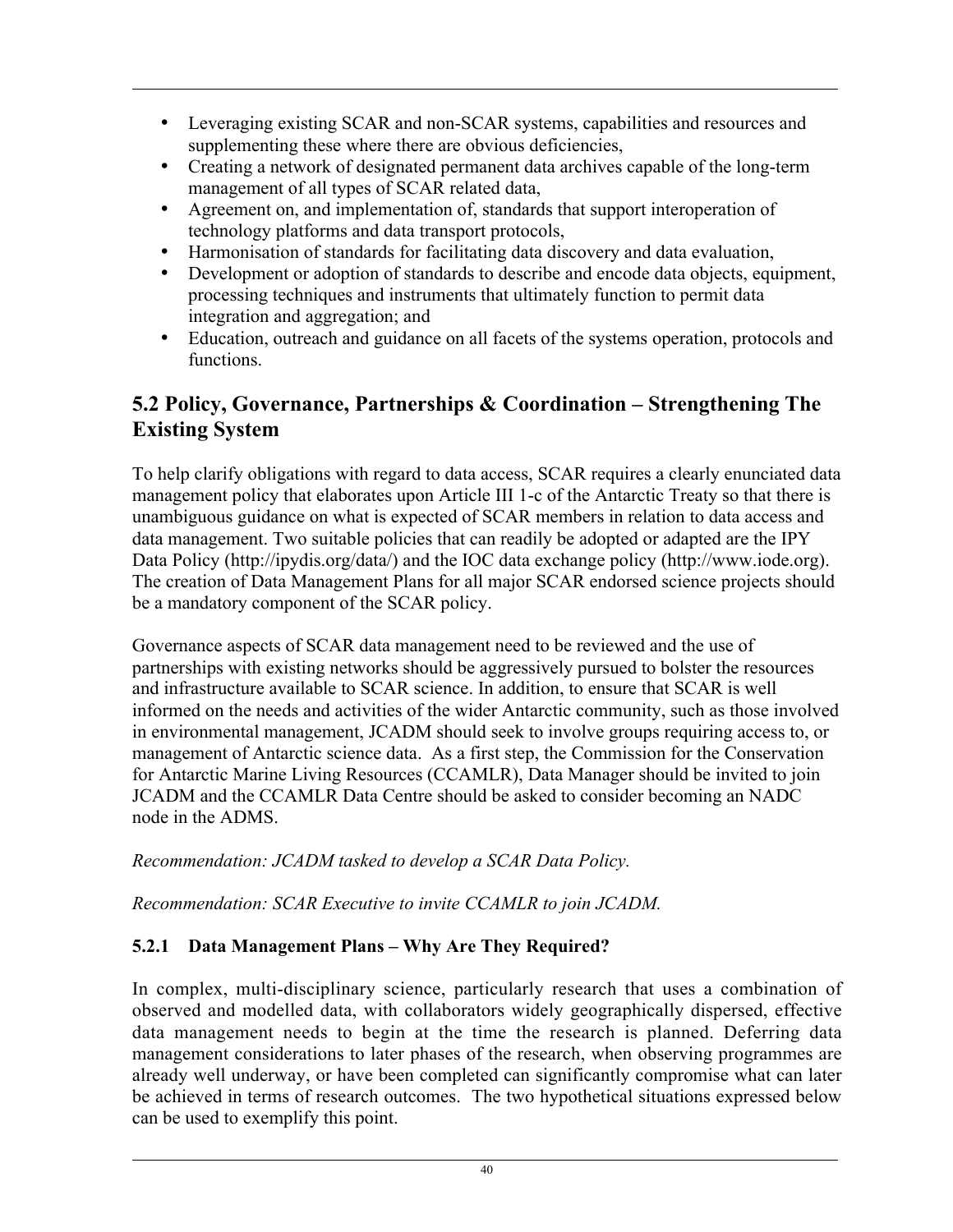- Leveraging existing SCAR and non-SCAR systems, capabilities and resources and supplementing these where there are obvious deficiencies,
- Creating a network of designated permanent data archives capable of the long-term management of all types of SCAR related data,
- Agreement on, and implementation of, standards that support interoperation of technology platforms and data transport protocols,
- Harmonisation of standards for facilitating data discovery and data evaluation,
- Development or adoption of standards to describe and encode data objects, equipment, processing techniques and instruments that ultimately function to permit data integration and aggregation; and
- Education, outreach and guidance on all facets of the systems operation, protocols and functions.

## 5.2 Policy, Governance, Partnerships & Coordination – Strengthening The Existing System

To help clarify obligations with regard to data access, SCAR requires a clearly enunciated data management policy that elaborates upon Article III 1-c of the Antarctic Treaty so that there is unambiguous guidance on what is expected of SCAR members in relation to data access and data management. Two suitable policies that can readily be adopted or adapted are the IPY Data Policy (http://ipydis.org/data/) and the IOC data exchange policy (http://www.iode.org). The creation of Data Management Plans for all major SCAR endorsed science projects should be a mandatory component of the SCAR policy.

Governance aspects of SCAR data management need to be reviewed and the use of partnerships with existing networks should be aggressively pursued to bolster the resources and infrastructure available to SCAR science. In addition, to ensure that SCAR is well informed on the needs and activities of the wider Antarctic community, such as those involved in environmental management, JCADM should seek to involve groups requiring access to, or management of Antarctic science data. As a first step, the Commission for the Conservation for Antarctic Marine Living Resources (CCAMLR), Data Manager should be invited to join JCADM and the CCAMLR Data Centre should be asked to consider becoming an NADC node in the ADMS.

*Recommendation: JCADM tasked to develop a SCAR Data Policy.*

*Recommendation: SCAR Executive to invite CCAMLR to join JCADM.*

### 5.2.1 Data Management Plans – Why Are They Required?

In complex, multi-disciplinary science, particularly research that uses a combination of observed and modelled data, with collaborators widely geographically dispersed, effective data management needs to begin at the time the research is planned. Deferring data management considerations to later phases of the research, when observing programmes are already well underway, or have been completed can significantly compromise what can later be achieved in terms of research outcomes. The two hypothetical situations expressed below can be used to exemplify this point.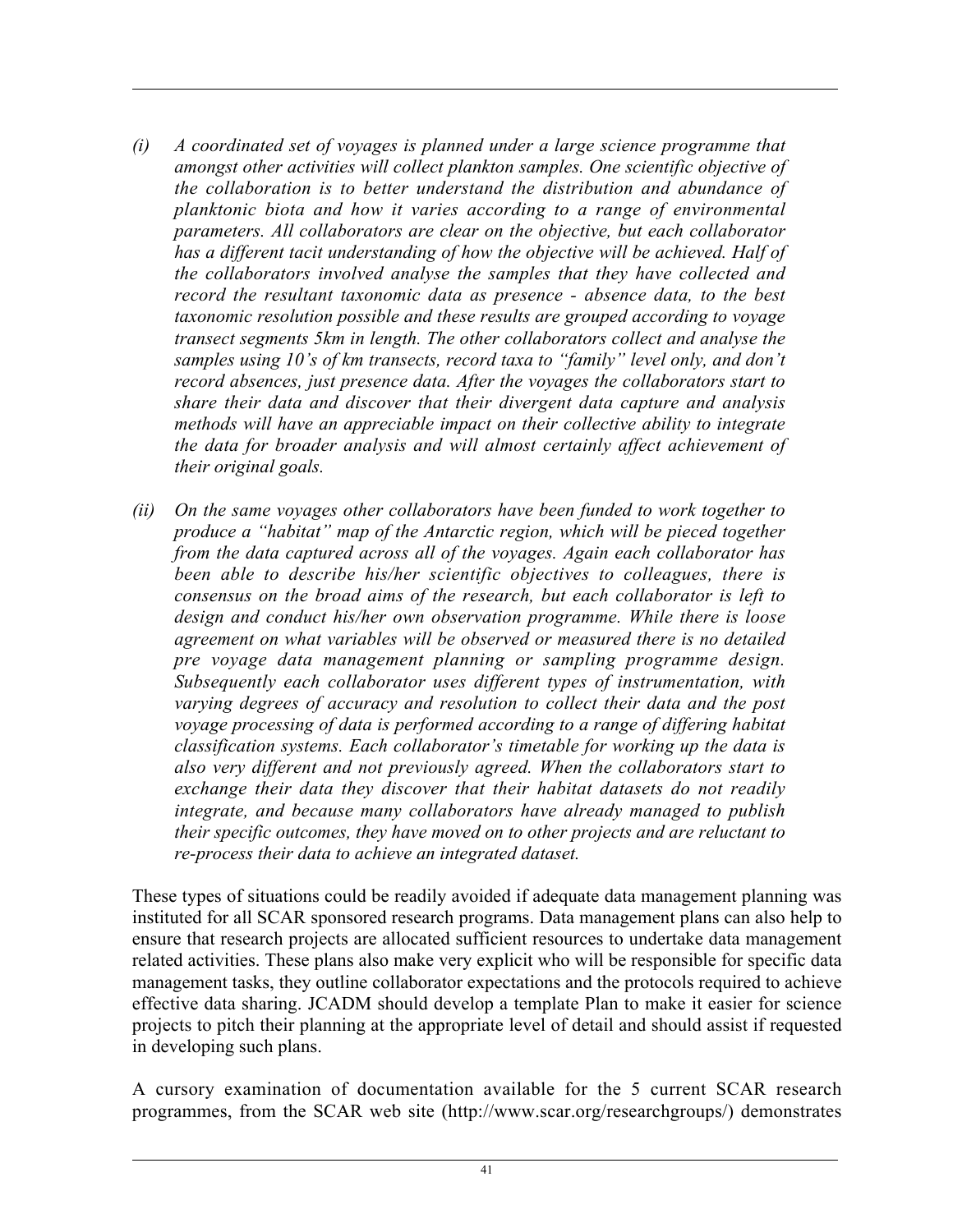*(i) A coordinated set of voyages is planned under a large science programme that amongst other activities will collect plankton samples. One scientific objective of the collaboration is to better understand the distribution and abundance of planktonic biota and how it varies according to a range of environmental parameters. All collaborators are clear on the objective, but each collaborator has a different tacit understanding of how the objective will be achieved. Half of the collaborators involved analyse the samples that they have collected and record the resultant taxonomic data as presence - absence data, to the best taxonomic resolution possible and these results are grouped according to voyage transect segments 5km in length. The other collaborators collect and analyse the samples using 10's of km transects, record taxa to "family" level only, and don't record absences, just presence data. After the voyages the collaborators start to share their data and discover that their divergent data capture and analysis methods will have an appreciable impact on their collective ability to integrate the data for broader analysis and will almost certainly affect achievement of their original goals.*

*(ii) On the same voyages other collaborators have been funded to work together to produce a "habitat" map of the Antarctic region, which will be pieced together from the data captured across all of the voyages. Again each collaborator has been able to describe his/her scientific objectives to colleagues, there is consensus on the broad aims of the research, but each collaborator is left to design and conduct his/her own observation programme. While there is loose agreement on what variables will be observed or measured there is no detailed pre voyage data management planning or sampling programme design. Subsequently each collaborator uses different types of instrumentation, with varying degrees of accuracy and resolution to collect their data and the post voyage processing of data is performed according to a range of differing habitat classification systems. Each collaborator's timetable for working up the data is also very different and not previously agreed. When the collaborators start to exchange their data they discover that their habitat datasets do not readily integrate, and because many collaborators have already managed to publish their specific outcomes, they have moved on to other projects and are reluctant to re-process their data to achieve an integrated dataset.*

These types of situations could be readily avoided if adequate data management planning was instituted for all SCAR sponsored research programs. Data management plans can also help to ensure that research projects are allocated sufficient resources to undertake data management related activities. These plans also make very explicit who will be responsible for specific data management tasks, they outline collaborator expectations and the protocols required to achieve effective data sharing. JCADM should develop a template Plan to make it easier for science projects to pitch their planning at the appropriate level of detail and should assist if requested in developing such plans.

A cursory examination of documentation available for the 5 current SCAR research programmes, from the SCAR web site (http://www.scar.org/researchgroups/) demonstrates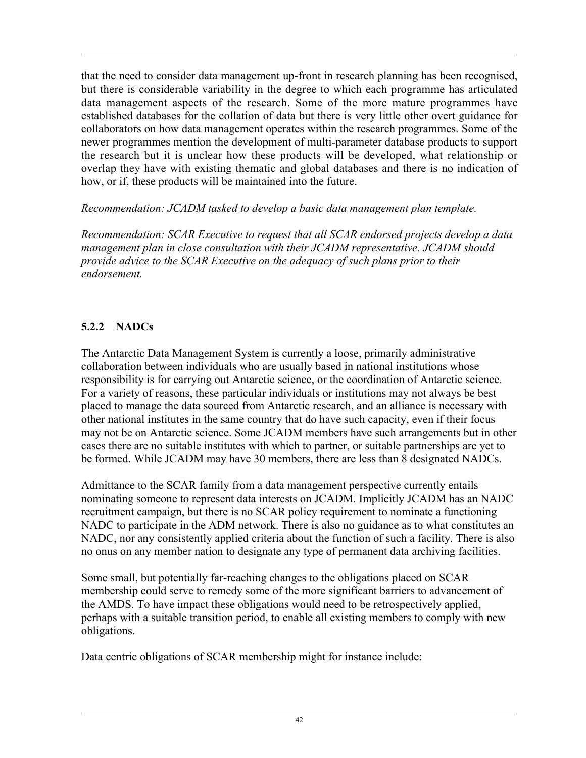that the need to consider data management up-front in research planning has been recognised, but there is considerable variability in the degree to which each programme has articulated data management aspects of the research. Some of the more mature programmes have established databases for the collation of data but there is very little other overt guidance for collaborators on how data management operates within the research programmes. Some of the newer programmes mention the development of multi-parameter database products to support the research but it is unclear how these products will be developed, what relationship or overlap they have with existing thematic and global databases and there is no indication of how, or if, these products will be maintained into the future.

*Recommendation: JCADM tasked to develop a basic data management plan template.*

*Recommendation: SCAR Executive to request that all SCAR endorsed projects develop a data management plan in close consultation with their JCADM representative. JCADM should provide advice to the SCAR Executive on the adequacy of such plans prior to their endorsement.*

### 5.2.2 NADCs

The Antarctic Data Management System is currently a loose, primarily administrative collaboration between individuals who are usually based in national institutions whose responsibility is for carrying out Antarctic science, or the coordination of Antarctic science. For a variety of reasons, these particular individuals or institutions may not always be best placed to manage the data sourced from Antarctic research, and an alliance is necessary with other national institutes in the same country that do have such capacity, even if their focus may not be on Antarctic science. Some JCADM members have such arrangements but in other cases there are no suitable institutes with which to partner, or suitable partnerships are yet to be formed. While JCADM may have 30 members, there are less than 8 designated NADCs.

Admittance to the SCAR family from a data management perspective currently entails nominating someone to represent data interests on JCADM. Implicitly JCADM has an NADC recruitment campaign, but there is no SCAR policy requirement to nominate a functioning NADC to participate in the ADM network. There is also no guidance as to what constitutes an NADC, nor any consistently applied criteria about the function of such a facility. There is also no onus on any member nation to designate any type of permanent data archiving facilities.

Some small, but potentially far-reaching changes to the obligations placed on SCAR membership could serve to remedy some of the more significant barriers to advancement of the AMDS. To have impact these obligations would need to be retrospectively applied, perhaps with a suitable transition period, to enable all existing members to comply with new obligations.

Data centric obligations of SCAR membership might for instance include: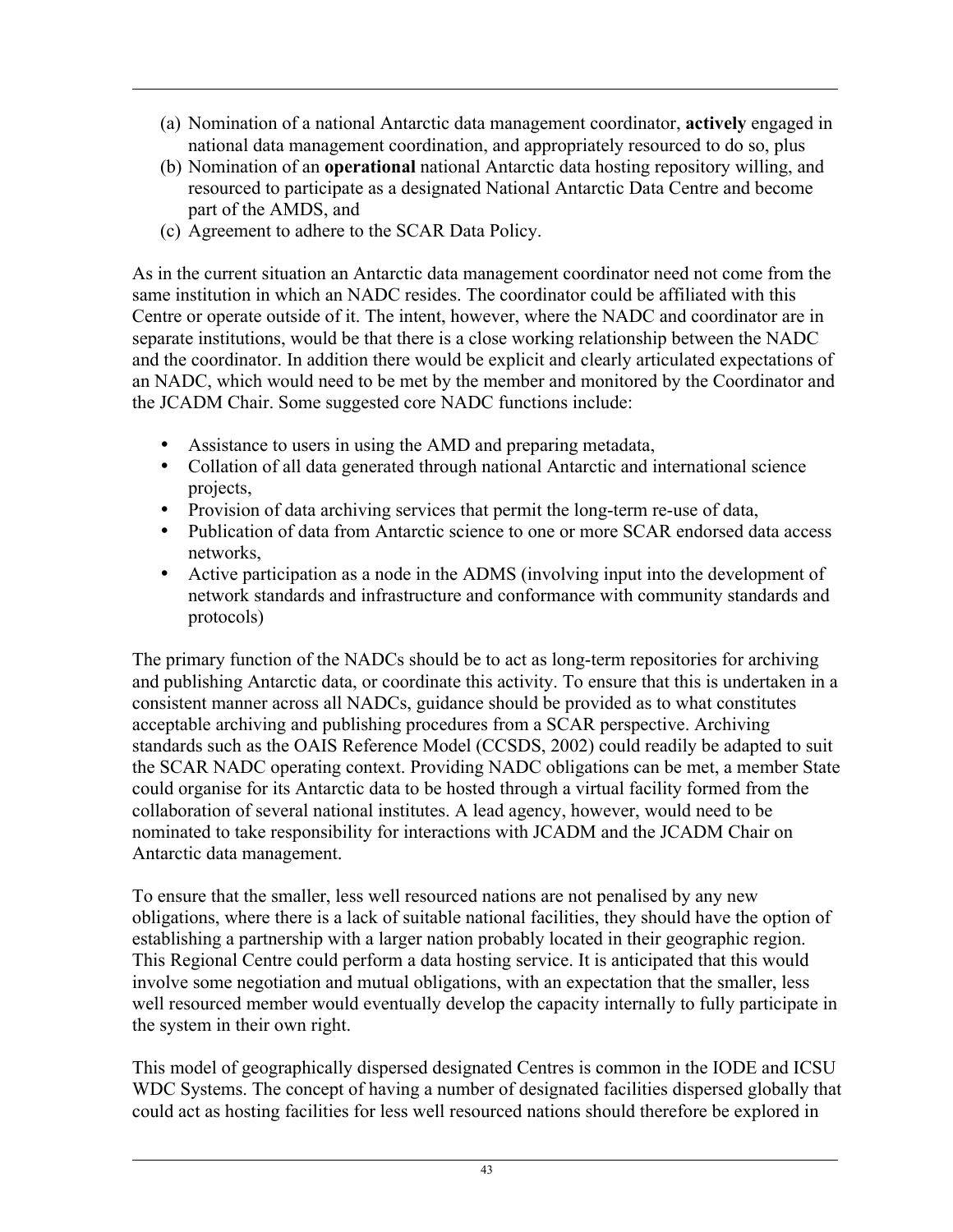(a) Nomination of a national Antarctic data management coordinator, **actively** engaged in national data management coordination, and appropriately resourced to do so, plus
(b) Nomination of an **operational** national Antarctic data hosting repository willing, and resourced to participate as a designated National Antarctic Data Centre and become part of the AMDS, and
(c) Agreement to adhere to the SCAR Data Policy.

As in the current situation an Antarctic data management coordinator need not come from the same institution in which an NADC resides. The coordinator could be affiliated with this Centre or operate outside of it. The intent, however, where the NADC and coordinator are in separate institutions, would be that there is a close working relationship between the NADC and the coordinator. In addition there would be explicit and clearly articulated expectations of an NADC, which would need to be met by the member and monitored by the Coordinator and the JCADM Chair. Some suggested core NADC functions include:

- Assistance to users in using the AMD and preparing metadata,
- Collation of all data generated through national Antarctic and international science projects,
- Provision of data archiving services that permit the long-term re-use of data,
- Publication of data from Antarctic science to one or more SCAR endorsed data access networks,
- Active participation as a node in the ADMS (involving input into the development of network standards and infrastructure and conformance with community standards and protocols)

The primary function of the NADCs should be to act as long-term repositories for archiving and publishing Antarctic data, or coordinate this activity. To ensure that this is undertaken in a consistent manner across all NADCs, guidance should be provided as to what constitutes acceptable archiving and publishing procedures from a SCAR perspective. Archiving standards such as the OAIS Reference Model (CCSDS, 2002) could readily be adapted to suit the SCAR NADC operating context. Providing NADC obligations can be met, a member State could organise for its Antarctic data to be hosted through a virtual facility formed from the collaboration of several national institutes. A lead agency, however, would need to be nominated to take responsibility for interactions with JCADM and the JCADM Chair on Antarctic data management.

To ensure that the smaller, less well resourced nations are not penalised by any new obligations, where there is a lack of suitable national facilities, they should have the option of establishing a partnership with a larger nation probably located in their geographic region. This Regional Centre could perform a data hosting service. It is anticipated that this would involve some negotiation and mutual obligations, with an expectation that the smaller, less well resourced member would eventually develop the capacity internally to fully participate in the system in their own right.

This model of geographically dispersed designated Centres is common in the IODE and ICSU WDC Systems. The concept of having a number of designated facilities dispersed globally that could act as hosting facilities for less well resourced nations should therefore be explored in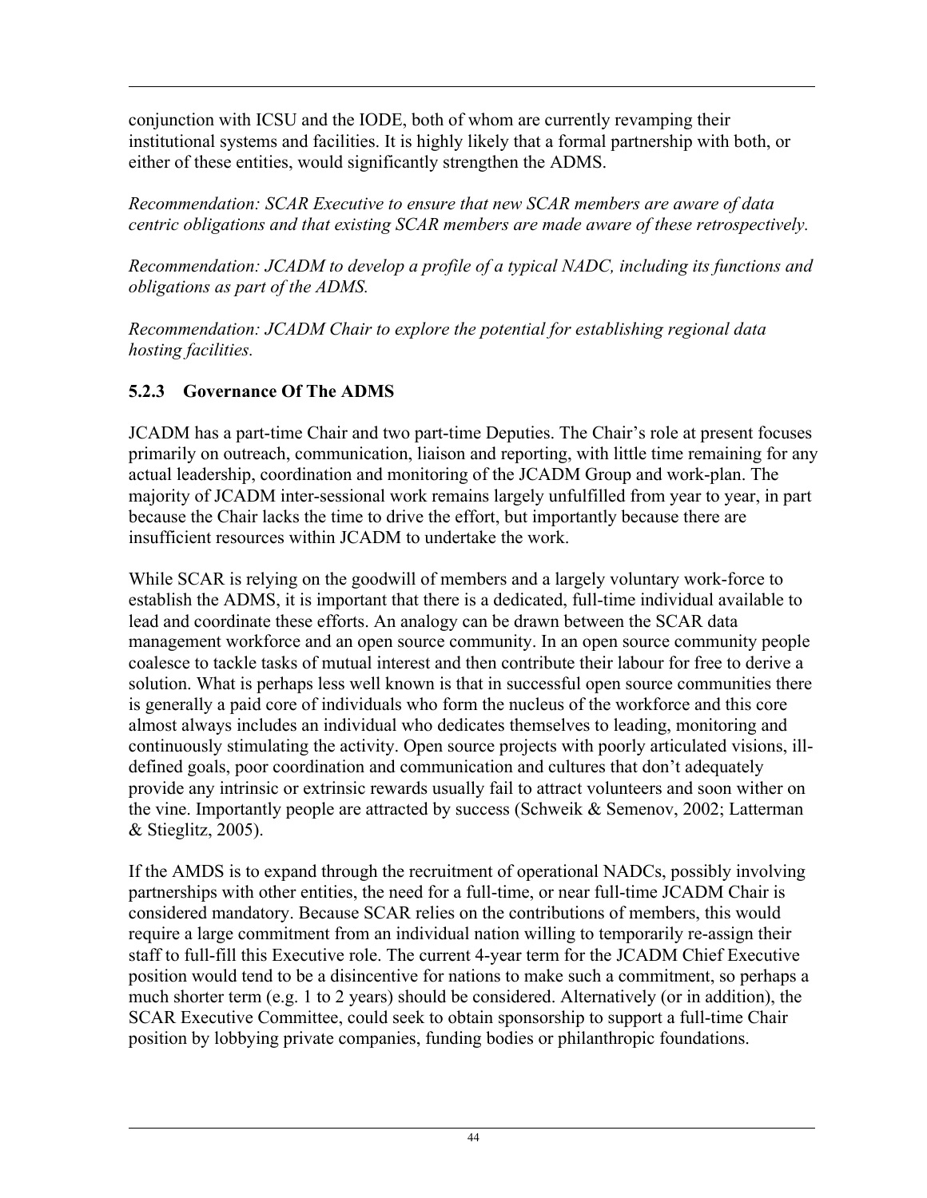conjunction with ICSU and the IODE, both of whom are currently revamping their institutional systems and facilities. It is highly likely that a formal partnership with both, or either of these entities, would significantly strengthen the ADMS.

*Recommendation: SCAR Executive to ensure that new SCAR members are aware of data centric obligations and that existing SCAR members are made aware of these retrospectively.*

*Recommendation: JCADM to develop a profile of a typical NADC, including its functions and obligations as part of the ADMS.*

*Recommendation: JCADM Chair to explore the potential for establishing regional data hosting facilities.*

### 5.2.3 Governance Of The ADMS

JCADM has a part-time Chair and two part-time Deputies. The Chair's role at present focuses primarily on outreach, communication, liaison and reporting, with little time remaining for any actual leadership, coordination and monitoring of the JCADM Group and work-plan. The majority of JCADM inter-sessional work remains largely unfulfilled from year to year, in part because the Chair lacks the time to drive the effort, but importantly because there are insufficient resources within JCADM to undertake the work.

While SCAR is relying on the goodwill of members and a largely voluntary work-force to establish the ADMS, it is important that there is a dedicated, full-time individual available to lead and coordinate these efforts. An analogy can be drawn between the SCAR data management workforce and an open source community. In an open source community people coalesce to tackle tasks of mutual interest and then contribute their labour for free to derive a solution. What is perhaps less well known is that in successful open source communities there is generally a paid core of individuals who form the nucleus of the workforce and this core almost always includes an individual who dedicates themselves to leading, monitoring and continuously stimulating the activity. Open source projects with poorly articulated visions, ill-defined goals, poor coordination and communication and cultures that don't adequately provide any intrinsic or extrinsic rewards usually fail to attract volunteers and soon wither on the vine. Importantly people are attracted by success (Schweik & Semenov, 2002; Latterman & Stieglitz, 2005).

If the AMDS is to expand through the recruitment of operational NADCs, possibly involving partnerships with other entities, the need for a full-time, or near full-time JCADM Chair is considered mandatory. Because SCAR relies on the contributions of members, this would require a large commitment from an individual nation willing to temporarily re-assign their staff to full-fill this Executive role. The current 4-year term for the JCADM Chief Executive position would tend to be a disincentive for nations to make such a commitment, so perhaps a much shorter term (e.g. 1 to 2 years) should be considered. Alternatively (or in addition), the SCAR Executive Committee, could seek to obtain sponsorship to support a full-time Chair position by lobbying private companies, funding bodies or philanthropic foundations.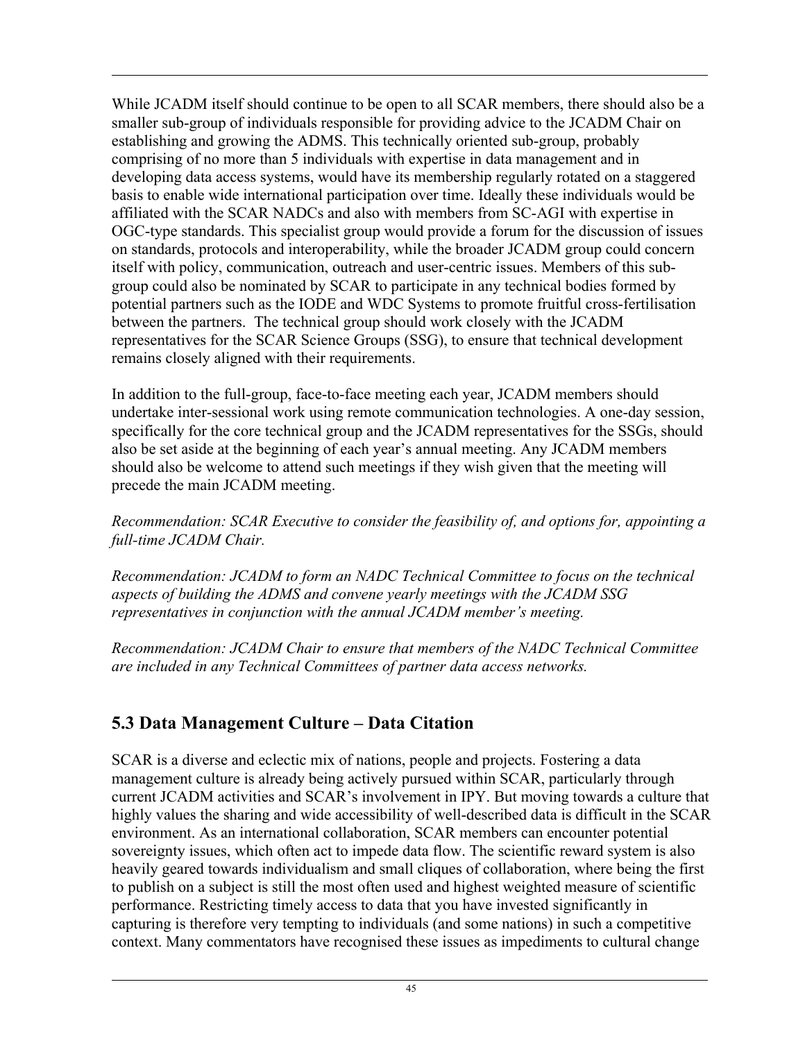While JCADM itself should continue to be open to all SCAR members, there should also be a smaller sub-group of individuals responsible for providing advice to the JCADM Chair on establishing and growing the ADMS. This technically oriented sub-group, probably comprising of no more than 5 individuals with expertise in data management and in developing data access systems, would have its membership regularly rotated on a staggered basis to enable wide international participation over time. Ideally these individuals would be affiliated with the SCAR NADCs and also with members from SC-AGI with expertise in OGC-type standards. This specialist group would provide a forum for the discussion of issues on standards, protocols and interoperability, while the broader JCADM group could concern itself with policy, communication, outreach and user-centric issues. Members of this sub-group could also be nominated by SCAR to participate in any technical bodies formed by potential partners such as the IODE and WDC Systems to promote fruitful cross-fertilisation between the partners. The technical group should work closely with the JCADM representatives for the SCAR Science Groups (SSG), to ensure that technical development remains closely aligned with their requirements.

In addition to the full-group, face-to-face meeting each year, JCADM members should undertake inter-sessional work using remote communication technologies. A one-day session, specifically for the core technical group and the JCADM representatives for the SSGs, should also be set aside at the beginning of each year's annual meeting. Any JCADM members should also be welcome to attend such meetings if they wish given that the meeting will precede the main JCADM meeting.

*Recommendation: SCAR Executive to consider the feasibility of, and options for, appointing a full-time JCADM Chair.*

*Recommendation: JCADM to form an NADC Technical Committee to focus on the technical aspects of building the ADMS and convene yearly meetings with the JCADM SSG representatives in conjunction with the annual JCADM member's meeting.*

*Recommendation: JCADM Chair to ensure that members of the NADC Technical Committee are included in any Technical Committees of partner data access networks.*

## 5.3 Data Management Culture – Data Citation

SCAR is a diverse and eclectic mix of nations, people and projects. Fostering a data management culture is already being actively pursued within SCAR, particularly through current JCADM activities and SCAR's involvement in IPY. But moving towards a culture that highly values the sharing and wide accessibility of well-described data is difficult in the SCAR environment. As an international collaboration, SCAR members can encounter potential sovereignty issues, which often act to impede data flow. The scientific reward system is also heavily geared towards individualism and small cliques of collaboration, where being the first to publish on a subject is still the most often used and highest weighted measure of scientific performance. Restricting timely access to data that you have invested significantly in capturing is therefore very tempting to individuals (and some nations) in such a competitive context. Many commentators have recognised these issues as impediments to cultural change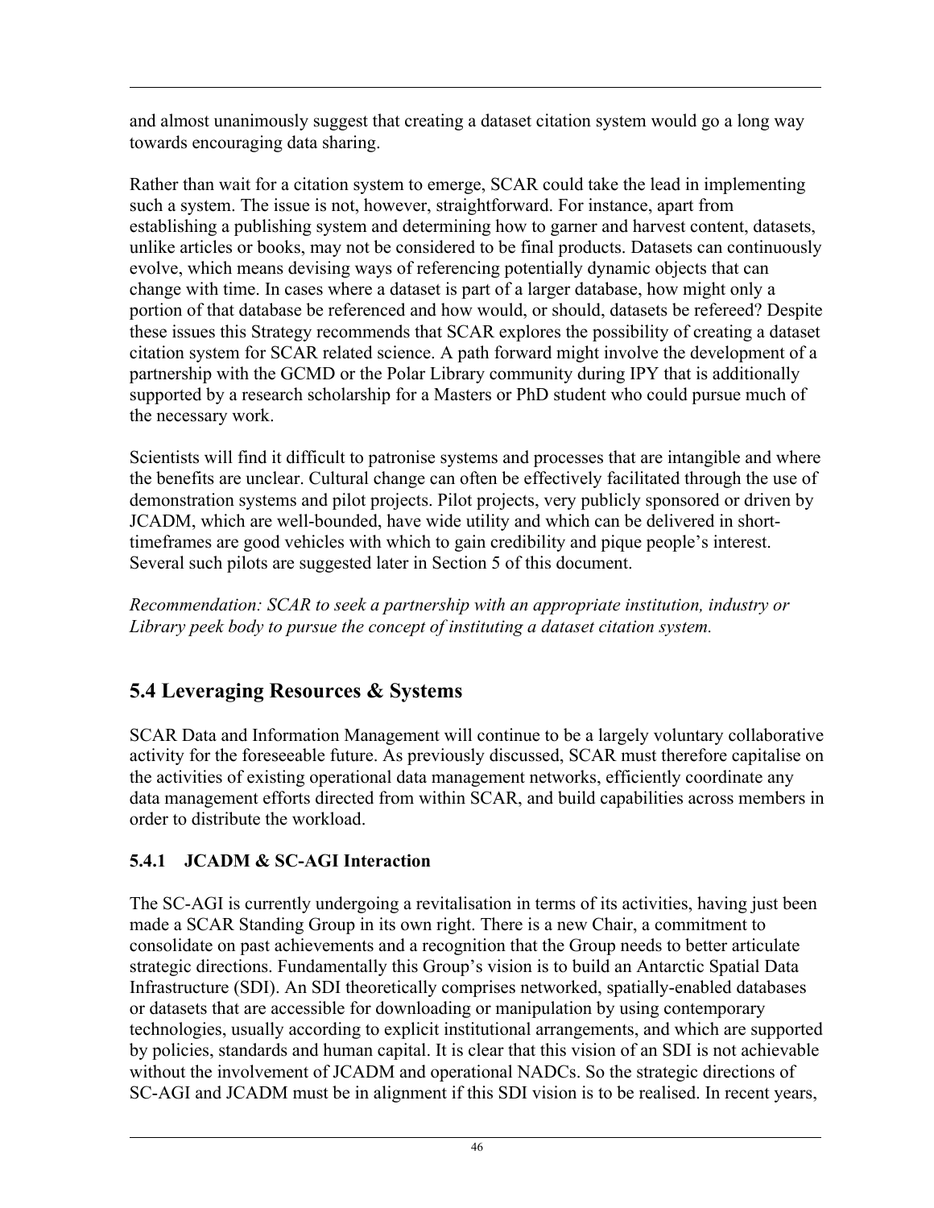and almost unanimously suggest that creating a dataset citation system would go a long way towards encouraging data sharing.

Rather than wait for a citation system to emerge, SCAR could take the lead in implementing such a system. The issue is not, however, straightforward. For instance, apart from establishing a publishing system and determining how to garner and harvest content, datasets, unlike articles or books, may not be considered to be final products. Datasets can continuously evolve, which means devising ways of referencing potentially dynamic objects that can change with time. In cases where a dataset is part of a larger database, how might only a portion of that database be referenced and how would, or should, datasets be refereed? Despite these issues this Strategy recommends that SCAR explores the possibility of creating a dataset citation system for SCAR related science. A path forward might involve the development of a partnership with the GCMD or the Polar Library community during IPY that is additionally supported by a research scholarship for a Masters or PhD student who could pursue much of the necessary work.

Scientists will find it difficult to patronise systems and processes that are intangible and where the benefits are unclear. Cultural change can often be effectively facilitated through the use of demonstration systems and pilot projects. Pilot projects, very publicly sponsored or driven by JCADM, which are well-bounded, have wide utility and which can be delivered in short-timeframes are good vehicles with which to gain credibility and pique people's interest. Several such pilots are suggested later in Section 5 of this document.

*Recommendation: SCAR to seek a partnership with an appropriate institution, industry or Library peek body to pursue the concept of instituting a dataset citation system.*

## 5.4 Leveraging Resources & Systems

SCAR Data and Information Management will continue to be a largely voluntary collaborative activity for the foreseeable future. As previously discussed, SCAR must therefore capitalise on the activities of existing operational data management networks, efficiently coordinate any data management efforts directed from within SCAR, and build capabilities across members in order to distribute the workload.

### 5.4.1 JCADM & SC-AGI Interaction

The SC-AGI is currently undergoing a revitalisation in terms of its activities, having just been made a SCAR Standing Group in its own right. There is a new Chair, a commitment to consolidate on past achievements and a recognition that the Group needs to better articulate strategic directions. Fundamentally this Group's vision is to build an Antarctic Spatial Data Infrastructure (SDI). An SDI theoretically comprises networked, spatially-enabled databases or datasets that are accessible for downloading or manipulation by using contemporary technologies, usually according to explicit institutional arrangements, and which are supported by policies, standards and human capital. It is clear that this vision of an SDI is not achievable without the involvement of JCADM and operational NADCs. So the strategic directions of SC-AGI and JCADM must be in alignment if this SDI vision is to be realised. In recent years,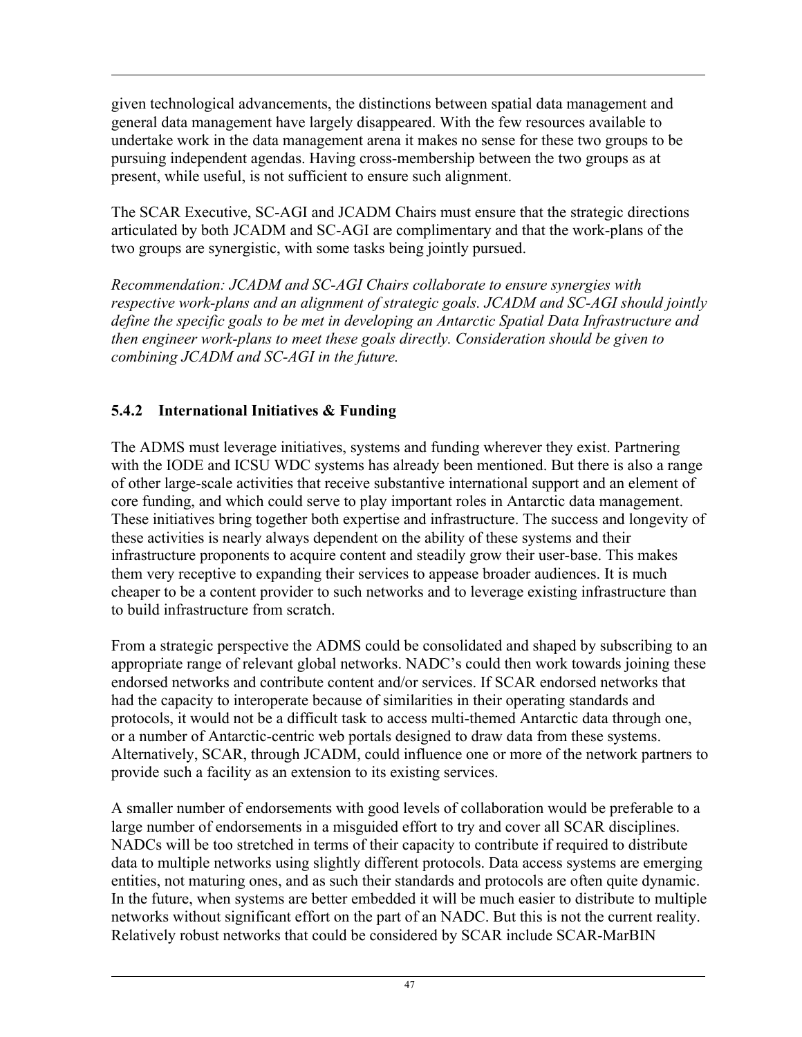given technological advancements, the distinctions between spatial data management and general data management have largely disappeared. With the few resources available to undertake work in the data management arena it makes no sense for these two groups to be pursuing independent agendas. Having cross-membership between the two groups as at present, while useful, is not sufficient to ensure such alignment.

The SCAR Executive, SC-AGI and JCADM Chairs must ensure that the strategic directions articulated by both JCADM and SC-AGI are complimentary and that the work-plans of the two groups are synergistic, with some tasks being jointly pursued.

*Recommendation: JCADM and SC-AGI Chairs collaborate to ensure synergies with respective work-plans and an alignment of strategic goals. JCADM and SC-AGI should jointly define the specific goals to be met in developing an Antarctic Spatial Data Infrastructure and then engineer work-plans to meet these goals directly. Consideration should be given to combining JCADM and SC-AGI in the future.*

### 5.4.2 International Initiatives & Funding

The ADMS must leverage initiatives, systems and funding wherever they exist. Partnering with the IODE and ICSU WDC systems has already been mentioned. But there is also a range of other large-scale activities that receive substantive international support and an element of core funding, and which could serve to play important roles in Antarctic data management. These initiatives bring together both expertise and infrastructure. The success and longevity of these activities is nearly always dependent on the ability of these systems and their infrastructure proponents to acquire content and steadily grow their user-base. This makes them very receptive to expanding their services to appease broader audiences. It is much cheaper to be a content provider to such networks and to leverage existing infrastructure than to build infrastructure from scratch.

From a strategic perspective the ADMS could be consolidated and shaped by subscribing to an appropriate range of relevant global networks. NADC's could then work towards joining these endorsed networks and contribute content and/or services. If SCAR endorsed networks that had the capacity to interoperate because of similarities in their operating standards and protocols, it would not be a difficult task to access multi-themed Antarctic data through one, or a number of Antarctic-centric web portals designed to draw data from these systems. Alternatively, SCAR, through JCADM, could influence one or more of the network partners to provide such a facility as an extension to its existing services.

A smaller number of endorsements with good levels of collaboration would be preferable to a large number of endorsements in a misguided effort to try and cover all SCAR disciplines. NADCs will be too stretched in terms of their capacity to contribute if required to distribute data to multiple networks using slightly different protocols. Data access systems are emerging entities, not maturing ones, and as such their standards and protocols are often quite dynamic. In the future, when systems are better embedded it will be much easier to distribute to multiple networks without significant effort on the part of an NADC. But this is not the current reality. Relatively robust networks that could be considered by SCAR include SCAR-MarBIN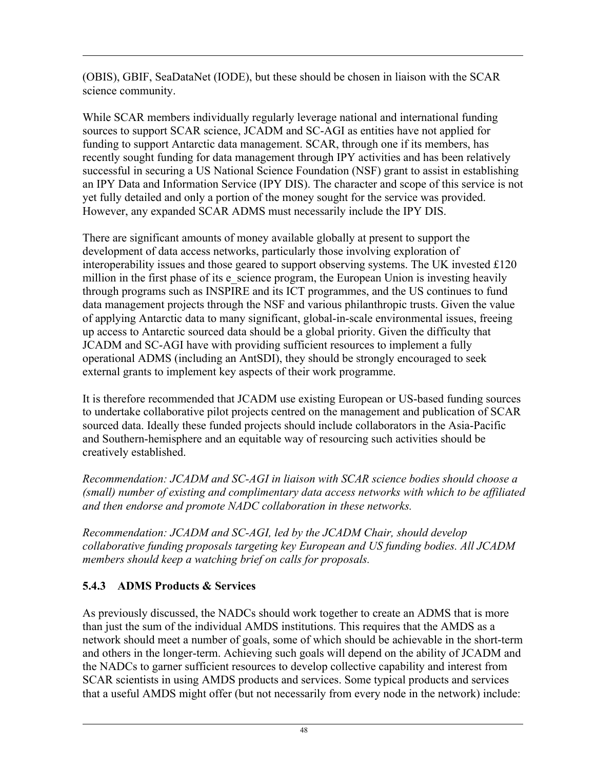(OBIS), GBIF, SeaDataNet (IODE), but these should be chosen in liaison with the SCAR science community.

While SCAR members individually regularly leverage national and international funding sources to support SCAR science, JCADM and SC-AGI as entities have not applied for funding to support Antarctic data management. SCAR, through one if its members, has recently sought funding for data management through IPY activities and has been relatively successful in securing a US National Science Foundation (NSF) grant to assist in establishing an IPY Data and Information Service (IPY DIS). The character and scope of this service is not yet fully detailed and only a portion of the money sought for the service was provided. However, any expanded SCAR ADMS must necessarily include the IPY DIS.

There are significant amounts of money available globally at present to support the development of data access networks, particularly those involving exploration of interoperability issues and those geared to support observing systems. The UK invested £120 million in the first phase of its e_science program, the European Union is investing heavily through programs such as INSPIRE and its ICT programmes, and the US continues to fund data management projects through the NSF and various philanthropic trusts. Given the value of applying Antarctic data to many significant, global-in-scale environmental issues, freeing up access to Antarctic sourced data should be a global priority. Given the difficulty that JCADM and SC-AGI have with providing sufficient resources to implement a fully operational ADMS (including an AntSDI), they should be strongly encouraged to seek external grants to implement key aspects of their work programme.

It is therefore recommended that JCADM use existing European or US-based funding sources to undertake collaborative pilot projects centred on the management and publication of SCAR sourced data. Ideally these funded projects should include collaborators in the Asia-Pacific and Southern-hemisphere and an equitable way of resourcing such activities should be creatively established.

*Recommendation: JCADM and SC-AGI in liaison with SCAR science bodies should choose a (small) number of existing and complimentary data access networks with which to be affiliated and then endorse and promote NADC collaboration in these networks.*

*Recommendation: JCADM and SC-AGI, led by the JCADM Chair, should develop collaborative funding proposals targeting key European and US funding bodies. All JCADM members should keep a watching brief on calls for proposals.*

### 5.4.3 ADMS Products & Services

As previously discussed, the NADCs should work together to create an ADMS that is more than just the sum of the individual AMDS institutions. This requires that the AMDS as a network should meet a number of goals, some of which should be achievable in the short-term and others in the longer-term. Achieving such goals will depend on the ability of JCADM and the NADCs to garner sufficient resources to develop collective capability and interest from SCAR scientists in using AMDS products and services. Some typical products and services that a useful AMDS might offer (but not necessarily from every node in the network) include: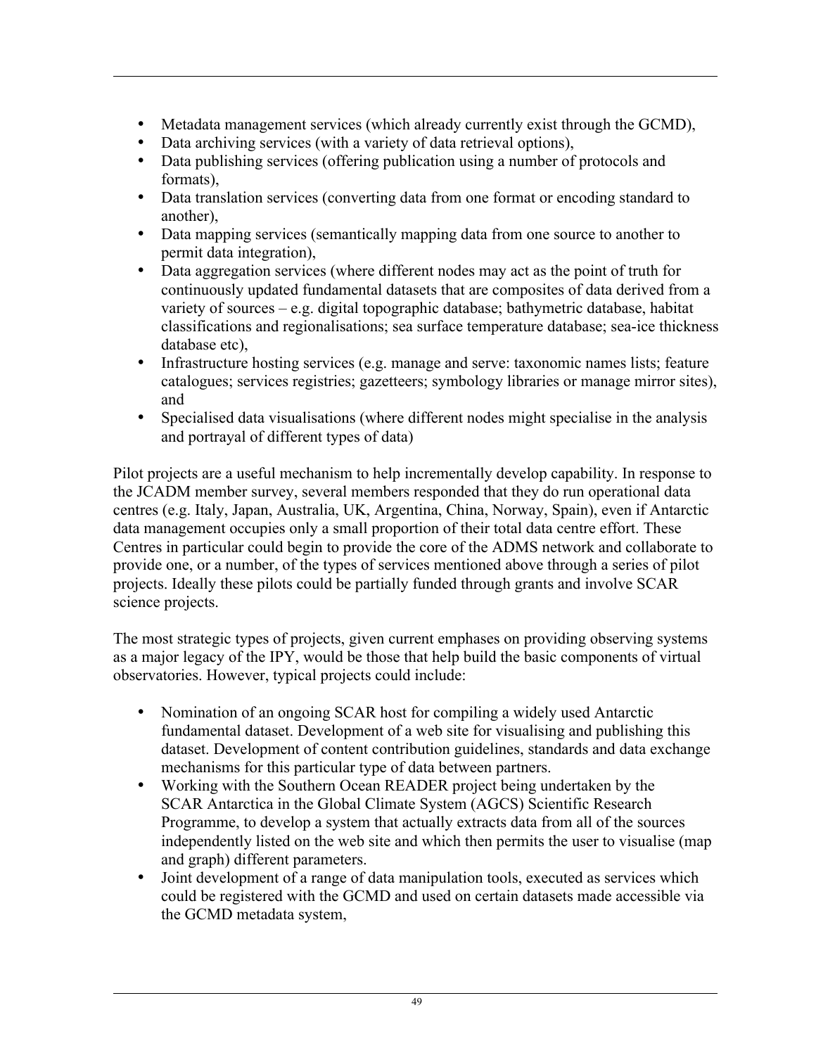- Metadata management services (which already currently exist through the GCMD),
- Data archiving services (with a variety of data retrieval options),
- Data publishing services (offering publication using a number of protocols and formats),
- Data translation services (converting data from one format or encoding standard to another),
- Data mapping services (semantically mapping data from one source to another to permit data integration),
- Data aggregation services (where different nodes may act as the point of truth for continuously updated fundamental datasets that are composites of data derived from a variety of sources – e.g. digital topographic database; bathymetric database, habitat classifications and regionalisations; sea surface temperature database; sea-ice thickness database etc),
- Infrastructure hosting services (e.g. manage and serve: taxonomic names lists; feature catalogues; services registries; gazetteers; symbology libraries or manage mirror sites), and
- Specialised data visualisations (where different nodes might specialise in the analysis and portrayal of different types of data)

Pilot projects are a useful mechanism to help incrementally develop capability. In response to the JCADM member survey, several members responded that they do run operational data centres (e.g. Italy, Japan, Australia, UK, Argentina, China, Norway, Spain), even if Antarctic data management occupies only a small proportion of their total data centre effort. These Centres in particular could begin to provide the core of the ADMS network and collaborate to provide one, or a number, of the types of services mentioned above through a series of pilot projects. Ideally these pilots could be partially funded through grants and involve SCAR science projects.

The most strategic types of projects, given current emphases on providing observing systems as a major legacy of the IPY, would be those that help build the basic components of virtual observatories. However, typical projects could include:

- Nomination of an ongoing SCAR host for compiling a widely used Antarctic fundamental dataset. Development of a web site for visualising and publishing this dataset. Development of content contribution guidelines, standards and data exchange mechanisms for this particular type of data between partners.
- Working with the Southern Ocean READER project being undertaken by the SCAR Antarctica in the Global Climate System (AGCS) Scientific Research Programme, to develop a system that actually extracts data from all of the sources independently listed on the web site and which then permits the user to visualise (map and graph) different parameters.
- Joint development of a range of data manipulation tools, executed as services which could be registered with the GCMD and used on certain datasets made accessible via the GCMD metadata system,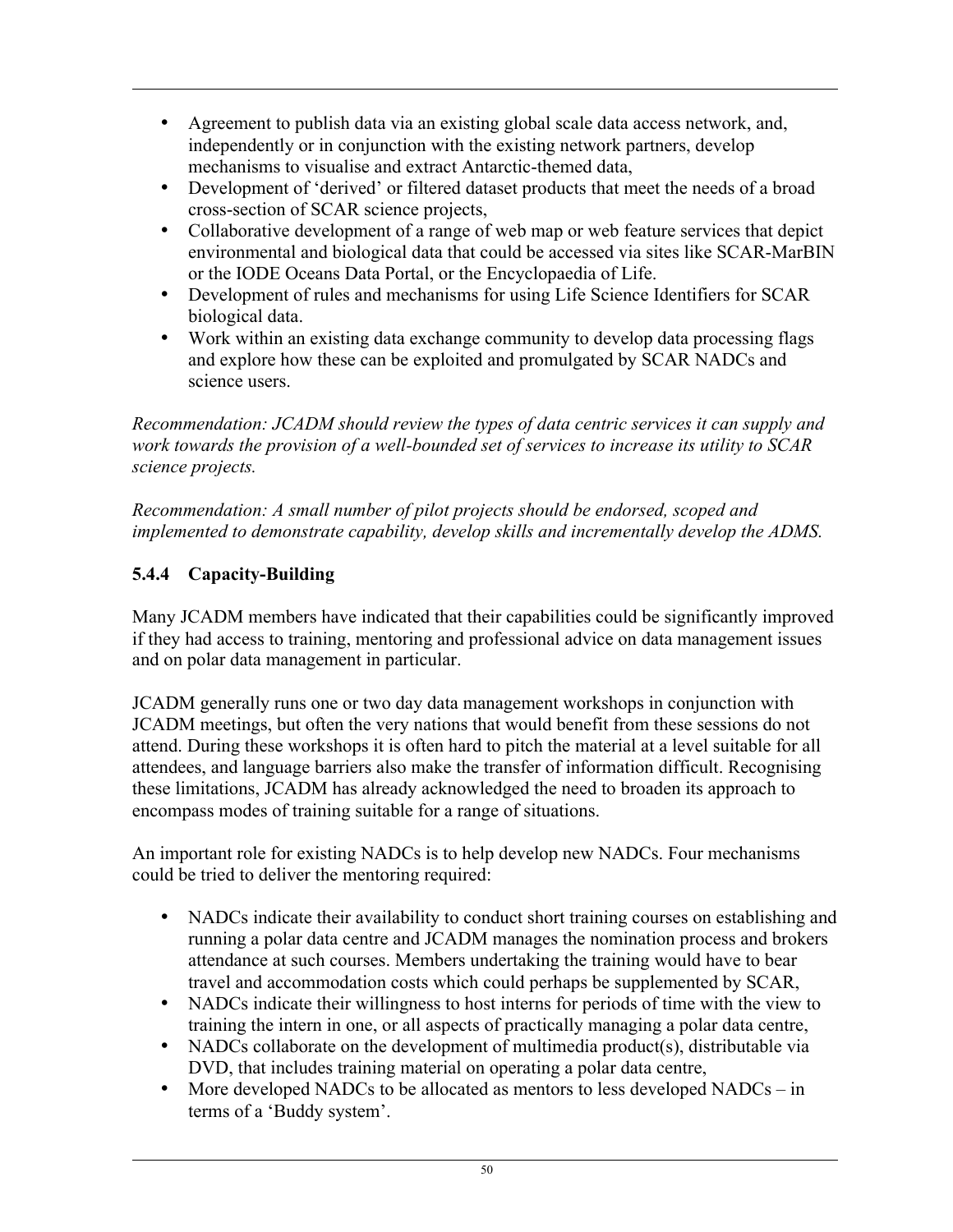- Agreement to publish data via an existing global scale data access network, and, independently or in conjunction with the existing network partners, develop mechanisms to visualise and extract Antarctic-themed data,
- Development of 'derived' or filtered dataset products that meet the needs of a broad cross-section of SCAR science projects,
- Collaborative development of a range of web map or web feature services that depict environmental and biological data that could be accessed via sites like SCAR-MarBIN or the IODE Oceans Data Portal, or the Encyclopaedia of Life.
- Development of rules and mechanisms for using Life Science Identifiers for SCAR biological data.
- Work within an existing data exchange community to develop data processing flags and explore how these can be exploited and promulgated by SCAR NADCs and science users.

*Recommendation: JCADM should review the types of data centric services it can supply and work towards the provision of a well-bounded set of services to increase its utility to SCAR science projects.*

*Recommendation: A small number of pilot projects should be endorsed, scoped and implemented to demonstrate capability, develop skills and incrementally develop the ADMS.*

### 5.4.4 Capacity-Building

Many JCADM members have indicated that their capabilities could be significantly improved if they had access to training, mentoring and professional advice on data management issues and on polar data management in particular.

JCADM generally runs one or two day data management workshops in conjunction with JCADM meetings, but often the very nations that would benefit from these sessions do not attend. During these workshops it is often hard to pitch the material at a level suitable for all attendees, and language barriers also make the transfer of information difficult. Recognising these limitations, JCADM has already acknowledged the need to broaden its approach to encompass modes of training suitable for a range of situations.

An important role for existing NADCs is to help develop new NADCs. Four mechanisms could be tried to deliver the mentoring required:

- NADCs indicate their availability to conduct short training courses on establishing and running a polar data centre and JCADM manages the nomination process and brokers attendance at such courses. Members undertaking the training would have to bear travel and accommodation costs which could perhaps be supplemented by SCAR,
- NADCs indicate their willingness to host interns for periods of time with the view to training the intern in one, or all aspects of practically managing a polar data centre,
- NADCs collaborate on the development of multimedia product(s), distributable via DVD, that includes training material on operating a polar data centre,
- More developed NADCs to be allocated as mentors to less developed NADCs – in terms of a 'Buddy system'.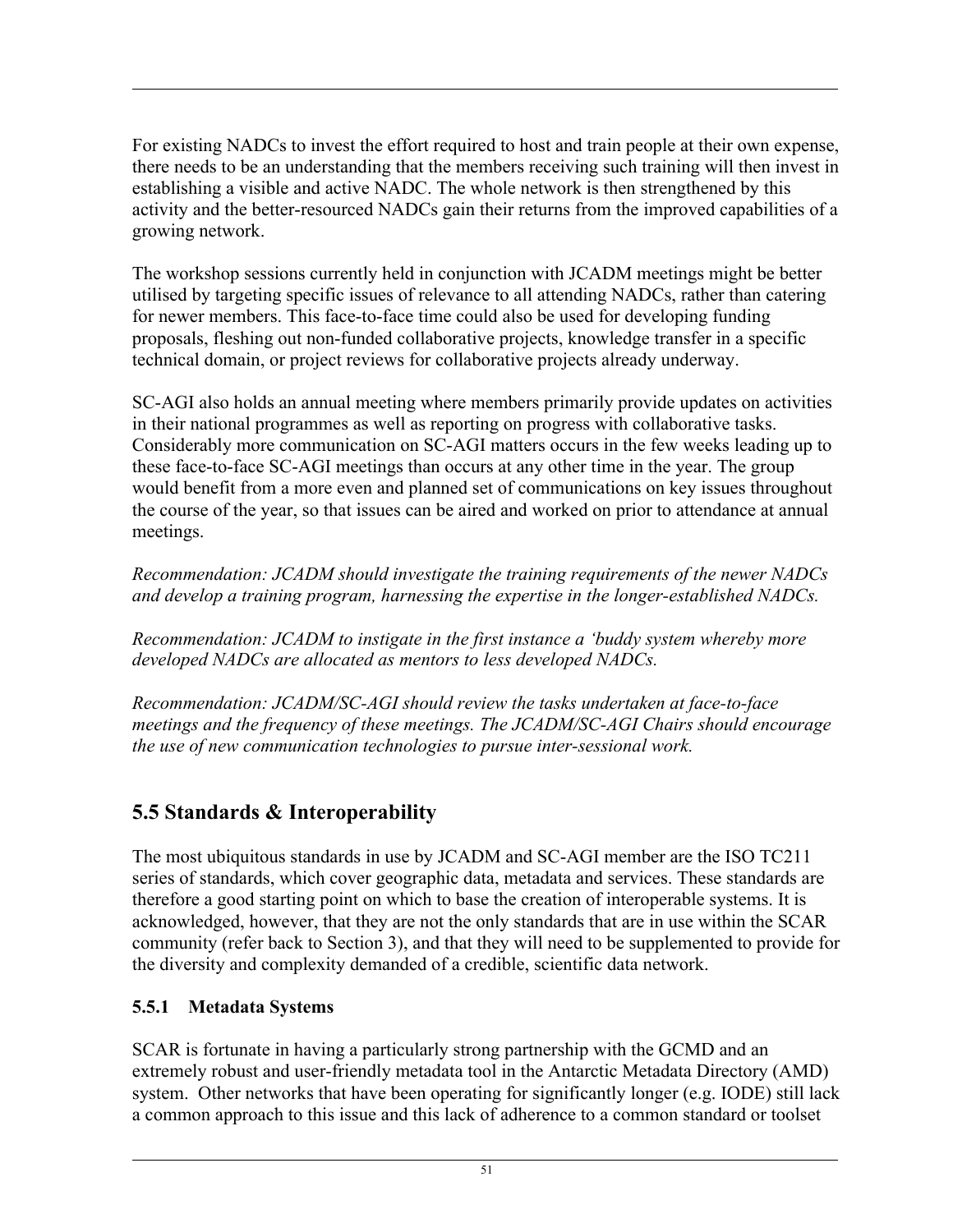For existing NADCs to invest the effort required to host and train people at their own expense, there needs to be an understanding that the members receiving such training will then invest in establishing a visible and active NADC. The whole network is then strengthened by this activity and the better-resourced NADCs gain their returns from the improved capabilities of a growing network.

The workshop sessions currently held in conjunction with JCADM meetings might be better utilised by targeting specific issues of relevance to all attending NADCs, rather than catering for newer members. This face-to-face time could also be used for developing funding proposals, fleshing out non-funded collaborative projects, knowledge transfer in a specific technical domain, or project reviews for collaborative projects already underway.

SC-AGI also holds an annual meeting where members primarily provide updates on activities in their national programmes as well as reporting on progress with collaborative tasks. Considerably more communication on SC-AGI matters occurs in the few weeks leading up to these face-to-face SC-AGI meetings than occurs at any other time in the year. The group would benefit from a more even and planned set of communications on key issues throughout the course of the year, so that issues can be aired and worked on prior to attendance at annual meetings.

*Recommendation: JCADM should investigate the training requirements of the newer NADCs and develop a training program, harnessing the expertise in the longer-established NADCs.*

*Recommendation: JCADM to instigate in the first instance a 'buddy system whereby more developed NADCs are allocated as mentors to less developed NADCs.*

*Recommendation: JCADM/SC-AGI should review the tasks undertaken at face-to-face meetings and the frequency of these meetings. The JCADM/SC-AGI Chairs should encourage the use of new communication technologies to pursue inter-sessional work.*

## 5.5 Standards & Interoperability

The most ubiquitous standards in use by JCADM and SC-AGI member are the ISO TC211 series of standards, which cover geographic data, metadata and services. These standards are therefore a good starting point on which to base the creation of interoperable systems. It is acknowledged, however, that they are not the only standards that are in use within the SCAR community (refer back to Section 3), and that they will need to be supplemented to provide for the diversity and complexity demanded of a credible, scientific data network.

### 5.5.1 Metadata Systems

SCAR is fortunate in having a particularly strong partnership with the GCMD and an extremely robust and user-friendly metadata tool in the Antarctic Metadata Directory (AMD) system. Other networks that have been operating for significantly longer (e.g. IODE) still lack a common approach to this issue and this lack of adherence to a common standard or toolset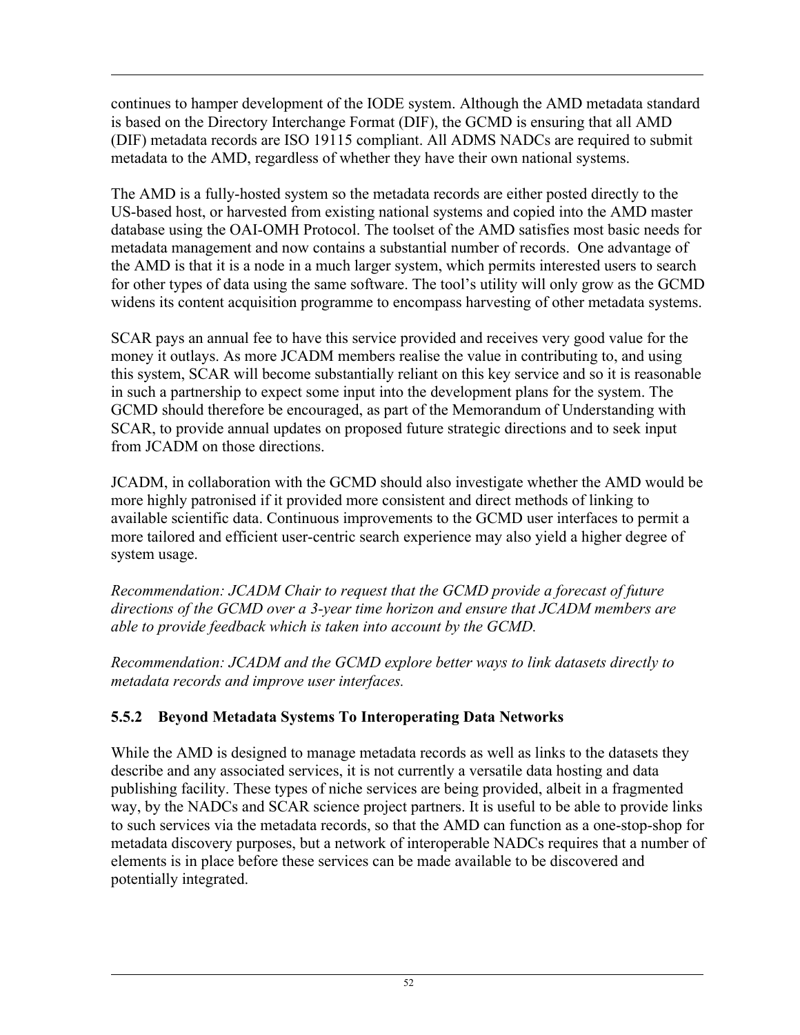continues to hamper development of the IODE system. Although the AMD metadata standard is based on the Directory Interchange Format (DIF), the GCMD is ensuring that all AMD (DIF) metadata records are ISO 19115 compliant. All ADMS NADCs are required to submit metadata to the AMD, regardless of whether they have their own national systems.

The AMD is a fully-hosted system so the metadata records are either posted directly to the US-based host, or harvested from existing national systems and copied into the AMD master database using the OAI-OMH Protocol. The toolset of the AMD satisfies most basic needs for metadata management and now contains a substantial number of records. One advantage of the AMD is that it is a node in a much larger system, which permits interested users to search for other types of data using the same software. The tool's utility will only grow as the GCMD widens its content acquisition programme to encompass harvesting of other metadata systems.

SCAR pays an annual fee to have this service provided and receives very good value for the money it outlays. As more JCADM members realise the value in contributing to, and using this system, SCAR will become substantially reliant on this key service and so it is reasonable in such a partnership to expect some input into the development plans for the system. The GCMD should therefore be encouraged, as part of the Memorandum of Understanding with SCAR, to provide annual updates on proposed future strategic directions and to seek input from JCADM on those directions.

JCADM, in collaboration with the GCMD should also investigate whether the AMD would be more highly patronised if it provided more consistent and direct methods of linking to available scientific data. Continuous improvements to the GCMD user interfaces to permit a more tailored and efficient user-centric search experience may also yield a higher degree of system usage.

*Recommendation: JCADM Chair to request that the GCMD provide a forecast of future directions of the GCMD over a 3-year time horizon and ensure that JCADM members are able to provide feedback which is taken into account by the GCMD.*

*Recommendation: JCADM and the GCMD explore better ways to link datasets directly to metadata records and improve user interfaces.*

### 5.5.2 Beyond Metadata Systems To Interoperating Data Networks

While the AMD is designed to manage metadata records as well as links to the datasets they describe and any associated services, it is not currently a versatile data hosting and data publishing facility. These types of niche services are being provided, albeit in a fragmented way, by the NADCs and SCAR science project partners. It is useful to be able to provide links to such services via the metadata records, so that the AMD can function as a one-stop-shop for metadata discovery purposes, but a network of interoperable NADCs requires that a number of elements is in place before these services can be made available to be discovered and potentially integrated.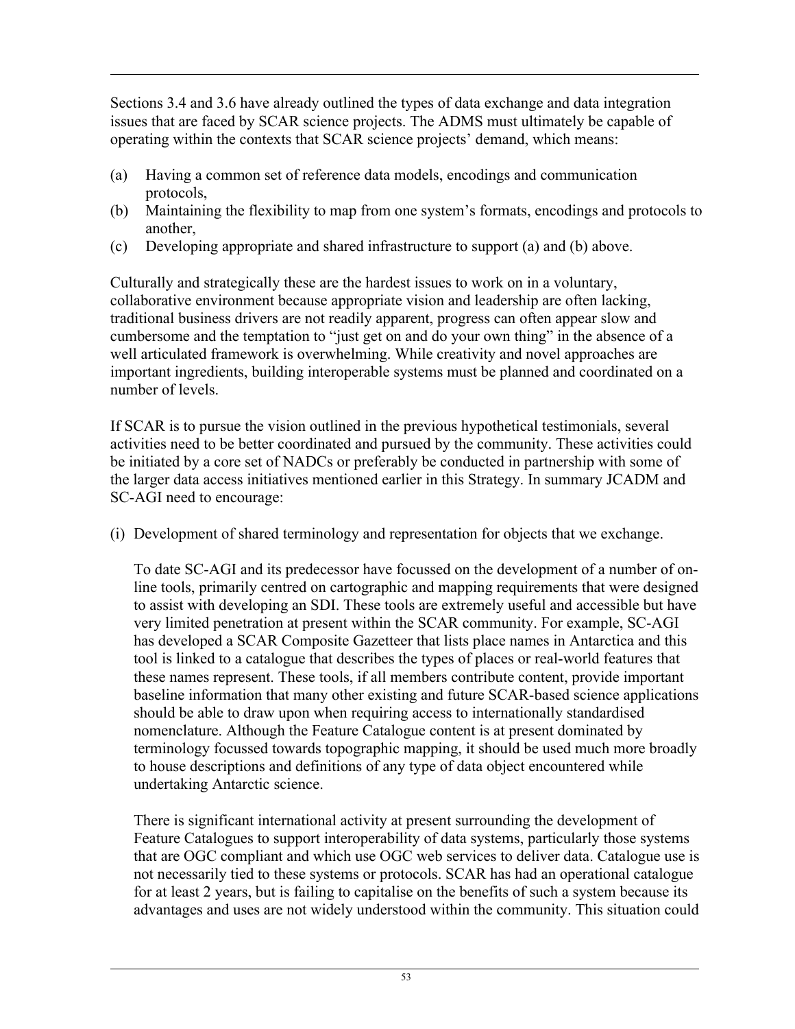Sections 3.4 and 3.6 have already outlined the types of data exchange and data integration issues that are faced by SCAR science projects. The ADMS must ultimately be capable of operating within the contexts that SCAR science projects' demand, which means:

(a) Having a common set of reference data models, encodings and communication protocols,
(b) Maintaining the flexibility to map from one system's formats, encodings and protocols to another,
(c) Developing appropriate and shared infrastructure to support (a) and (b) above.

Culturally and strategically these are the hardest issues to work on in a voluntary, collaborative environment because appropriate vision and leadership are often lacking, traditional business drivers are not readily apparent, progress can often appear slow and cumbersome and the temptation to "just get on and do your own thing" in the absence of a well articulated framework is overwhelming. While creativity and novel approaches are important ingredients, building interoperable systems must be planned and coordinated on a number of levels.

If SCAR is to pursue the vision outlined in the previous hypothetical testimonials, several activities need to be better coordinated and pursued by the community. These activities could be initiated by a core set of NADCs or preferably be conducted in partnership with some of the larger data access initiatives mentioned earlier in this Strategy. In summary JCADM and SC-AGI need to encourage:

(i) Development of shared terminology and representation for objects that we exchange.

   To date SC-AGI and its predecessor have focussed on the development of a number of on-line tools, primarily centred on cartographic and mapping requirements that were designed to assist with developing an SDI. These tools are extremely useful and accessible but have very limited penetration at present within the SCAR community. For example, SC-AGI has developed a SCAR Composite Gazetteer that lists place names in Antarctica and this tool is linked to a catalogue that describes the types of places or real-world features that these names represent. These tools, if all members contribute content, provide important baseline information that many other existing and future SCAR-based science applications should be able to draw upon when requiring access to internationally standardised nomenclature. Although the Feature Catalogue content is at present dominated by terminology focussed towards topographic mapping, it should be used much more broadly to house descriptions and definitions of any type of data object encountered while undertaking Antarctic science.

   There is significant international activity at present surrounding the development of Feature Catalogues to support interoperability of data systems, particularly those systems that are OGC compliant and which use OGC web services to deliver data. Catalogue use is not necessarily tied to these systems or protocols. SCAR has had an operational catalogue for at least 2 years, but is failing to capitalise on the benefits of such a system because its advantages and uses are not widely understood within the community. This situation could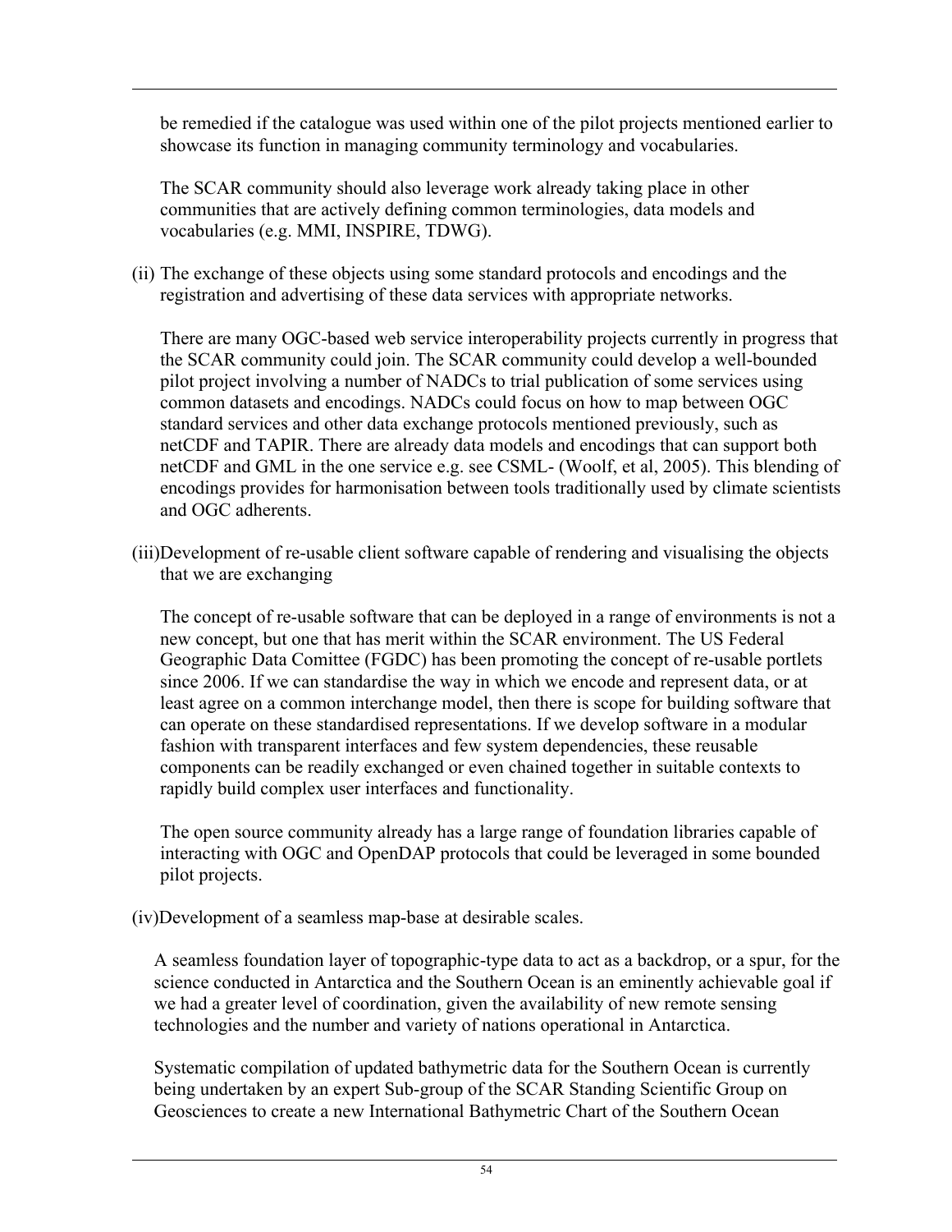be remedied if the catalogue was used within one of the pilot projects mentioned earlier to showcase its function in managing community terminology and vocabularies.

The SCAR community should also leverage work already taking place in other communities that are actively defining common terminologies, data models and vocabularies (e.g. MMI, INSPIRE, TDWG).

(ii) The exchange of these objects using some standard protocols and encodings and the registration and advertising of these data services with appropriate networks.

There are many OGC-based web service interoperability projects currently in progress that the SCAR community could join. The SCAR community could develop a well-bounded pilot project involving a number of NADCs to trial publication of some services using common datasets and encodings. NADCs could focus on how to map between OGC standard services and other data exchange protocols mentioned previously, such as netCDF and TAPIR. There are already data models and encodings that can support both netCDF and GML in the one service e.g. see CSML- (Woolf, et al, 2005). This blending of encodings provides for harmonisation between tools traditionally used by climate scientists and OGC adherents.

(iii)Development of re-usable client software capable of rendering and visualising the objects that we are exchanging

The concept of re-usable software that can be deployed in a range of environments is not a new concept, but one that has merit within the SCAR environment. The US Federal Geographic Data Comittee (FGDC) has been promoting the concept of re-usable portlets since 2006. If we can standardise the way in which we encode and represent data, or at least agree on a common interchange model, then there is scope for building software that can operate on these standardised representations. If we develop software in a modular fashion with transparent interfaces and few system dependencies, these reusable components can be readily exchanged or even chained together in suitable contexts to rapidly build complex user interfaces and functionality.

The open source community already has a large range of foundation libraries capable of interacting with OGC and OpenDAP protocols that could be leveraged in some bounded pilot projects.

(iv)Development of a seamless map-base at desirable scales.

A seamless foundation layer of topographic-type data to act as a backdrop, or a spur, for the science conducted in Antarctica and the Southern Ocean is an eminently achievable goal if we had a greater level of coordination, given the availability of new remote sensing technologies and the number and variety of nations operational in Antarctica.

Systematic compilation of updated bathymetric data for the Southern Ocean is currently being undertaken by an expert Sub-group of the SCAR Standing Scientific Group on Geosciences to create a new International Bathymetric Chart of the Southern Ocean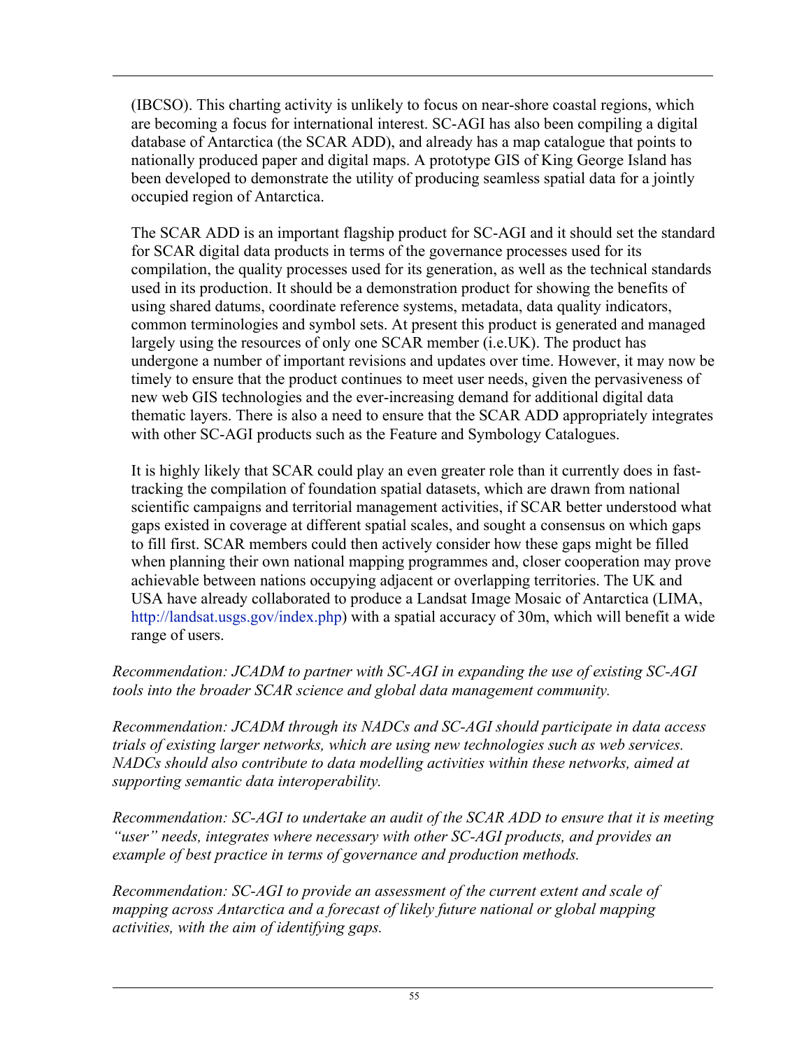(IBCSO). This charting activity is unlikely to focus on near-shore coastal regions, which are becoming a focus for international interest. SC-AGI has also been compiling a digital database of Antarctica (the SCAR ADD), and already has a map catalogue that points to nationally produced paper and digital maps. A prototype GIS of King George Island has been developed to demonstrate the utility of producing seamless spatial data for a jointly occupied region of Antarctica.

The SCAR ADD is an important flagship product for SC-AGI and it should set the standard for SCAR digital data products in terms of the governance processes used for its compilation, the quality processes used for its generation, as well as the technical standards used in its production. It should be a demonstration product for showing the benefits of using shared datums, coordinate reference systems, metadata, data quality indicators, common terminologies and symbol sets. At present this product is generated and managed largely using the resources of only one SCAR member (i.e.UK). The product has undergone a number of important revisions and updates over time. However, it may now be timely to ensure that the product continues to meet user needs, given the pervasiveness of new web GIS technologies and the ever-increasing demand for additional digital data thematic layers. There is also a need to ensure that the SCAR ADD appropriately integrates with other SC-AGI products such as the Feature and Symbology Catalogues.

It is highly likely that SCAR could play an even greater role than it currently does in fast-tracking the compilation of foundation spatial datasets, which are drawn from national scientific campaigns and territorial management activities, if SCAR better understood what gaps existed in coverage at different spatial scales, and sought a consensus on which gaps to fill first. SCAR members could then actively consider how these gaps might be filled when planning their own national mapping programmes and, closer cooperation may prove achievable between nations occupying adjacent or overlapping territories. The UK and USA have already collaborated to produce a Landsat Image Mosaic of Antarctica (LIMA, http://landsat.usgs.gov/index.php) with a spatial accuracy of 30m, which will benefit a wide range of users.

*Recommendation: JCADM to partner with SC-AGI in expanding the use of existing SC-AGI tools into the broader SCAR science and global data management community.*

*Recommendation: JCADM through its NADCs and SC-AGI should participate in data access trials of existing larger networks, which are using new technologies such as web services. NADCs should also contribute to data modelling activities within these networks, aimed at supporting semantic data interoperability.*

*Recommendation: SC-AGI to undertake an audit of the SCAR ADD to ensure that it is meeting "user" needs, integrates where necessary with other SC-AGI products, and provides an example of best practice in terms of governance and production methods.*

*Recommendation: SC-AGI to provide an assessment of the current extent and scale of mapping across Antarctica and a forecast of likely future national or global mapping activities, with the aim of identifying gaps.*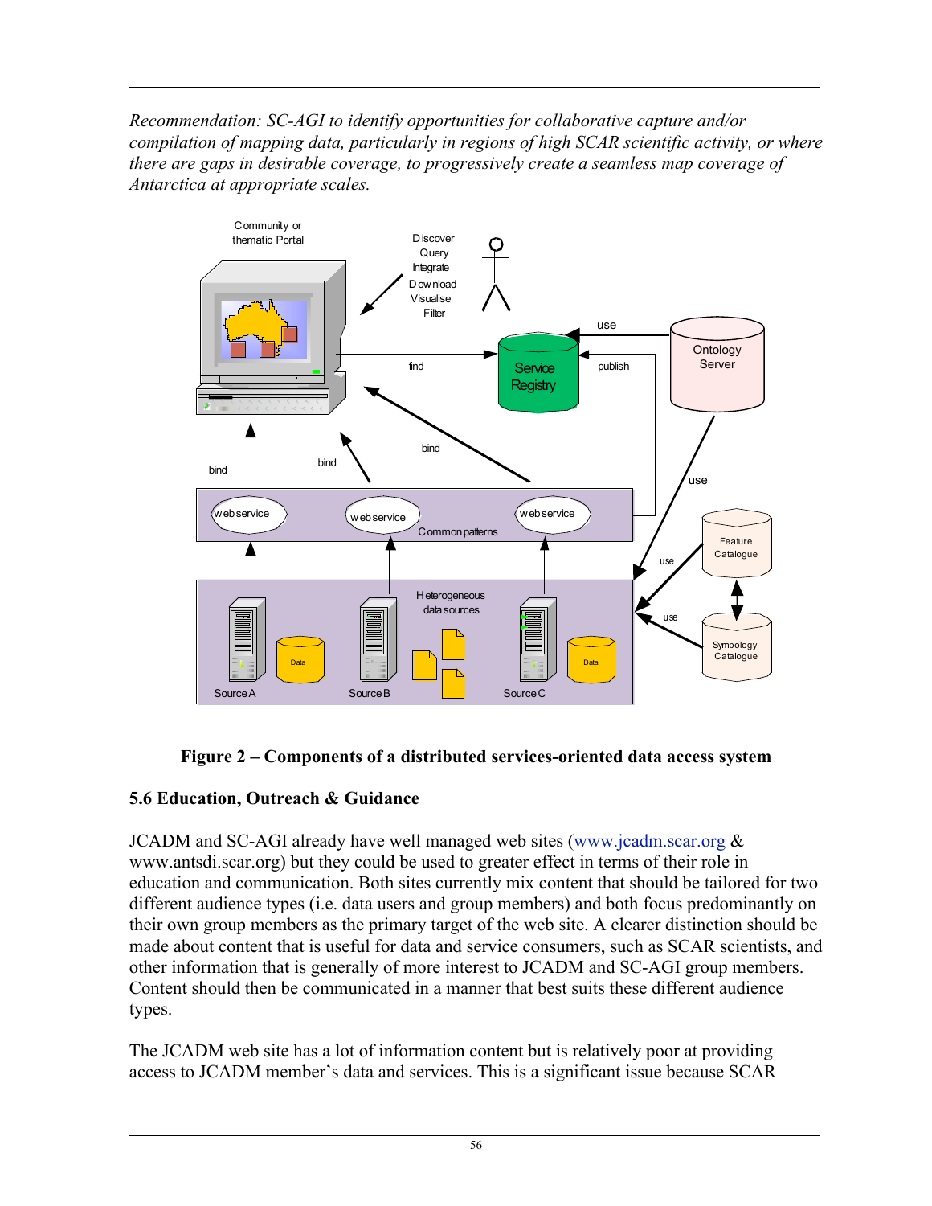*Recommendation: SC-AGI to identify opportunities for collaborative capture and/or compilation of mapping data, particularly in regions of high SCAR scientific activity, or where there are gaps in desirable coverage, to progressively create a seamless map coverage of Antarctica at appropriate scales.*

**Figure 2 – Components of a distributed services-oriented data access system**

### 5.6 Education, Outreach & Guidance

JCADM and SC-AGI already have well managed web sites (www.jcadm.scar.org & www.antsdi.scar.org) but they could be used to greater effect in terms of their role in education and communication. Both sites currently mix content that should be tailored for two different audience types (i.e. data users and group members) and both focus predominantly on their own group members as the primary target of the web site. A clearer distinction should be made about content that is useful for data and service consumers, such as SCAR scientists, and other information that is generally of more interest to JCADM and SC-AGI group members. Content should then be communicated in a manner that best suits these different audience types.

The JCADM web site has a lot of information content but is relatively poor at providing access to JCADM member's data and services. This is a significant issue because SCAR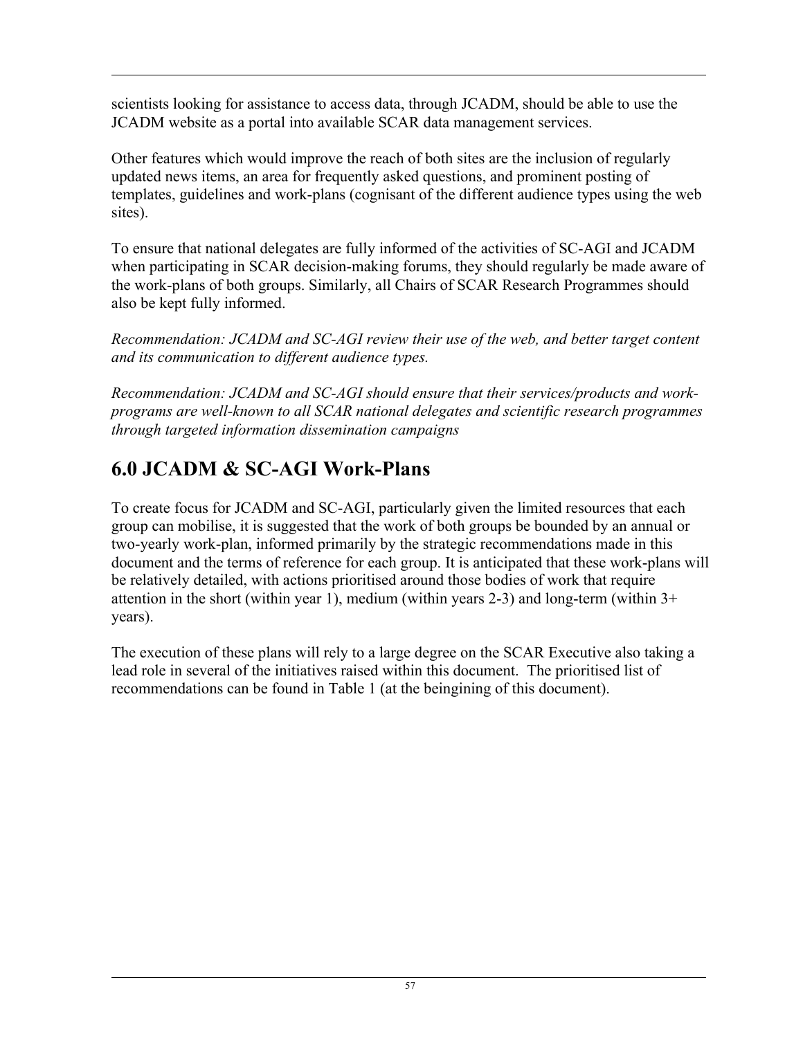scientists looking for assistance to access data, through JCADM, should be able to use the JCADM website as a portal into available SCAR data management services.

Other features which would improve the reach of both sites are the inclusion of regularly updated news items, an area for frequently asked questions, and prominent posting of templates, guidelines and work-plans (cognisant of the different audience types using the web sites).

To ensure that national delegates are fully informed of the activities of SC-AGI and JCADM when participating in SCAR decision-making forums, they should regularly be made aware of the work-plans of both groups. Similarly, all Chairs of SCAR Research Programmes should also be kept fully informed.

*Recommendation: JCADM and SC-AGI review their use of the web, and better target content and its communication to different audience types.*

*Recommendation: JCADM and SC-AGI should ensure that their services/products and work-programs are well-known to all SCAR national delegates and scientific research programmes through targeted information dissemination campaigns*

# 6.0 JCADM & SC-AGI Work-Plans

To create focus for JCADM and SC-AGI, particularly given the limited resources that each group can mobilise, it is suggested that the work of both groups be bounded by an annual or two-yearly work-plan, informed primarily by the strategic recommendations made in this document and the terms of reference for each group. It is anticipated that these work-plans will be relatively detailed, with actions prioritised around those bodies of work that require attention in the short (within year 1), medium (within years 2-3) and long-term (within 3+ years).

The execution of these plans will rely to a large degree on the SCAR Executive also taking a lead role in several of the initiatives raised within this document. The prioritised list of recommendations can be found in Table 1 (at the beingining of this document).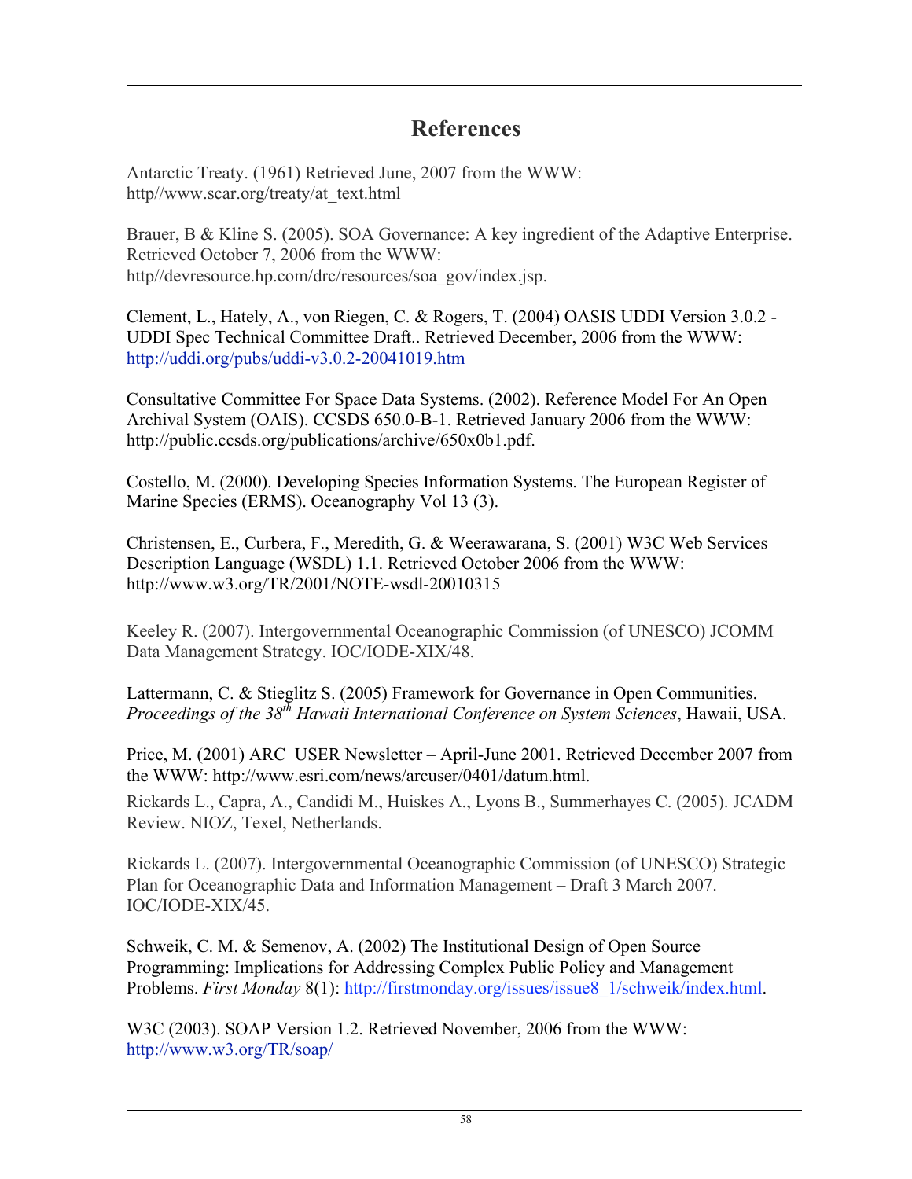# References

Antarctic Treaty. (1961) Retrieved June, 2007 from the WWW: http//www.scar.org/treaty/at_text.html

Brauer, B & Kline S. (2005). SOA Governance: A key ingredient of the Adaptive Enterprise. Retrieved October 7, 2006 from the WWW: http//devresource.hp.com/drc/resources/soa_gov/index.jsp.

Clement, L., Hately, A., von Riegen, C. & Rogers, T. (2004) OASIS UDDI Version 3.0.2 - UDDI Spec Technical Committee Draft.. Retrieved December, 2006 from the WWW: http://uddi.org/pubs/uddi-v3.0.2-20041019.htm

Consultative Committee For Space Data Systems. (2002). Reference Model For An Open Archival System (OAIS). CCSDS 650.0-B-1. Retrieved January 2006 from the WWW: http://public.ccsds.org/publications/archive/650x0b1.pdf.

Costello, M. (2000). Developing Species Information Systems. The European Register of Marine Species (ERMS). Oceanography Vol 13 (3).

Christensen, E., Curbera, F., Meredith, G. & Weerawarana, S. (2001) W3C Web Services Description Language (WSDL) 1.1. Retrieved October 2006 from the WWW: http://www.w3.org/TR/2001/NOTE-wsdl-20010315

Keeley R. (2007). Intergovernmental Oceanographic Commission (of UNESCO) JCOMM Data Management Strategy. IOC/IODE-XIX/48.

Lattermann, C. & Stieglitz S. (2005) Framework for Governance in Open Communities. *Proceedings of the 38th Hawaii International Conference on System Sciences*, Hawaii, USA.

Price, M. (2001) ARC USER Newsletter – April-June 2001. Retrieved December 2007 from the WWW: http://www.esri.com/news/arcuser/0401/datum.html.

Rickards L., Capra, A., Candidi M., Huiskes A., Lyons B., Summerhayes C. (2005). JCADM Review. NIOZ, Texel, Netherlands.

Rickards L. (2007). Intergovernmental Oceanographic Commission (of UNESCO) Strategic Plan for Oceanographic Data and Information Management – Draft 3 March 2007. IOC/IODE-XIX/45.

Schweik, C. M. & Semenov, A. (2002) The Institutional Design of Open Source Programming: Implications for Addressing Complex Public Policy and Management Problems. *First Monday* 8(1): http://firstmonday.org/issues/issue8_1/schweik/index.html.

W3C (2003). SOAP Version 1.2. Retrieved November, 2006 from the WWW: http://www.w3.org/TR/soap/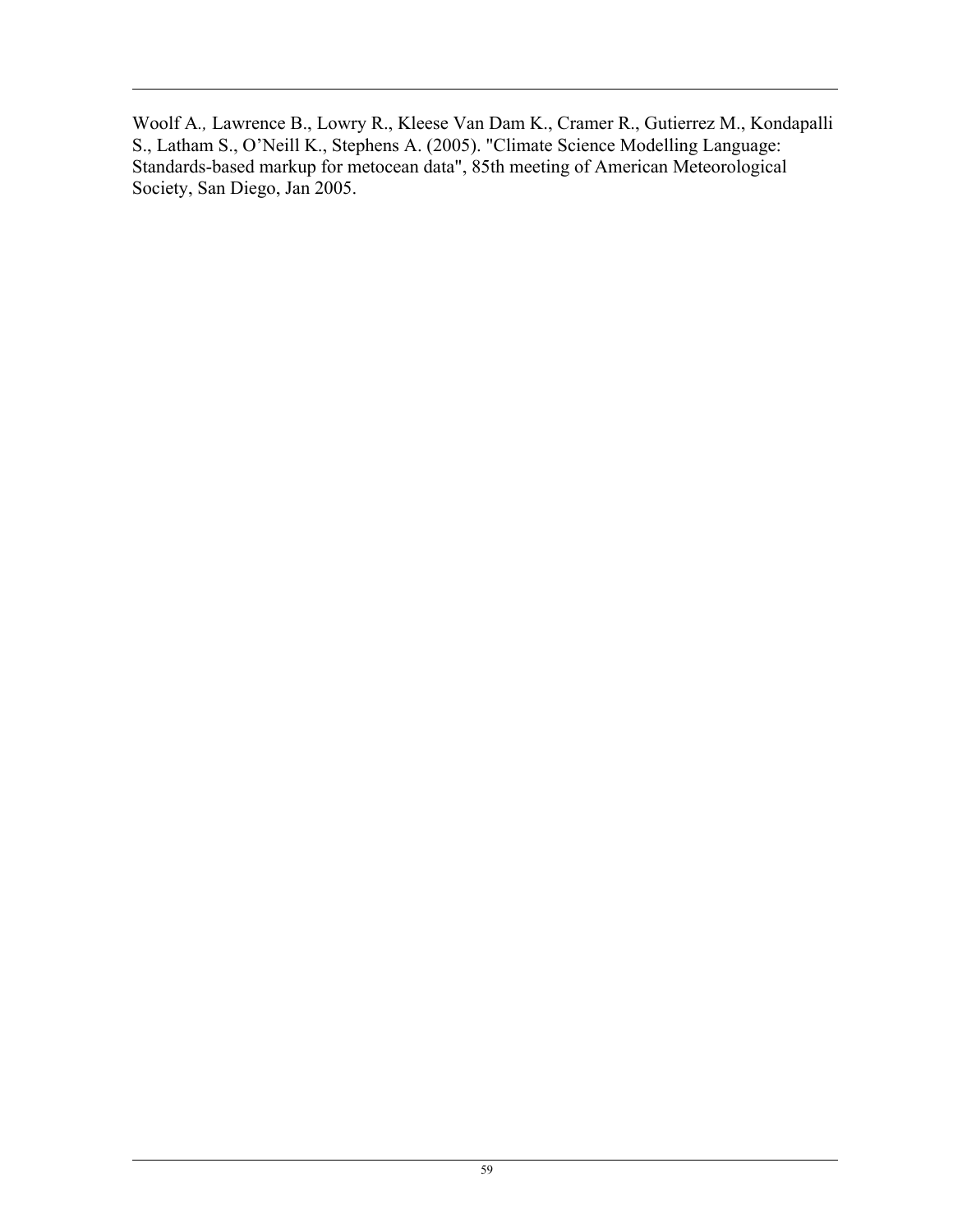Woolf A., Lawrence B., Lowry R., Kleese Van Dam K., Cramer R., Gutierrez M., Kondapalli S., Latham S., O'Neill K., Stephens A. (2005). "Climate Science Modelling Language: Standards-based markup for metocean data", 85th meeting of American Meteorological Society, San Diego, Jan 2005.